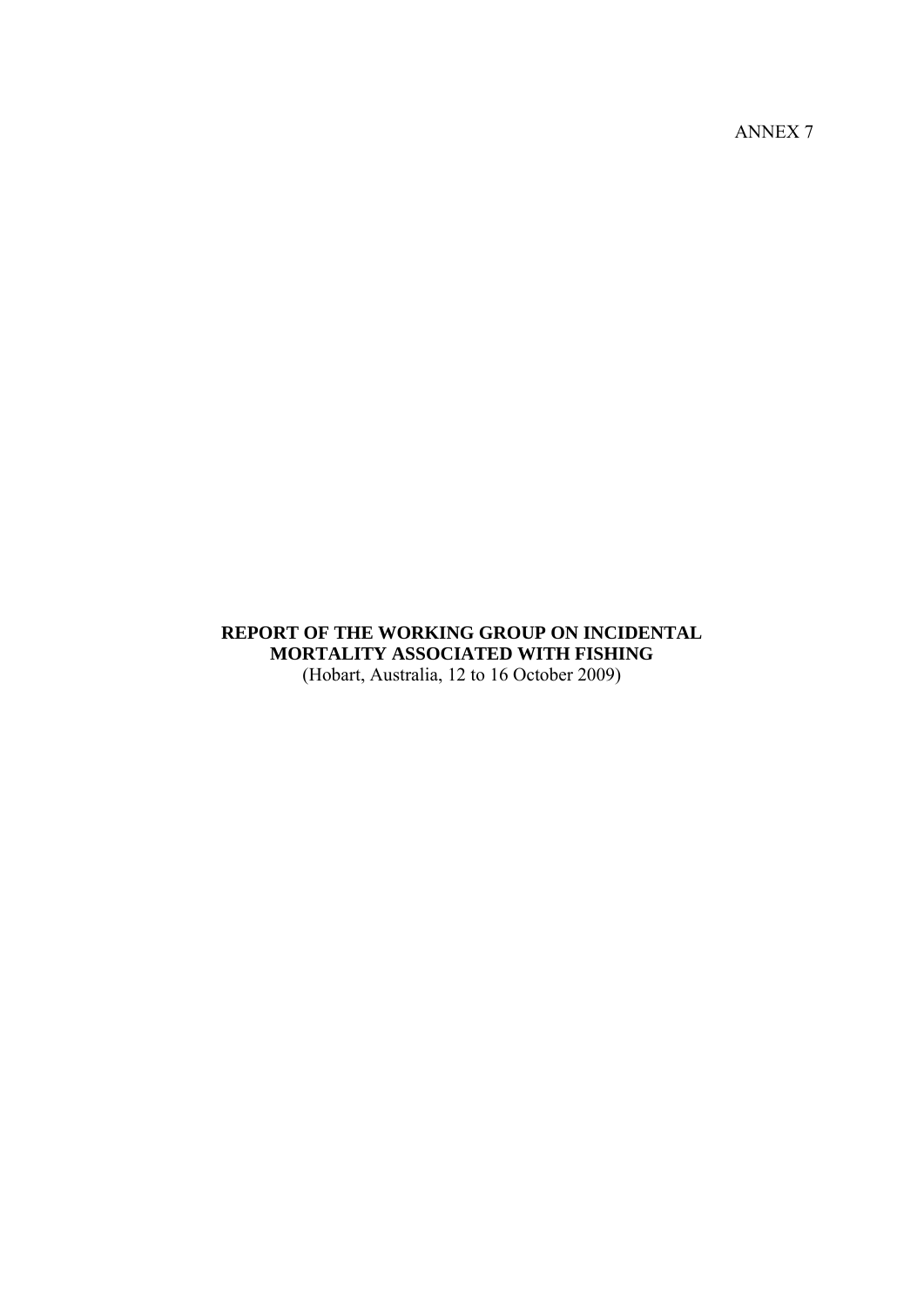ANNEX 7

# REPORT OF THE WORKING GROUP ON INCIDENTAL MORTALITY ASSOCIATED WITH FISHING

(Hobart, Australia, 12 to 16 October 2009)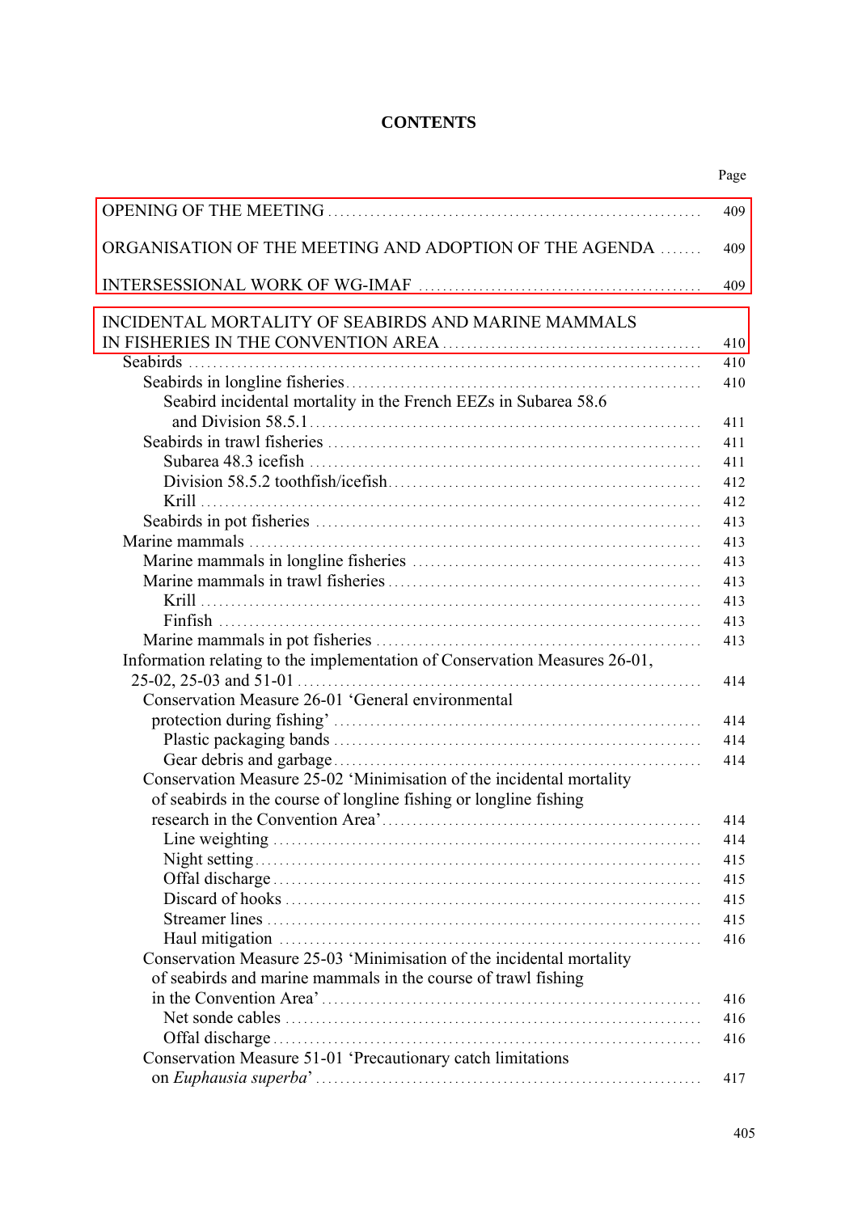# CONTENTS

| | Page |
|---|---|
| OPENING OF THE MEETING | 409 |
| ORGANISATION OF THE MEETING AND ADOPTION OF THE AGENDA | 409 |
| INTERSESSIONAL WORK OF WG-IMAF | 409 |
| INCIDENTAL MORTALITY OF SEABIRDS AND MARINE MAMMALS IN FISHERIES IN THE CONVENTION AREA | 410 |
| Seabirds | 410 |
| Seabirds in longline fisheries | 410 |
| Seabird incidental mortality in the French EEZs in Subarea 58.6 and Division 58.5.1 | 411 |
| Seabirds in trawl fisheries | 411 |
| Subarea 48.3 icefish | 411 |
| Division 58.5.2 toothfish/icefish | 412 |
| Krill | 412 |
| Seabirds in pot fisheries | 413 |
| Marine mammals | 413 |
| Marine mammals in longline fisheries | 413 |
| Marine mammals in trawl fisheries | 413 |
| Krill | 413 |
| Finfish | 413 |
| Marine mammals in pot fisheries | 413 |
| Information relating to the implementation of Conservation Measures 26-01, 25-02, 25-03 and 51-01 | 414 |
| Conservation Measure 26-01 ‘General environmental protection during fishing’ | 414 |
| Plastic packaging bands | 414 |
| Gear debris and garbage | 414 |
| Conservation Measure 25-02 ‘Minimisation of the incidental mortality of seabirds in the course of longline fishing or longline fishing research in the Convention Area’ | 414 |
| Line weighting | 414 |
| Night setting | 415 |
| Offal discharge | 415 |
| Discard of hooks | 415 |
| Streamer lines | 415 |
| Haul mitigation | 416 |
| Conservation Measure 25-03 ‘Minimisation of the incidental mortality of seabirds and marine mammals in the course of trawl fishing in the Convention Area’ | 416 |
| Net sonde cables | 416 |
| Offal discharge | 416 |
| Conservation Measure 51-01 ‘Precautionary catch limitations on *Euphausia superba*’ | 417 |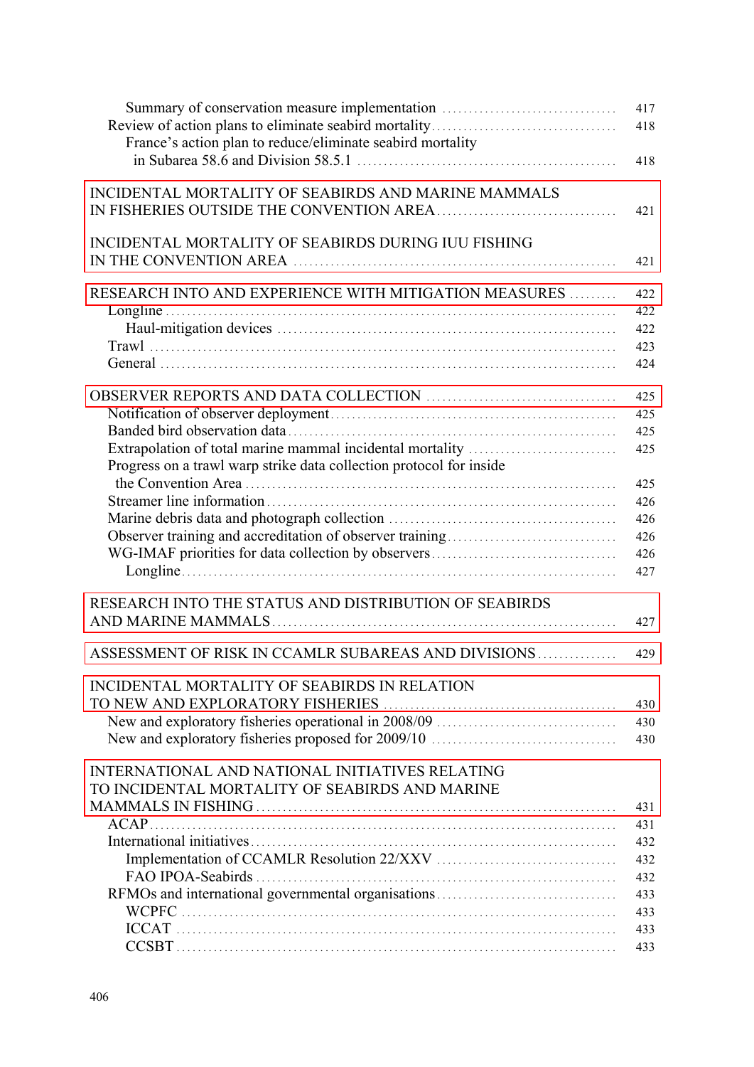Summary of conservation measure implementation ... 417
Review of action plans to eliminate seabird mortality ... 418
France's action plan to reduce/eliminate seabird mortality in Subarea 58.6 and Division 58.5.1 ... 418

INCIDENTAL MORTALITY OF SEABIRDS AND MARINE MAMMALS IN FISHERIES OUTSIDE THE CONVENTION AREA ... 421

INCIDENTAL MORTALITY OF SEABIRDS DURING IUU FISHING IN THE CONVENTION AREA ... 421

RESEARCH INTO AND EXPERIENCE WITH MITIGATION MEASURES ... 422
Longline ... 422
Haul-mitigation devices ... 422
Trawl ... 423
General ... 424

OBSERVER REPORTS AND DATA COLLECTION ... 425
Notification of observer deployment ... 425
Banded bird observation data ... 425
Extrapolation of total marine mammal incidental mortality ... 425
Progress on a trawl warp strike data collection protocol for inside the Convention Area ... 425
Streamer line information ... 426
Marine debris data and photograph collection ... 426
Observer training and accreditation of observer training ... 426
WG-IMAF priorities for data collection by observers ... 426
Longline ... 427

RESEARCH INTO THE STATUS AND DISTRIBUTION OF SEABIRDS AND MARINE MAMMALS ... 427

ASSESSMENT OF RISK IN CCAMLR SUBAREAS AND DIVISIONS ... 429

INCIDENTAL MORTALITY OF SEABIRDS IN RELATION TO NEW AND EXPLORATORY FISHERIES ... 430
New and exploratory fisheries operational in 2008/09 ... 430
New and exploratory fisheries proposed for 2009/10 ... 430

INTERNATIONAL AND NATIONAL INITIATIVES RELATING TO INCIDENTAL MORTALITY OF SEABIRDS AND MARINE MAMMALS IN FISHING ... 431
ACAP ... 431
International initiatives ... 432
Implementation of CCAMLR Resolution 22/XXV ... 432
FAO IPOA-Seabirds ... 432
RFMOs and international governmental organisations ... 433
WCPFC ... 433
ICCAT ... 433
CCSBT ... 433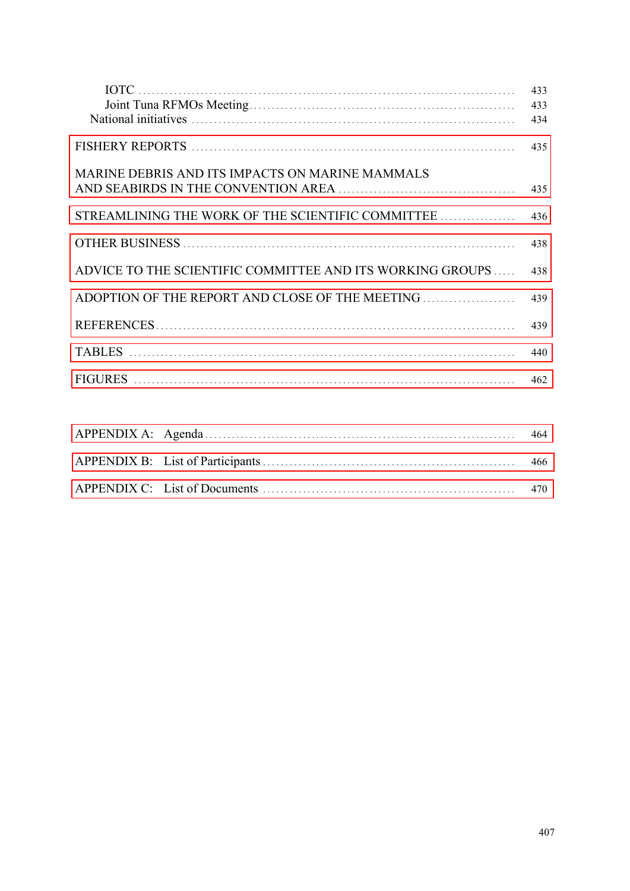IOTC ..................................................................................... 433
Joint Tuna RFMOs Meeting.......................................................... 433
National initiatives ........................................................................ 434

FISHERY REPORTS ........................................................................ 435

MARINE DEBRIS AND ITS IMPACTS ON MARINE MAMMALS
AND SEABIRDS IN THE CONVENTION AREA ........................................ 435

STREAMLINING THE WORK OF THE SCIENTIFIC COMMITTEE ................. 436

OTHER BUSINESS ........................................................................... 438

ADVICE TO THE SCIENTIFIC COMMITTEE AND ITS WORKING GROUPS ..... 438

ADOPTION OF THE REPORT AND CLOSE OF THE MEETING ..................... 439

REFERENCES ................................................................................. 439

TABLES ......................................................................................... 440

FIGURES ....................................................................................... 462

APPENDIX A: Agenda ...................................................................... 464

APPENDIX B: List of Participants ...................................................... 466

APPENDIX C: List of Documents ....................................................... 470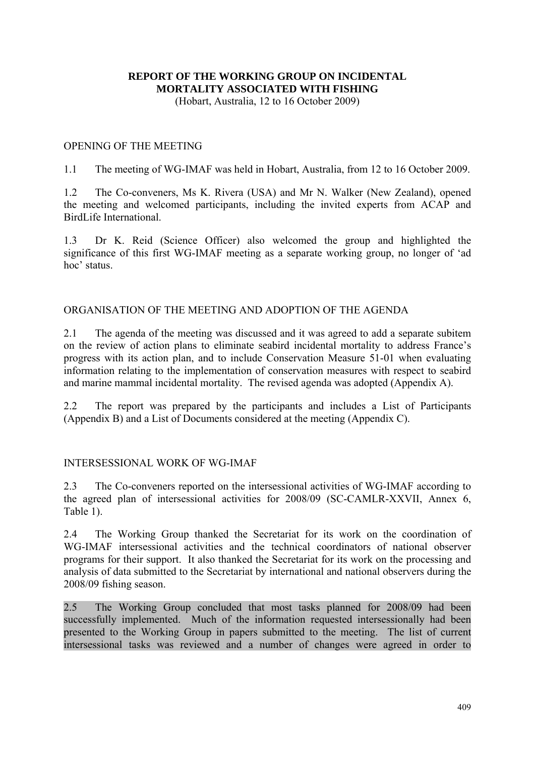# REPORT OF THE WORKING GROUP ON INCIDENTAL MORTALITY ASSOCIATED WITH FISHING

(Hobart, Australia, 12 to 16 October 2009)

## OPENING OF THE MEETING

1.1 The meeting of WG-IMAF was held in Hobart, Australia, from 12 to 16 October 2009.

1.2 The Co-conveners, Ms K. Rivera (USA) and Mr N. Walker (New Zealand), opened the meeting and welcomed participants, including the invited experts from ACAP and BirdLife International.

1.3 Dr K. Reid (Science Officer) also welcomed the group and highlighted the significance of this first WG-IMAF meeting as a separate working group, no longer of 'ad hoc' status.

## ORGANISATION OF THE MEETING AND ADOPTION OF THE AGENDA

2.1 The agenda of the meeting was discussed and it was agreed to add a separate subitem on the review of action plans to eliminate seabird incidental mortality to address France's progress with its action plan, and to include Conservation Measure 51-01 when evaluating information relating to the implementation of conservation measures with respect to seabird and marine mammal incidental mortality. The revised agenda was adopted (Appendix A).

2.2 The report was prepared by the participants and includes a List of Participants (Appendix B) and a List of Documents considered at the meeting (Appendix C).

## INTERSESSIONAL WORK OF WG-IMAF

2.3 The Co-conveners reported on the intersessional activities of WG-IMAF according to the agreed plan of intersessional activities for 2008/09 (SC-CAMLR-XXVII, Annex 6, Table 1).

2.4 The Working Group thanked the Secretariat for its work on the coordination of WG-IMAF intersessional activities and the technical coordinators of national observer programs for their support. It also thanked the Secretariat for its work on the processing and analysis of data submitted to the Secretariat by international and national observers during the 2008/09 fishing season.

2.5 The Working Group concluded that most tasks planned for 2008/09 had been successfully implemented. Much of the information requested intersessionally had been presented to the Working Group in papers submitted to the meeting. The list of current intersessional tasks was reviewed and a number of changes were agreed in order to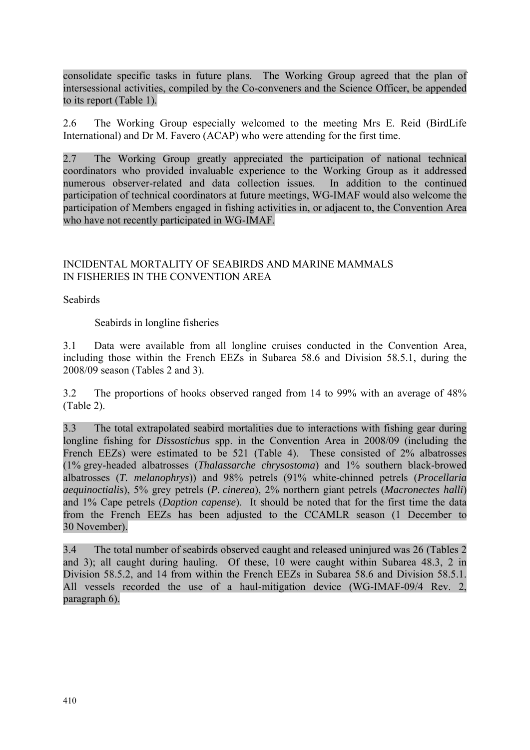consolidate specific tasks in future plans. The Working Group agreed that the plan of intersessional activities, compiled by the Co-conveners and the Science Officer, be appended to its report (Table 1).

2.6 The Working Group especially welcomed to the meeting Mrs E. Reid (BirdLife International) and Dr M. Favero (ACAP) who were attending for the first time.

2.7 The Working Group greatly appreciated the participation of national technical coordinators who provided invaluable experience to the Working Group as it addressed numerous observer-related and data collection issues. In addition to the continued participation of technical coordinators at future meetings, WG-IMAF would also welcome the participation of Members engaged in fishing activities in, or adjacent to, the Convention Area who have not recently participated in WG-IMAF.

## INCIDENTAL MORTALITY OF SEABIRDS AND MARINE MAMMALS IN FISHERIES IN THE CONVENTION AREA

### Seabirds

#### Seabirds in longline fisheries

3.1 Data were available from all longline cruises conducted in the Convention Area, including those within the French EEZs in Subarea 58.6 and Division 58.5.1, during the 2008/09 season (Tables 2 and 3).

3.2 The proportions of hooks observed ranged from 14 to 99% with an average of 48% (Table 2).

3.3 The total extrapolated seabird mortalities due to interactions with fishing gear during longline fishing for *Dissostichus* spp. in the Convention Area in 2008/09 (including the French EEZs) were estimated to be 521 (Table 4). These consisted of 2% albatrosses (1% grey-headed albatrosses (*Thalassarche chrysostoma*) and 1% southern black-browed albatrosses (*T. melanophrys*)) and 98% petrels (91% white-chinned petrels (*Procellaria aequinoctialis*), 5% grey petrels (*P. cinerea*), 2% northern giant petrels (*Macronectes halli*) and 1% Cape petrels (*Daption capense*). It should be noted that for the first time the data from the French EEZs has been adjusted to the CCAMLR season (1 December to 30 November).

3.4 The total number of seabirds observed caught and released uninjured was 26 (Tables 2 and 3); all caught during hauling. Of these, 10 were caught within Subarea 48.3, 2 in Division 58.5.2, and 14 from within the French EEZs in Subarea 58.6 and Division 58.5.1. All vessels recorded the use of a haul-mitigation device (WG-IMAF-09/4 Rev. 2, paragraph 6).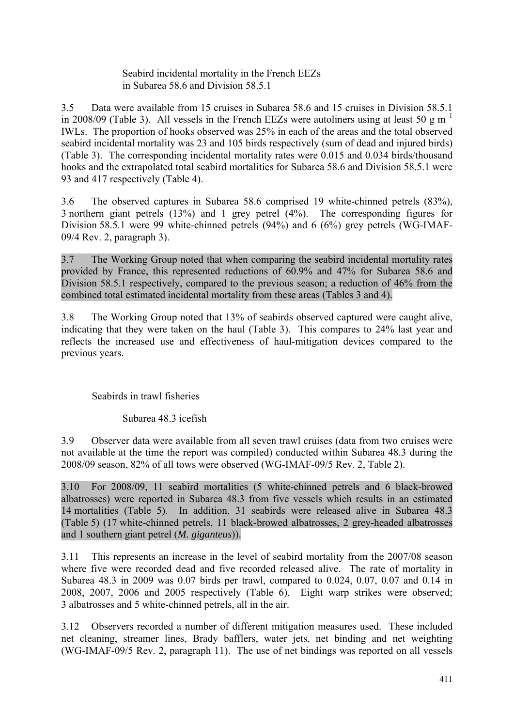### Seabird incidental mortality in the French EEZs in Subarea 58.6 and Division 58.5.1

3.5 Data were available from 15 cruises in Subarea 58.6 and 15 cruises in Division 58.5.1 in 2008/09 (Table 3). All vessels in the French EEZs were autoliners using at least 50 g $m^{-1}$ IWLs. The proportion of hooks observed was 25% in each of the areas and the total observed seabird incidental mortality was 23 and 105 birds respectively (sum of dead and injured birds) (Table 3). The corresponding incidental mortality rates were 0.015 and 0.034 birds/thousand hooks and the extrapolated total seabird mortalities for Subarea 58.6 and Division 58.5.1 were 93 and 417 respectively (Table 4).

3.6 The observed captures in Subarea 58.6 comprised 19 white-chinned petrels (83%), 3 northern giant petrels (13%) and 1 grey petrel (4%). The corresponding figures for Division 58.5.1 were 99 white-chinned petrels (94%) and 6 (6%) grey petrels (WG-IMAF-09/4 Rev. 2, paragraph 3).

3.7 The Working Group noted that when comparing the seabird incidental mortality rates provided by France, this represented reductions of 60.9% and 47% for Subarea 58.6 and Division 58.5.1 respectively, compared to the previous season; a reduction of 46% from the combined total estimated incidental mortality from these areas (Tables 3 and 4).

3.8 The Working Group noted that 13% of seabirds observed captured were caught alive, indicating that they were taken on the haul (Table 3). This compares to 24% last year and reflects the increased use and effectiveness of haul-mitigation devices compared to the previous years.

## Seabirds in trawl fisheries

### Subarea 48.3 icefish

3.9 Observer data were available from all seven trawl cruises (data from two cruises were not available at the time the report was compiled) conducted within Subarea 48.3 during the 2008/09 season, 82% of all tows were observed (WG-IMAF-09/5 Rev. 2, Table 2).

3.10 For 2008/09, 11 seabird mortalities (5 white-chinned petrels and 6 black-browed albatrosses) were reported in Subarea 48.3 from five vessels which results in an estimated 14 mortalities (Table 5). In addition, 31 seabirds were released alive in Subarea 48.3 (Table 5) (17 white-chinned petrels, 11 black-browed albatrosses, 2 grey-headed albatrosses and 1 southern giant petrel (*M. giganteus*)).

3.11 This represents an increase in the level of seabird mortality from the 2007/08 season where five were recorded dead and five recorded released alive. The rate of mortality in Subarea 48.3 in 2009 was 0.07 birds per trawl, compared to 0.024, 0.07, 0.07 and 0.14 in 2008, 2007, 2006 and 2005 respectively (Table 6). Eight warp strikes were observed; 3 albatrosses and 5 white-chinned petrels, all in the air.

3.12 Observers recorded a number of different mitigation measures used. These included net cleaning, streamer lines, Brady bafflers, water jets, net binding and net weighting (WG-IMAF-09/5 Rev. 2, paragraph 11). The use of net bindings was reported on all vessels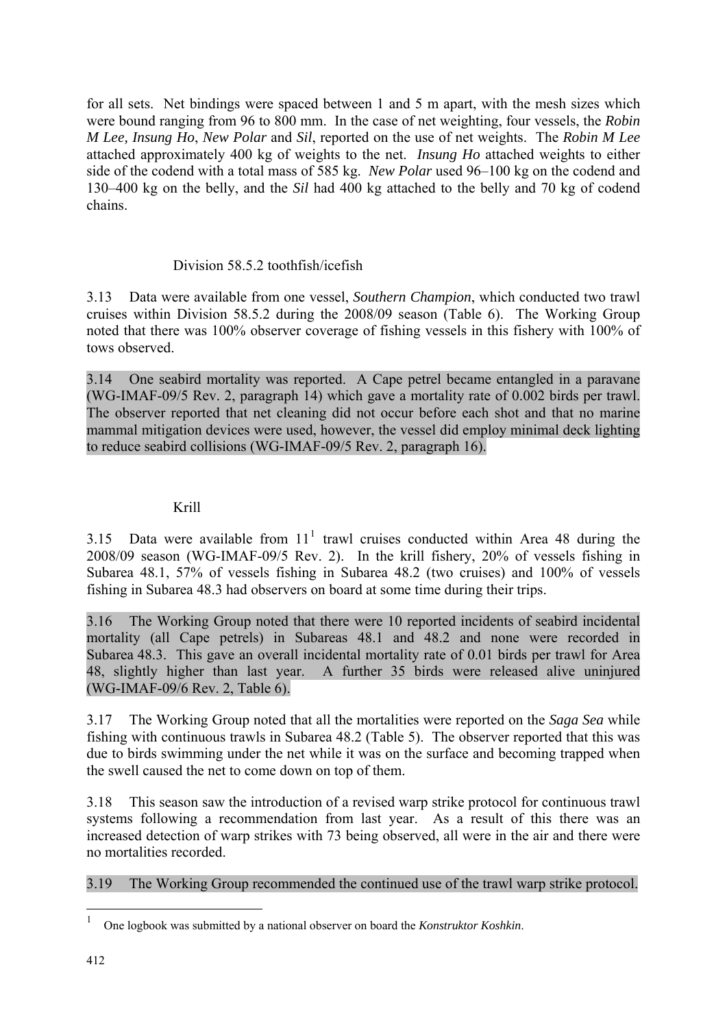for all sets. Net bindings were spaced between 1 and 5 m apart, with the mesh sizes which were bound ranging from 96 to 800 mm. In the case of net weighting, four vessels, the *Robin M Lee, Insung Ho*, *New Polar* and *Sil*, reported on the use of net weights. The *Robin M Lee* attached approximately 400 kg of weights to the net. *Insung Ho* attached weights to either side of the codend with a total mass of 585 kg. *New Polar* used 96–100 kg on the codend and 130–400 kg on the belly, and the *Sil* had 400 kg attached to the belly and 70 kg of codend chains.

### Division 58.5.2 toothfish/icefish

3.13 Data were available from one vessel, *Southern Champion*, which conducted two trawl cruises within Division 58.5.2 during the 2008/09 season (Table 6). The Working Group noted that there was 100% observer coverage of fishing vessels in this fishery with 100% of tows observed.

3.14 One seabird mortality was reported. A Cape petrel became entangled in a paravane (WG-IMAF-09/5 Rev. 2, paragraph 14) which gave a mortality rate of 0.002 birds per trawl. The observer reported that net cleaning did not occur before each shot and that no marine mammal mitigation devices were used, however, the vessel did employ minimal deck lighting to reduce seabird collisions (WG-IMAF-09/5 Rev. 2, paragraph 16).

### Krill

3.15 Data were available from 11[1] trawl cruises conducted within Area 48 during the 2008/09 season (WG-IMAF-09/5 Rev. 2). In the krill fishery, 20% of vessels fishing in Subarea 48.1, 57% of vessels fishing in Subarea 48.2 (two cruises) and 100% of vessels fishing in Subarea 48.3 had observers on board at some time during their trips.

3.16 The Working Group noted that there were 10 reported incidents of seabird incidental mortality (all Cape petrels) in Subareas 48.1 and 48.2 and none were recorded in Subarea 48.3. This gave an overall incidental mortality rate of 0.01 birds per trawl for Area 48, slightly higher than last year. A further 35 birds were released alive uninjured (WG-IMAF-09/6 Rev. 2, Table 6).

3.17 The Working Group noted that all the mortalities were reported on the *Saga Sea* while fishing with continuous trawls in Subarea 48.2 (Table 5). The observer reported that this was due to birds swimming under the net while it was on the surface and becoming trapped when the swell caused the net to come down on top of them.

3.18 This season saw the introduction of a revised warp strike protocol for continuous trawl systems following a recommendation from last year. As a result of this there was an increased detection of warp strikes with 73 being observed, all were in the air and there were no mortalities recorded.

3.19 The Working Group recommended the continued use of the trawl warp strike protocol.

---

[1] One logbook was submitted by a national observer on board the *Konstruktor Koshkin*.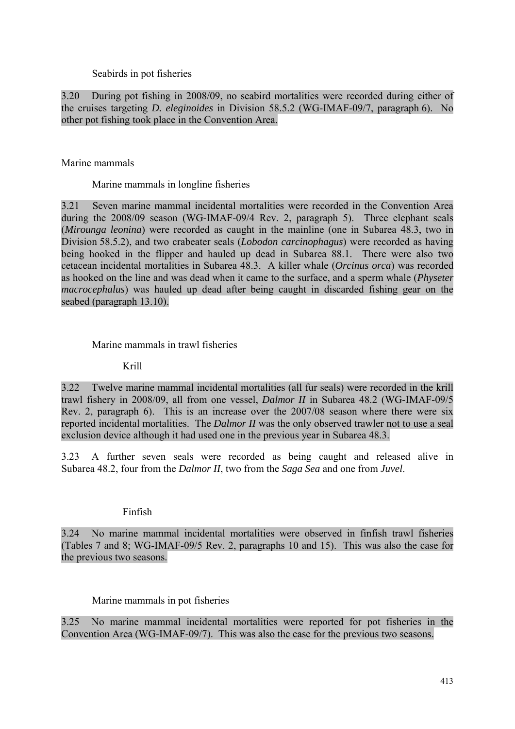#### Seabirds in pot fisheries

3.20 During pot fishing in 2008/09, no seabird mortalities were recorded during either of the cruises targeting *D. eleginoides* in Division 58.5.2 (WG-IMAF-09/7, paragraph 6). No other pot fishing took place in the Convention Area.

### Marine mammals

#### Marine mammals in longline fisheries

3.21 Seven marine mammal incidental mortalities were recorded in the Convention Area during the 2008/09 season (WG-IMAF-09/4 Rev. 2, paragraph 5). Three elephant seals (*Mirounga leonina*) were recorded as caught in the mainline (one in Subarea 48.3, two in Division 58.5.2), and two crabeater seals (*Lobodon carcinophagus*) were recorded as having being hooked in the flipper and hauled up dead in Subarea 88.1. There were also two cetacean incidental mortalities in Subarea 48.3. A killer whale (*Orcinus orca*) was recorded as hooked on the line and was dead when it came to the surface, and a sperm whale (*Physeter macrocephalus*) was hauled up dead after being caught in discarded fishing gear on the seabed (paragraph 13.10).

#### Marine mammals in trawl fisheries

##### Krill

3.22 Twelve marine mammal incidental mortalities (all fur seals) were recorded in the krill trawl fishery in 2008/09, all from one vessel, *Dalmor II* in Subarea 48.2 (WG-IMAF-09/5 Rev. 2, paragraph 6). This is an increase over the 2007/08 season where there were six reported incidental mortalities. The *Dalmor II* was the only observed trawler not to use a seal exclusion device although it had used one in the previous year in Subarea 48.3.

3.23 A further seven seals were recorded as being caught and released alive in Subarea 48.2, four from the *Dalmor II*, two from the *Saga Sea* and one from *Juvel*.

##### Finfish

3.24 No marine mammal incidental mortalities were observed in finfish trawl fisheries (Tables 7 and 8; WG-IMAF-09/5 Rev. 2, paragraphs 10 and 15). This was also the case for the previous two seasons.

#### Marine mammals in pot fisheries

3.25 No marine mammal incidental mortalities were reported for pot fisheries in the Convention Area (WG-IMAF-09/7). This was also the case for the previous two seasons.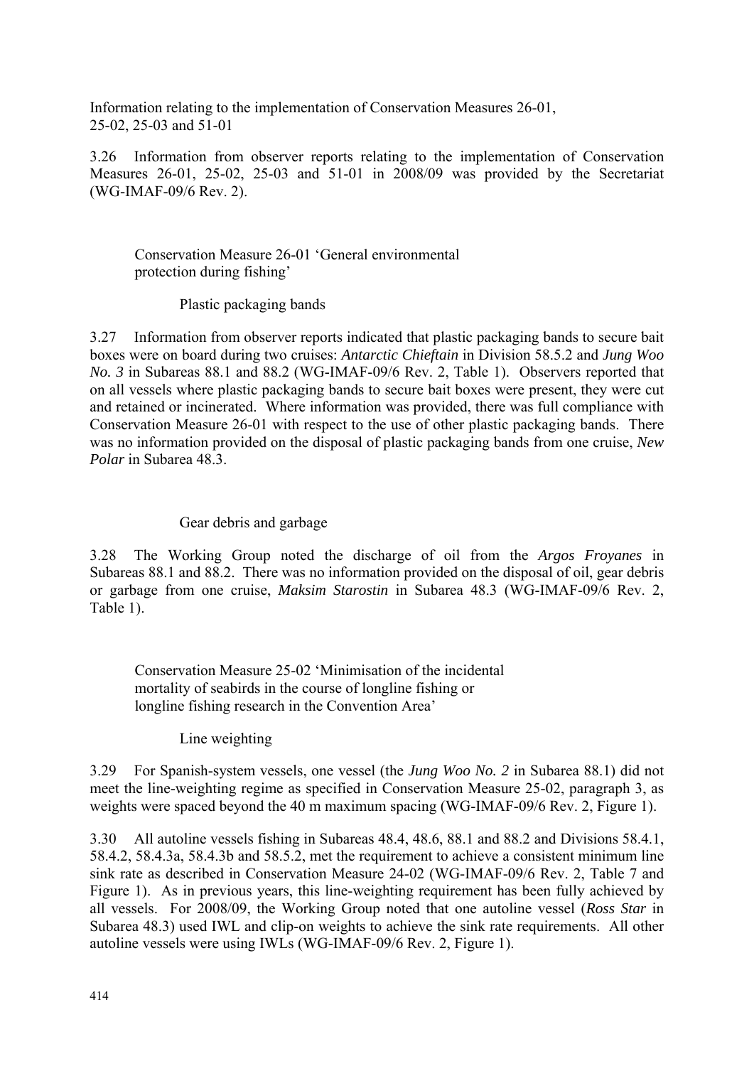Information relating to the implementation of Conservation Measures 26-01, 25-02, 25-03 and 51-01

3.26 Information from observer reports relating to the implementation of Conservation Measures 26-01, 25-02, 25-03 and 51-01 in 2008/09 was provided by the Secretariat (WG-IMAF-09/6 Rev. 2).

Conservation Measure 26-01 'General environmental protection during fishing'

Plastic packaging bands

3.27 Information from observer reports indicated that plastic packaging bands to secure bait boxes were on board during two cruises: *Antarctic Chieftain* in Division 58.5.2 and *Jung Woo No. 3* in Subareas 88.1 and 88.2 (WG-IMAF-09/6 Rev. 2, Table 1). Observers reported that on all vessels where plastic packaging bands to secure bait boxes were present, they were cut and retained or incinerated. Where information was provided, there was full compliance with Conservation Measure 26-01 with respect to the use of other plastic packaging bands. There was no information provided on the disposal of plastic packaging bands from one cruise, *New Polar* in Subarea 48.3.

Gear debris and garbage

3.28 The Working Group noted the discharge of oil from the *Argos Froyanes* in Subareas 88.1 and 88.2. There was no information provided on the disposal of oil, gear debris or garbage from one cruise, *Maksim Starostin* in Subarea 48.3 (WG-IMAF-09/6 Rev. 2, Table 1).

Conservation Measure 25-02 'Minimisation of the incidental mortality of seabirds in the course of longline fishing or longline fishing research in the Convention Area'

Line weighting

3.29 For Spanish-system vessels, one vessel (the *Jung Woo No. 2* in Subarea 88.1) did not meet the line-weighting regime as specified in Conservation Measure 25-02, paragraph 3, as weights were spaced beyond the 40 m maximum spacing (WG-IMAF-09/6 Rev. 2, Figure 1).

3.30 All autoline vessels fishing in Subareas 48.4, 48.6, 88.1 and 88.2 and Divisions 58.4.1, 58.4.2, 58.4.3a, 58.4.3b and 58.5.2, met the requirement to achieve a consistent minimum line sink rate as described in Conservation Measure 24-02 (WG-IMAF-09/6 Rev. 2, Table 7 and Figure 1). As in previous years, this line-weighting requirement has been fully achieved by all vessels. For 2008/09, the Working Group noted that one autoline vessel (*Ross Star* in Subarea 48.3) used IWL and clip-on weights to achieve the sink rate requirements. All other autoline vessels were using IWLs (WG-IMAF-09/6 Rev. 2, Figure 1).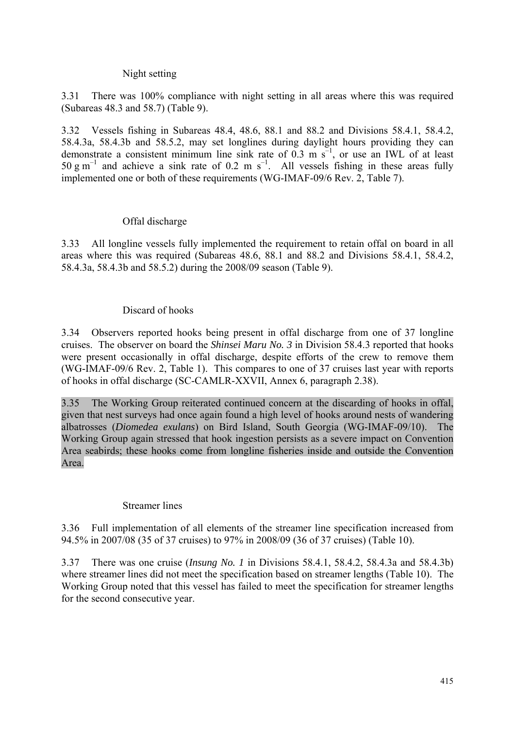### Night setting

3.31 There was 100% compliance with night setting in all areas where this was required (Subareas 48.3 and 58.7) (Table 9).

3.32 Vessels fishing in Subareas 48.4, 48.6, 88.1 and 88.2 and Divisions 58.4.1, 58.4.2, 58.4.3a, 58.4.3b and 58.5.2, may set longlines during daylight hours providing they can demonstrate a consistent minimum line sink rate of 0.3 m $s^{-1}$, or use an IWL of at least 50 g $m^{-1}$ and achieve a sink rate of 0.2 m $s^{-1}$. All vessels fishing in these areas fully implemented one or both of these requirements (WG-IMAF-09/6 Rev. 2, Table 7).

### Offal discharge

3.33 All longline vessels fully implemented the requirement to retain offal on board in all areas where this was required (Subareas 48.6, 88.1 and 88.2 and Divisions 58.4.1, 58.4.2, 58.4.3a, 58.4.3b and 58.5.2) during the 2008/09 season (Table 9).

### Discard of hooks

3.34 Observers reported hooks being present in offal discharge from one of 37 longline cruises. The observer on board the *Shinsei Maru No. 3* in Division 58.4.3 reported that hooks were present occasionally in offal discharge, despite efforts of the crew to remove them (WG-IMAF-09/6 Rev. 2, Table 1). This compares to one of 37 cruises last year with reports of hooks in offal discharge (SC-CAMLR-XXVII, Annex 6, paragraph 2.38).

3.35 The Working Group reiterated continued concern at the discarding of hooks in offal, given that nest surveys had once again found a high level of hooks around nests of wandering albatrosses (*Diomedea exulans*) on Bird Island, South Georgia (WG-IMAF-09/10). The Working Group again stressed that hook ingestion persists as a severe impact on Convention Area seabirds; these hooks come from longline fisheries inside and outside the Convention Area.

### Streamer lines

3.36 Full implementation of all elements of the streamer line specification increased from 94.5% in 2007/08 (35 of 37 cruises) to 97% in 2008/09 (36 of 37 cruises) (Table 10).

3.37 There was one cruise (*Insung No. 1* in Divisions 58.4.1, 58.4.2, 58.4.3a and 58.4.3b) where streamer lines did not meet the specification based on streamer lengths (Table 10). The Working Group noted that this vessel has failed to meet the specification for streamer lengths for the second consecutive year.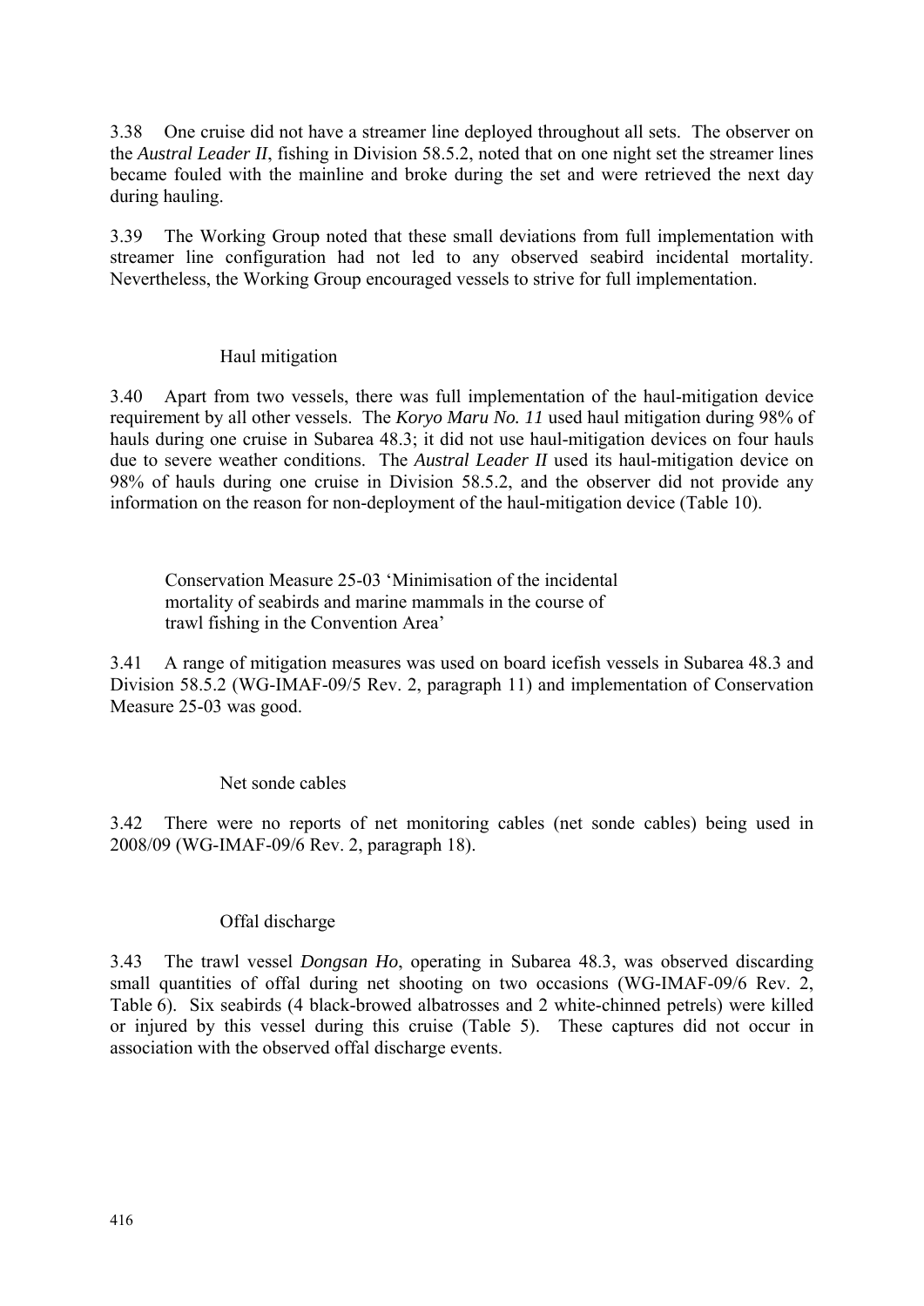3.38 One cruise did not have a streamer line deployed throughout all sets. The observer on the *Austral Leader II*, fishing in Division 58.5.2, noted that on one night set the streamer lines became fouled with the mainline and broke during the set and were retrieved the next day during hauling.

3.39 The Working Group noted that these small deviations from full implementation with streamer line configuration had not led to any observed seabird incidental mortality. Nevertheless, the Working Group encouraged vessels to strive for full implementation.

### Haul mitigation

3.40 Apart from two vessels, there was full implementation of the haul-mitigation device requirement by all other vessels. The *Koryo Maru No. 11* used haul mitigation during 98% of hauls during one cruise in Subarea 48.3; it did not use haul-mitigation devices on four hauls due to severe weather conditions. The *Austral Leader II* used its haul-mitigation device on 98% of hauls during one cruise in Division 58.5.2, and the observer did not provide any information on the reason for non-deployment of the haul-mitigation device (Table 10).

### Conservation Measure 25-03 'Minimisation of the incidental mortality of seabirds and marine mammals in the course of trawl fishing in the Convention Area'

3.41 A range of mitigation measures was used on board icefish vessels in Subarea 48.3 and Division 58.5.2 (WG-IMAF-09/5 Rev. 2, paragraph 11) and implementation of Conservation Measure 25-03 was good.

### Net sonde cables

3.42 There were no reports of net monitoring cables (net sonde cables) being used in 2008/09 (WG-IMAF-09/6 Rev. 2, paragraph 18).

### Offal discharge

3.43 The trawl vessel *Dongsan Ho*, operating in Subarea 48.3, was observed discarding small quantities of offal during net shooting on two occasions (WG-IMAF-09/6 Rev. 2, Table 6). Six seabirds (4 black-browed albatrosses and 2 white-chinned petrels) were killed or injured by this vessel during this cruise (Table 5). These captures did not occur in association with the observed offal discharge events.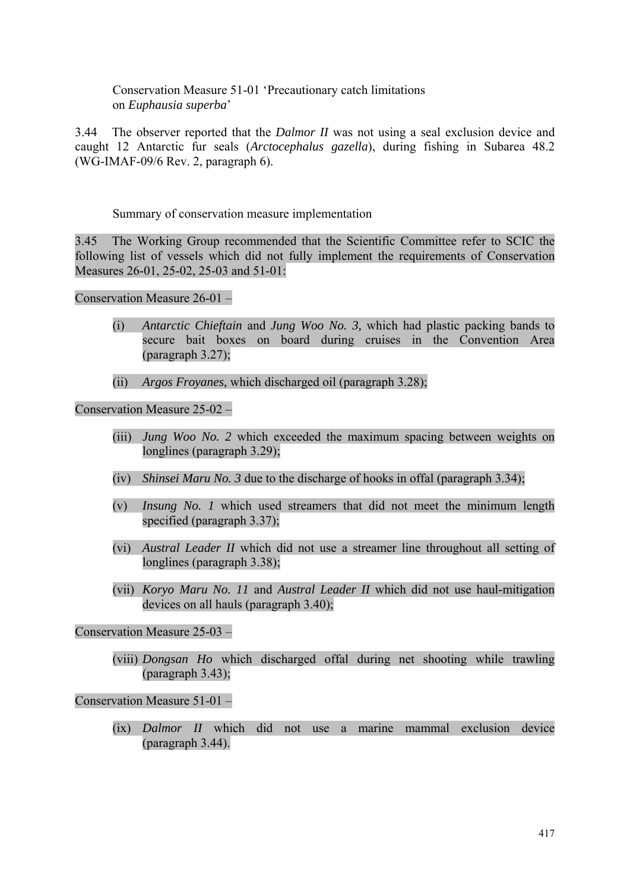Conservation Measure 51-01 'Precautionary catch limitations on *Euphausia superba*'

3.44 The observer reported that the *Dalmor II* was not using a seal exclusion device and caught 12 Antarctic fur seals (*Arctocephalus gazella*), during fishing in Subarea 48.2 (WG-IMAF-09/6 Rev. 2, paragraph 6).

Summary of conservation measure implementation

3.45 The Working Group recommended that the Scientific Committee refer to SCIC the following list of vessels which did not fully implement the requirements of Conservation Measures 26-01, 25-02, 25-03 and 51-01:

Conservation Measure 26-01 –

(i) *Antarctic Chieftain* and *Jung Woo No. 3,* which had plastic packing bands to secure bait boxes on board during cruises in the Convention Area (paragraph 3.27);

(ii) *Argos Froyanes,* which discharged oil (paragraph 3.28);

Conservation Measure 25-02 –

(iii) *Jung Woo No. 2* which exceeded the maximum spacing between weights on longlines (paragraph 3.29);

(iv) *Shinsei Maru No. 3* due to the discharge of hooks in offal (paragraph 3.34);

(v) *Insung No. 1* which used streamers that did not meet the minimum length specified (paragraph 3.37);

(vi) *Austral Leader II* which did not use a streamer line throughout all setting of longlines (paragraph 3.38);

(vii) *Koryo Maru No. 11* and *Austral Leader II* which did not use haul-mitigation devices on all hauls (paragraph 3.40);

Conservation Measure 25-03 –

(viii) *Dongsan Ho* which discharged offal during net shooting while trawling (paragraph 3.43);

Conservation Measure 51-01 –

(ix) *Dalmor II* which did not use a marine mammal exclusion device (paragraph 3.44).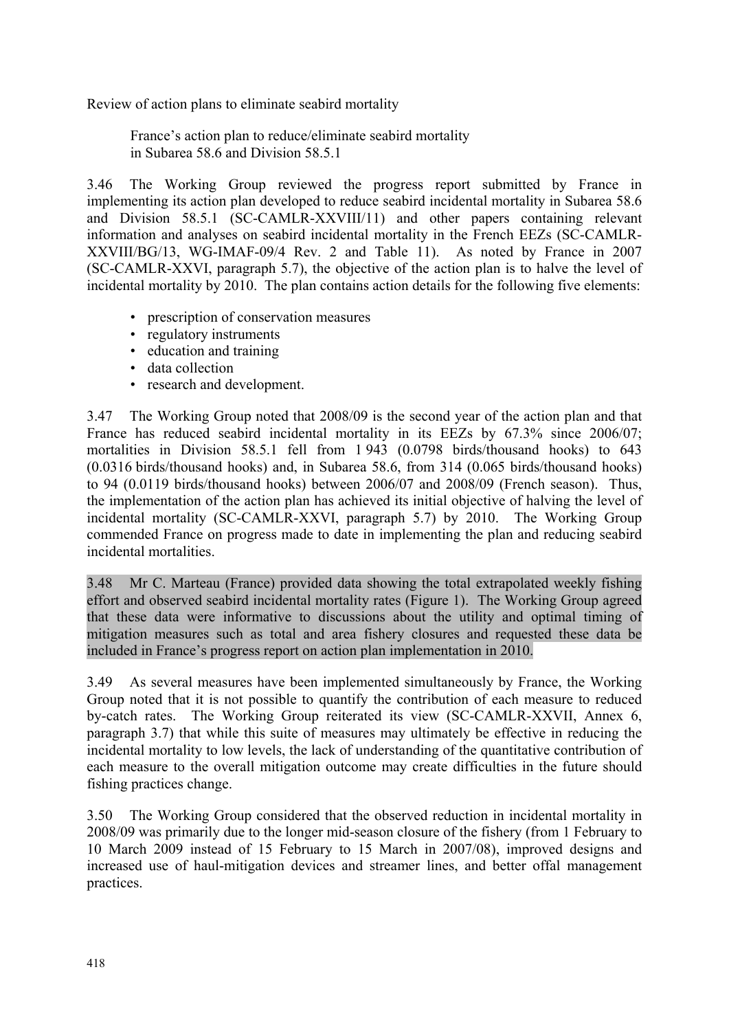Review of action plans to eliminate seabird mortality

France's action plan to reduce/eliminate seabird mortality in Subarea 58.6 and Division 58.5.1

3.46 The Working Group reviewed the progress report submitted by France in implementing its action plan developed to reduce seabird incidental mortality in Subarea 58.6 and Division 58.5.1 (SC-CAMLR-XXVIII/11) and other papers containing relevant information and analyses on seabird incidental mortality in the French EEZs (SC-CAMLR-XXVIII/BG/13, WG-IMAF-09/4 Rev. 2 and Table 11). As noted by France in 2007 (SC-CAMLR-XXVI, paragraph 5.7), the objective of the action plan is to halve the level of incidental mortality by 2010. The plan contains action details for the following five elements:

- prescription of conservation measures
- regulatory instruments
- education and training
- data collection
- research and development.

3.47 The Working Group noted that 2008/09 is the second year of the action plan and that France has reduced seabird incidental mortality in its EEZs by 67.3% since 2006/07; mortalities in Division 58.5.1 fell from 1 943 (0.0798 birds/thousand hooks) to 643 (0.0316 birds/thousand hooks) and, in Subarea 58.6, from 314 (0.065 birds/thousand hooks) to 94 (0.0119 birds/thousand hooks) between 2006/07 and 2008/09 (French season). Thus, the implementation of the action plan has achieved its initial objective of halving the level of incidental mortality (SC-CAMLR-XXVI, paragraph 5.7) by 2010. The Working Group commended France on progress made to date in implementing the plan and reducing seabird incidental mortalities.

3.48 Mr C. Marteau (France) provided data showing the total extrapolated weekly fishing effort and observed seabird incidental mortality rates (Figure 1). The Working Group agreed that these data were informative to discussions about the utility and optimal timing of mitigation measures such as total and area fishery closures and requested these data be included in France's progress report on action plan implementation in 2010.

3.49 As several measures have been implemented simultaneously by France, the Working Group noted that it is not possible to quantify the contribution of each measure to reduced by-catch rates. The Working Group reiterated its view (SC-CAMLR-XXVII, Annex 6, paragraph 3.7) that while this suite of measures may ultimately be effective in reducing the incidental mortality to low levels, the lack of understanding of the quantitative contribution of each measure to the overall mitigation outcome may create difficulties in the future should fishing practices change.

3.50 The Working Group considered that the observed reduction in incidental mortality in 2008/09 was primarily due to the longer mid-season closure of the fishery (from 1 February to 10 March 2009 instead of 15 February to 15 March in 2007/08), improved designs and increased use of haul-mitigation devices and streamer lines, and better offal management practices.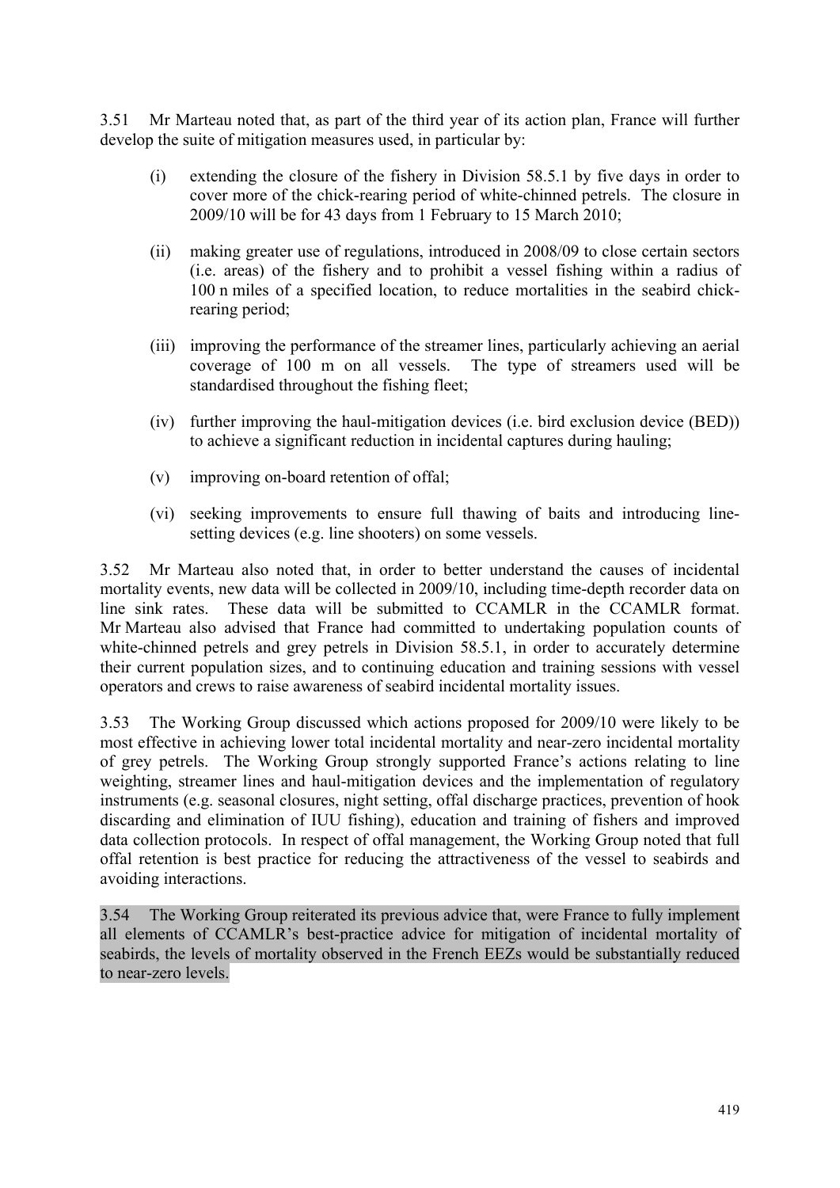3.51 Mr Marteau noted that, as part of the third year of its action plan, France will further develop the suite of mitigation measures used, in particular by:

(i) extending the closure of the fishery in Division 58.5.1 by five days in order to cover more of the chick-rearing period of white-chinned petrels. The closure in 2009/10 will be for 43 days from 1 February to 15 March 2010;

(ii) making greater use of regulations, introduced in 2008/09 to close certain sectors (i.e. areas) of the fishery and to prohibit a vessel fishing within a radius of 100 n miles of a specified location, to reduce mortalities in the seabird chick-rearing period;

(iii) improving the performance of the streamer lines, particularly achieving an aerial coverage of 100 m on all vessels. The type of streamers used will be standardised throughout the fishing fleet;

(iv) further improving the haul-mitigation devices (i.e. bird exclusion device (BED)) to achieve a significant reduction in incidental captures during hauling;

(v) improving on-board retention of offal;

(vi) seeking improvements to ensure full thawing of baits and introducing line-setting devices (e.g. line shooters) on some vessels.

3.52 Mr Marteau also noted that, in order to better understand the causes of incidental mortality events, new data will be collected in 2009/10, including time-depth recorder data on line sink rates. These data will be submitted to CCAMLR in the CCAMLR format. Mr Marteau also advised that France had committed to undertaking population counts of white-chinned petrels and grey petrels in Division 58.5.1, in order to accurately determine their current population sizes, and to continuing education and training sessions with vessel operators and crews to raise awareness of seabird incidental mortality issues.

3.53 The Working Group discussed which actions proposed for 2009/10 were likely to be most effective in achieving lower total incidental mortality and near-zero incidental mortality of grey petrels. The Working Group strongly supported France's actions relating to line weighting, streamer lines and haul-mitigation devices and the implementation of regulatory instruments (e.g. seasonal closures, night setting, offal discharge practices, prevention of hook discarding and elimination of IUU fishing), education and training of fishers and improved data collection protocols. In respect of offal management, the Working Group noted that full offal retention is best practice for reducing the attractiveness of the vessel to seabirds and avoiding interactions.

3.54 The Working Group reiterated its previous advice that, were France to fully implement all elements of CCAMLR's best-practice advice for mitigation of incidental mortality of seabirds, the levels of mortality observed in the French EEZs would be substantially reduced to near-zero levels.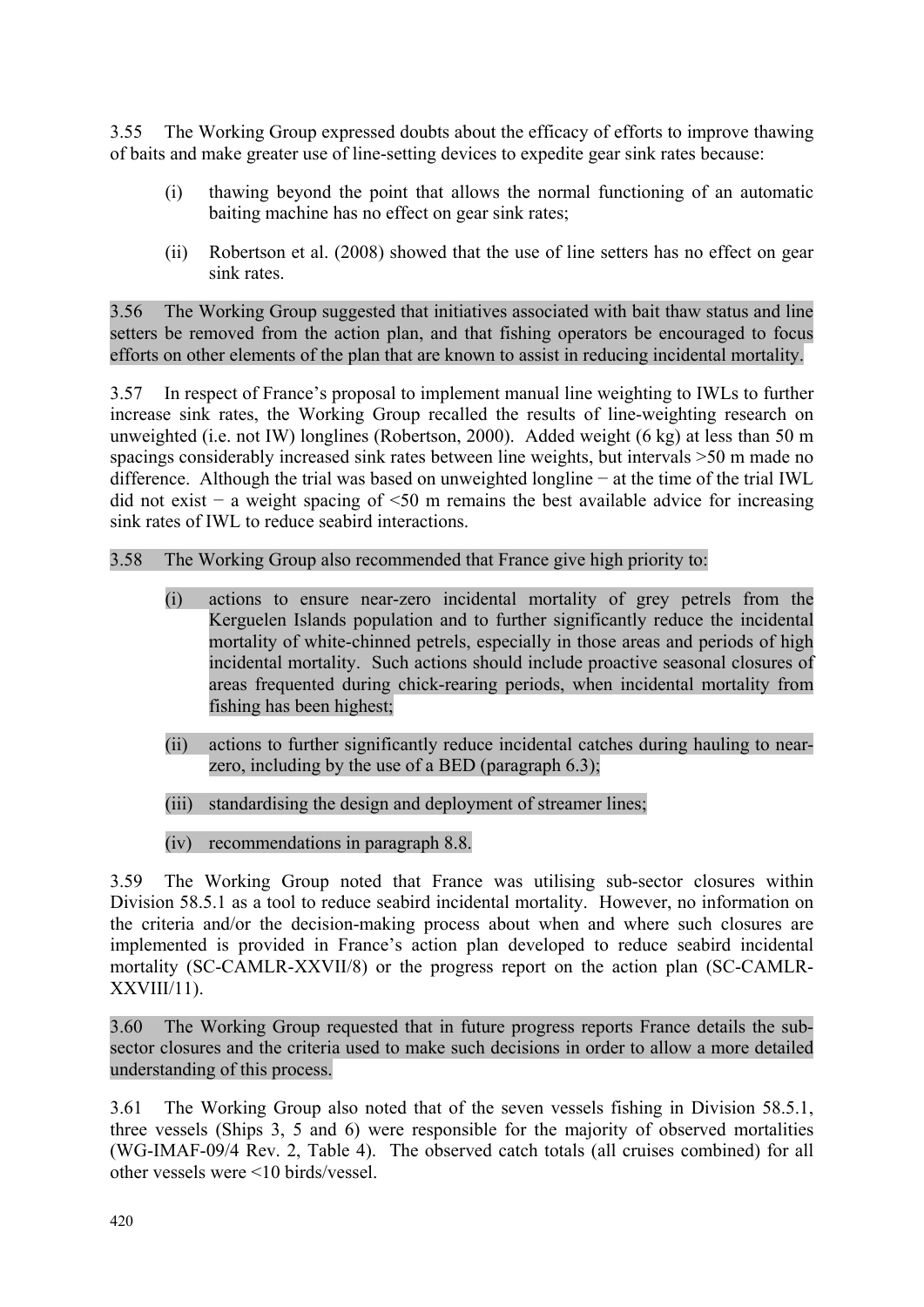3.55 The Working Group expressed doubts about the efficacy of efforts to improve thawing of baits and make greater use of line-setting devices to expedite gear sink rates because:

(i) thawing beyond the point that allows the normal functioning of an automatic baiting machine has no effect on gear sink rates;

(ii) Robertson et al. (2008) showed that the use of line setters has no effect on gear sink rates.

3.56 The Working Group suggested that initiatives associated with bait thaw status and line setters be removed from the action plan, and that fishing operators be encouraged to focus efforts on other elements of the plan that are known to assist in reducing incidental mortality.

3.57 In respect of France's proposal to implement manual line weighting to IWLs to further increase sink rates, the Working Group recalled the results of line-weighting research on unweighted (i.e. not IW) longlines (Robertson, 2000). Added weight (6 kg) at less than 50 m spacings considerably increased sink rates between line weights, but intervals >50 m made no difference. Although the trial was based on unweighted longline − at the time of the trial IWL did not exist − a weight spacing of <50 m remains the best available advice for increasing sink rates of IWL to reduce seabird interactions.

3.58 The Working Group also recommended that France give high priority to:

(i) actions to ensure near-zero incidental mortality of grey petrels from the Kerguelen Islands population and to further significantly reduce the incidental mortality of white-chinned petrels, especially in those areas and periods of high incidental mortality. Such actions should include proactive seasonal closures of areas frequented during chick-rearing periods, when incidental mortality from fishing has been highest;

(ii) actions to further significantly reduce incidental catches during hauling to near-zero, including by the use of a BED (paragraph 6.3);

(iii) standardising the design and deployment of streamer lines;

(iv) recommendations in paragraph 8.8.

3.59 The Working Group noted that France was utilising sub-sector closures within Division 58.5.1 as a tool to reduce seabird incidental mortality. However, no information on the criteria and/or the decision-making process about when and where such closures are implemented is provided in France's action plan developed to reduce seabird incidental mortality (SC-CAMLR-XXVII/8) or the progress report on the action plan (SC-CAMLR-XXVIII/11).

3.60 The Working Group requested that in future progress reports France details the sub-sector closures and the criteria used to make such decisions in order to allow a more detailed understanding of this process.

3.61 The Working Group also noted that of the seven vessels fishing in Division 58.5.1, three vessels (Ships 3, 5 and 6) were responsible for the majority of observed mortalities (WG-IMAF-09/4 Rev. 2, Table 4). The observed catch totals (all cruises combined) for all other vessels were <10 birds/vessel.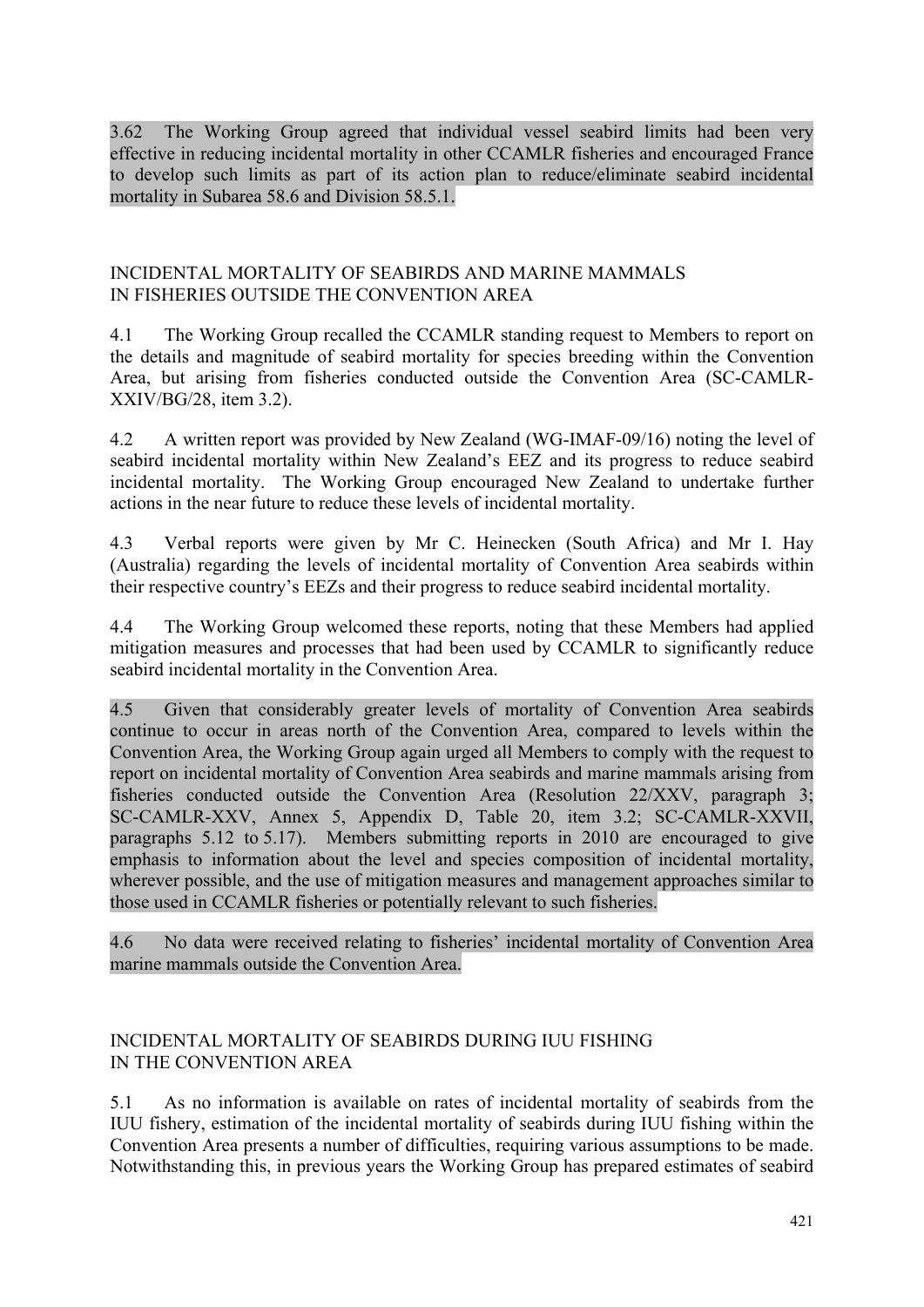3.62 The Working Group agreed that individual vessel seabird limits had been very effective in reducing incidental mortality in other CCAMLR fisheries and encouraged France to develop such limits as part of its action plan to reduce/eliminate seabird incidental mortality in Subarea 58.6 and Division 58.5.1.

## INCIDENTAL MORTALITY OF SEABIRDS AND MARINE MAMMALS IN FISHERIES OUTSIDE THE CONVENTION AREA

4.1 The Working Group recalled the CCAMLR standing request to Members to report on the details and magnitude of seabird mortality for species breeding within the Convention Area, but arising from fisheries conducted outside the Convention Area (SC-CAMLR-XXIV/BG/28, item 3.2).

4.2 A written report was provided by New Zealand (WG-IMAF-09/16) noting the level of seabird incidental mortality within New Zealand's EEZ and its progress to reduce seabird incidental mortality. The Working Group encouraged New Zealand to undertake further actions in the near future to reduce these levels of incidental mortality.

4.3 Verbal reports were given by Mr C. Heinecken (South Africa) and Mr I. Hay (Australia) regarding the levels of incidental mortality of Convention Area seabirds within their respective country's EEZs and their progress to reduce seabird incidental mortality.

4.4 The Working Group welcomed these reports, noting that these Members had applied mitigation measures and processes that had been used by CCAMLR to significantly reduce seabird incidental mortality in the Convention Area.

4.5 Given that considerably greater levels of mortality of Convention Area seabirds continue to occur in areas north of the Convention Area, compared to levels within the Convention Area, the Working Group again urged all Members to comply with the request to report on incidental mortality of Convention Area seabirds and marine mammals arising from fisheries conducted outside the Convention Area (Resolution 22/XXV, paragraph 3; SC-CAMLR-XXV, Annex 5, Appendix D, Table 20, item 3.2; SC-CAMLR-XXVII, paragraphs 5.12 to 5.17). Members submitting reports in 2010 are encouraged to give emphasis to information about the level and species composition of incidental mortality, wherever possible, and the use of mitigation measures and management approaches similar to those used in CCAMLR fisheries or potentially relevant to such fisheries.

4.6 No data were received relating to fisheries' incidental mortality of Convention Area marine mammals outside the Convention Area.

## INCIDENTAL MORTALITY OF SEABIRDS DURING IUU FISHING IN THE CONVENTION AREA

5.1 As no information is available on rates of incidental mortality of seabirds from the IUU fishery, estimation of the incidental mortality of seabirds during IUU fishing within the Convention Area presents a number of difficulties, requiring various assumptions to be made. Notwithstanding this, in previous years the Working Group has prepared estimates of seabird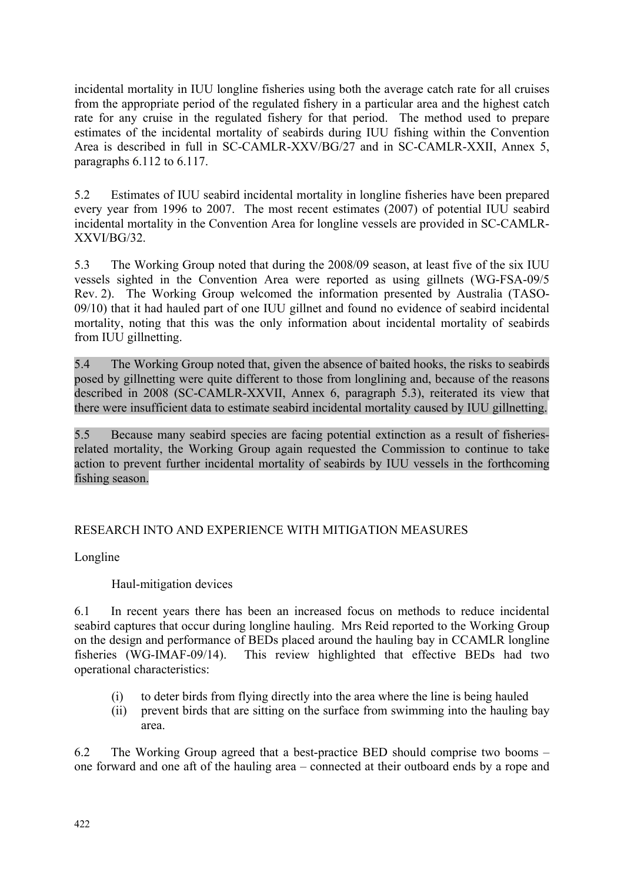incidental mortality in IUU longline fisheries using both the average catch rate for all cruises from the appropriate period of the regulated fishery in a particular area and the highest catch rate for any cruise in the regulated fishery for that period. The method used to prepare estimates of the incidental mortality of seabirds during IUU fishing within the Convention Area is described in full in SC-CAMLR-XXV/BG/27 and in SC-CAMLR-XXII, Annex 5, paragraphs 6.112 to 6.117.

5.2 Estimates of IUU seabird incidental mortality in longline fisheries have been prepared every year from 1996 to 2007. The most recent estimates (2007) of potential IUU seabird incidental mortality in the Convention Area for longline vessels are provided in SC-CAMLR-XXVI/BG/32.

5.3 The Working Group noted that during the 2008/09 season, at least five of the six IUU vessels sighted in the Convention Area were reported as using gillnets (WG-FSA-09/5 Rev. 2). The Working Group welcomed the information presented by Australia (TASO-09/10) that it had hauled part of one IUU gillnet and found no evidence of seabird incidental mortality, noting that this was the only information about incidental mortality of seabirds from IUU gillnetting.

5.4 The Working Group noted that, given the absence of baited hooks, the risks to seabirds posed by gillnetting were quite different to those from longlining and, because of the reasons described in 2008 (SC-CAMLR-XXVII, Annex 6, paragraph 5.3), reiterated its view that there were insufficient data to estimate seabird incidental mortality caused by IUU gillnetting.

5.5 Because many seabird species are facing potential extinction as a result of fisheries-related mortality, the Working Group again requested the Commission to continue to take action to prevent further incidental mortality of seabirds by IUU vessels in the forthcoming fishing season.

## RESEARCH INTO AND EXPERIENCE WITH MITIGATION MEASURES

### Longline

#### Haul-mitigation devices

6.1 In recent years there has been an increased focus on methods to reduce incidental seabird captures that occur during longline hauling. Mrs Reid reported to the Working Group on the design and performance of BEDs placed around the hauling bay in CCAMLR longline fisheries (WG-IMAF-09/14). This review highlighted that effective BEDs had two operational characteristics:

- (i) to deter birds from flying directly into the area where the line is being hauled
- (ii) prevent birds that are sitting on the surface from swimming into the hauling bay area.

6.2 The Working Group agreed that a best-practice BED should comprise two booms – one forward and one aft of the hauling area – connected at their outboard ends by a rope and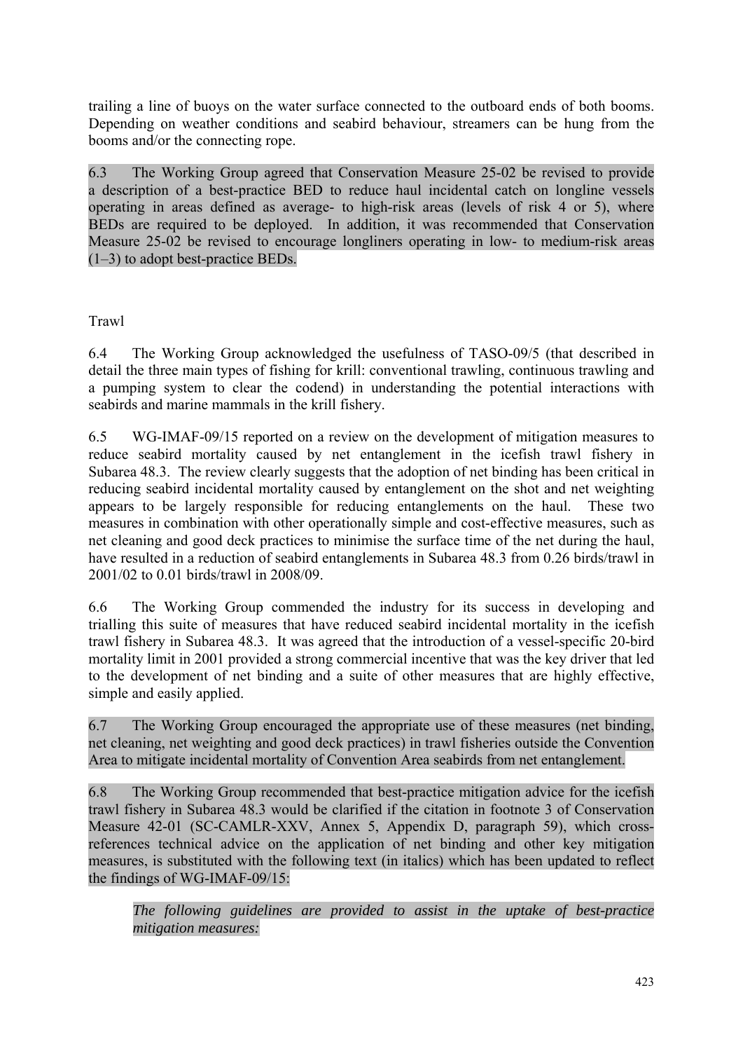trailing a line of buoys on the water surface connected to the outboard ends of both booms. Depending on weather conditions and seabird behaviour, streamers can be hung from the booms and/or the connecting rope.

6.3 The Working Group agreed that Conservation Measure 25-02 be revised to provide a description of a best-practice BED to reduce haul incidental catch on longline vessels operating in areas defined as average- to high-risk areas (levels of risk 4 or 5), where BEDs are required to be deployed. In addition, it was recommended that Conservation Measure 25-02 be revised to encourage longliners operating in low- to medium-risk areas (1–3) to adopt best-practice BEDs.

Trawl

6.4 The Working Group acknowledged the usefulness of TASO-09/5 (that described in detail the three main types of fishing for krill: conventional trawling, continuous trawling and a pumping system to clear the codend) in understanding the potential interactions with seabirds and marine mammals in the krill fishery.

6.5 WG-IMAF-09/15 reported on a review on the development of mitigation measures to reduce seabird mortality caused by net entanglement in the icefish trawl fishery in Subarea 48.3. The review clearly suggests that the adoption of net binding has been critical in reducing seabird incidental mortality caused by entanglement on the shot and net weighting appears to be largely responsible for reducing entanglements on the haul. These two measures in combination with other operationally simple and cost-effective measures, such as net cleaning and good deck practices to minimise the surface time of the net during the haul, have resulted in a reduction of seabird entanglements in Subarea 48.3 from 0.26 birds/trawl in 2001/02 to 0.01 birds/trawl in 2008/09.

6.6 The Working Group commended the industry for its success in developing and trialling this suite of measures that have reduced seabird incidental mortality in the icefish trawl fishery in Subarea 48.3. It was agreed that the introduction of a vessel-specific 20-bird mortality limit in 2001 provided a strong commercial incentive that was the key driver that led to the development of net binding and a suite of other measures that are highly effective, simple and easily applied.

6.7 The Working Group encouraged the appropriate use of these measures (net binding, net cleaning, net weighting and good deck practices) in trawl fisheries outside the Convention Area to mitigate incidental mortality of Convention Area seabirds from net entanglement.

6.8 The Working Group recommended that best-practice mitigation advice for the icefish trawl fishery in Subarea 48.3 would be clarified if the citation in footnote 3 of Conservation Measure 42-01 (SC-CAMLR-XXV, Annex 5, Appendix D, paragraph 59), which cross-references technical advice on the application of net binding and other key mitigation measures, is substituted with the following text (in italics) which has been updated to reflect the findings of WG-IMAF-09/15:

> *The following guidelines are provided to assist in the uptake of best-practice mitigation measures:*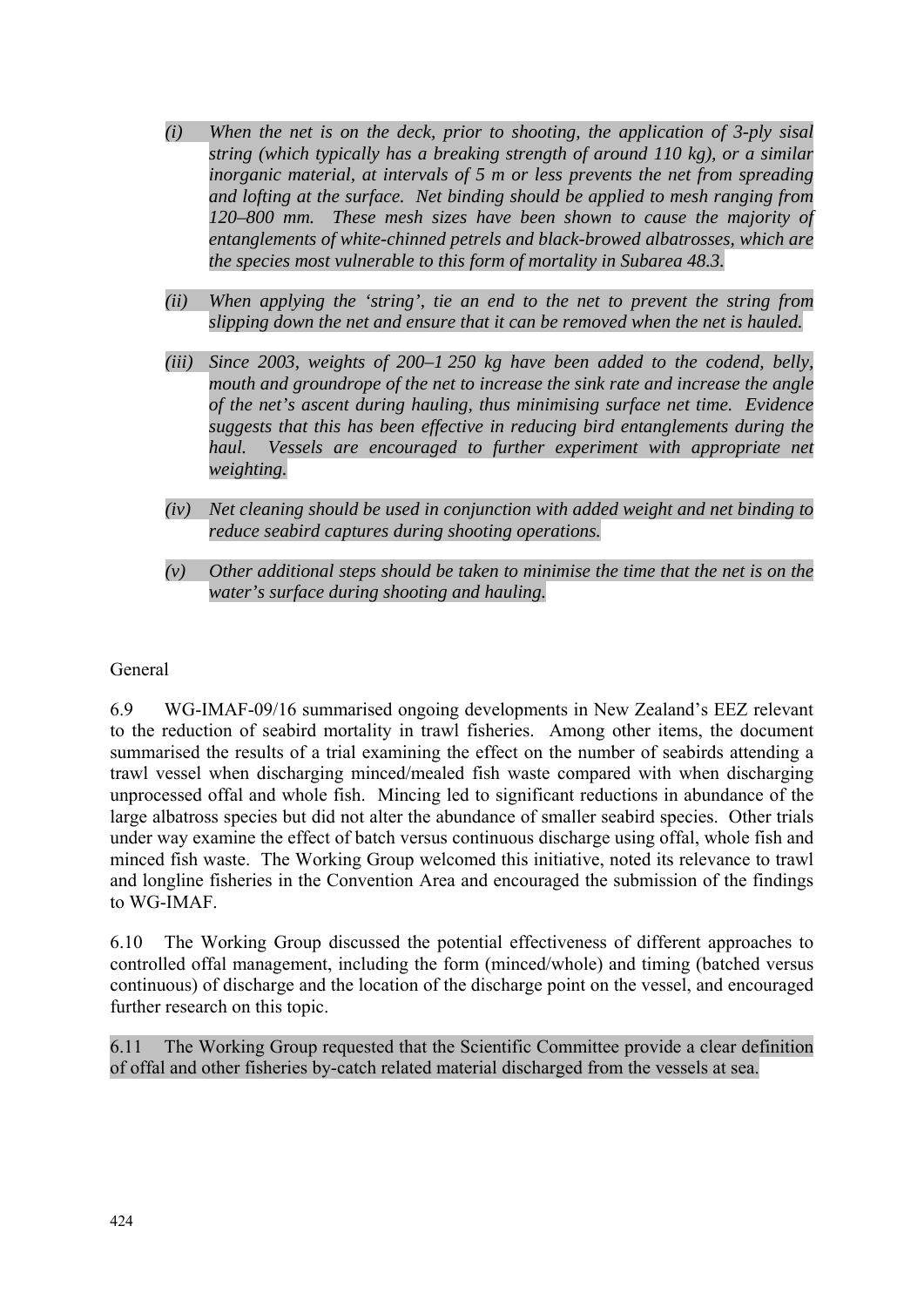*(i) When the net is on the deck, prior to shooting, the application of 3-ply sisal string (which typically has a breaking strength of around 110 kg), or a similar inorganic material, at intervals of 5 m or less prevents the net from spreading and lofting at the surface. Net binding should be applied to mesh ranging from 120–800 mm. These mesh sizes have been shown to cause the majority of entanglements of white-chinned petrels and black-browed albatrosses, which are the species most vulnerable to this form of mortality in Subarea 48.3.*

*(ii) When applying the 'string', tie an end to the net to prevent the string from slipping down the net and ensure that it can be removed when the net is hauled.*

*(iii) Since 2003, weights of 200–1 250 kg have been added to the codend, belly, mouth and groundrope of the net to increase the sink rate and increase the angle of the net's ascent during hauling, thus minimising surface net time. Evidence suggests that this has been effective in reducing bird entanglements during the haul. Vessels are encouraged to further experiment with appropriate net weighting.*

*(iv) Net cleaning should be used in conjunction with added weight and net binding to reduce seabird captures during shooting operations.*

*(v) Other additional steps should be taken to minimise the time that the net is on the water's surface during shooting and hauling.*

General

6.9 WG-IMAF-09/16 summarised ongoing developments in New Zealand's EEZ relevant to the reduction of seabird mortality in trawl fisheries. Among other items, the document summarised the results of a trial examining the effect on the number of seabirds attending a trawl vessel when discharging minced/mealed fish waste compared with when discharging unprocessed offal and whole fish. Mincing led to significant reductions in abundance of the large albatross species but did not alter the abundance of smaller seabird species. Other trials under way examine the effect of batch versus continuous discharge using offal, whole fish and minced fish waste. The Working Group welcomed this initiative, noted its relevance to trawl and longline fisheries in the Convention Area and encouraged the submission of the findings to WG-IMAF.

6.10 The Working Group discussed the potential effectiveness of different approaches to controlled offal management, including the form (minced/whole) and timing (batched versus continuous) of discharge and the location of the discharge point on the vessel, and encouraged further research on this topic.

6.11 The Working Group requested that the Scientific Committee provide a clear definition of offal and other fisheries by-catch related material discharged from the vessels at sea.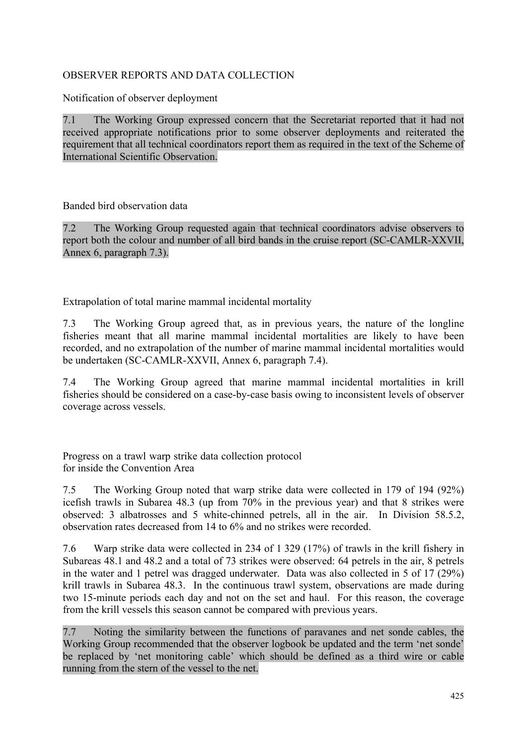# OBSERVER REPORTS AND DATA COLLECTION

## Notification of observer deployment

7.1 The Working Group expressed concern that the Secretariat reported that it had not received appropriate notifications prior to some observer deployments and reiterated the requirement that all technical coordinators report them as required in the text of the Scheme of International Scientific Observation.

## Banded bird observation data

7.2 The Working Group requested again that technical coordinators advise observers to report both the colour and number of all bird bands in the cruise report (SC-CAMLR-XXVII, Annex 6, paragraph 7.3).

## Extrapolation of total marine mammal incidental mortality

7.3 The Working Group agreed that, as in previous years, the nature of the longline fisheries meant that all marine mammal incidental mortalities are likely to have been recorded, and no extrapolation of the number of marine mammal incidental mortalities would be undertaken (SC-CAMLR-XXVII, Annex 6, paragraph 7.4).

7.4 The Working Group agreed that marine mammal incidental mortalities in krill fisheries should be considered on a case-by-case basis owing to inconsistent levels of observer coverage across vessels.

## Progress on a trawl warp strike data collection protocol for inside the Convention Area

7.5 The Working Group noted that warp strike data were collected in 179 of 194 (92%) icefish trawls in Subarea 48.3 (up from 70% in the previous year) and that 8 strikes were observed: 3 albatrosses and 5 white-chinned petrels, all in the air. In Division 58.5.2, observation rates decreased from 14 to 6% and no strikes were recorded.

7.6 Warp strike data were collected in 234 of 1 329 (17%) of trawls in the krill fishery in Subareas 48.1 and 48.2 and a total of 73 strikes were observed: 64 petrels in the air, 8 petrels in the water and 1 petrel was dragged underwater. Data was also collected in 5 of 17 (29%) krill trawls in Subarea 48.3. In the continuous trawl system, observations are made during two 15-minute periods each day and not on the set and haul. For this reason, the coverage from the krill vessels this season cannot be compared with previous years.

7.7 Noting the similarity between the functions of paravanes and net sonde cables, the Working Group recommended that the observer logbook be updated and the term 'net sonde' be replaced by 'net monitoring cable' which should be defined as a third wire or cable running from the stern of the vessel to the net.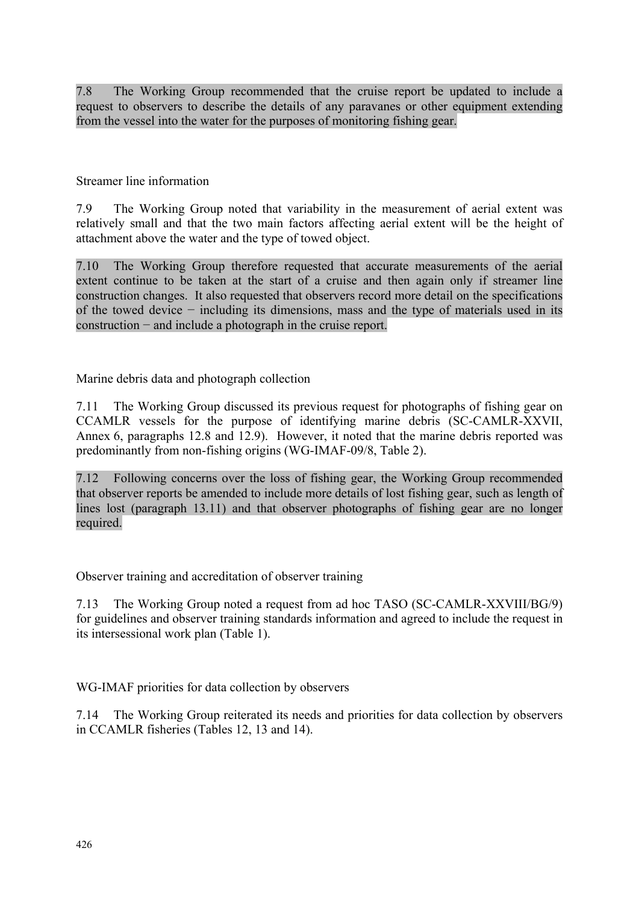7.8 The Working Group recommended that the cruise report be updated to include a request to observers to describe the details of any paravanes or other equipment extending from the vessel into the water for the purposes of monitoring fishing gear.

### Streamer line information

7.9 The Working Group noted that variability in the measurement of aerial extent was relatively small and that the two main factors affecting aerial extent will be the height of attachment above the water and the type of towed object.

7.10 The Working Group therefore requested that accurate measurements of the aerial extent continue to be taken at the start of a cruise and then again only if streamer line construction changes. It also requested that observers record more detail on the specifications of the towed device − including its dimensions, mass and the type of materials used in its construction − and include a photograph in the cruise report.

### Marine debris data and photograph collection

7.11 The Working Group discussed its previous request for photographs of fishing gear on CCAMLR vessels for the purpose of identifying marine debris (SC-CAMLR-XXVII, Annex 6, paragraphs 12.8 and 12.9). However, it noted that the marine debris reported was predominantly from non-fishing origins (WG-IMAF-09/8, Table 2).

7.12 Following concerns over the loss of fishing gear, the Working Group recommended that observer reports be amended to include more details of lost fishing gear, such as length of lines lost (paragraph 13.11) and that observer photographs of fishing gear are no longer required.

### Observer training and accreditation of observer training

7.13 The Working Group noted a request from ad hoc TASO (SC-CAMLR-XXVIII/BG/9) for guidelines and observer training standards information and agreed to include the request in its intersessional work plan (Table 1).

### WG-IMAF priorities for data collection by observers

7.14 The Working Group reiterated its needs and priorities for data collection by observers in CCAMLR fisheries (Tables 12, 13 and 14).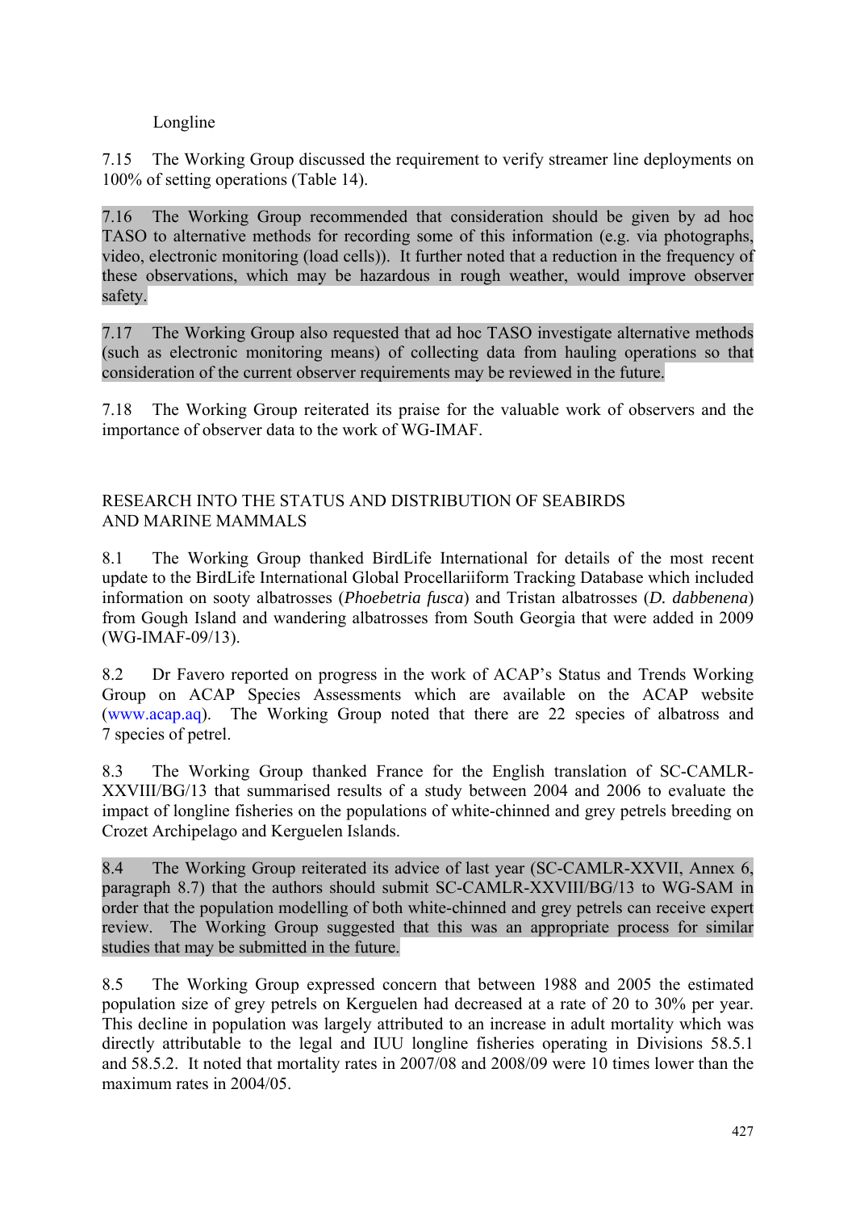### Longline

7.15 The Working Group discussed the requirement to verify streamer line deployments on 100% of setting operations (Table 14).

7.16 The Working Group recommended that consideration should be given by ad hoc TASO to alternative methods for recording some of this information (e.g. via photographs, video, electronic monitoring (load cells)). It further noted that a reduction in the frequency of these observations, which may be hazardous in rough weather, would improve observer safety.

7.17 The Working Group also requested that ad hoc TASO investigate alternative methods (such as electronic monitoring means) of collecting data from hauling operations so that consideration of the current observer requirements may be reviewed in the future.

7.18 The Working Group reiterated its praise for the valuable work of observers and the importance of observer data to the work of WG-IMAF.

## RESEARCH INTO THE STATUS AND DISTRIBUTION OF SEABIRDS AND MARINE MAMMALS

8.1 The Working Group thanked BirdLife International for details of the most recent update to the BirdLife International Global Procellariiform Tracking Database which included information on sooty albatrosses (*Phoebetria fusca*) and Tristan albatrosses (*D. dabbenena*) from Gough Island and wandering albatrosses from South Georgia that were added in 2009 (WG-IMAF-09/13).

8.2 Dr Favero reported on progress in the work of ACAP's Status and Trends Working Group on ACAP Species Assessments which are available on the ACAP website (www.acap.aq). The Working Group noted that there are 22 species of albatross and 7 species of petrel.

8.3 The Working Group thanked France for the English translation of SC-CAMLR-XXVIII/BG/13 that summarised results of a study between 2004 and 2006 to evaluate the impact of longline fisheries on the populations of white-chinned and grey petrels breeding on Crozet Archipelago and Kerguelen Islands.

8.4 The Working Group reiterated its advice of last year (SC-CAMLR-XXVII, Annex 6, paragraph 8.7) that the authors should submit SC-CAMLR-XXVIII/BG/13 to WG-SAM in order that the population modelling of both white-chinned and grey petrels can receive expert review. The Working Group suggested that this was an appropriate process for similar studies that may be submitted in the future.

8.5 The Working Group expressed concern that between 1988 and 2005 the estimated population size of grey petrels on Kerguelen had decreased at a rate of 20 to 30% per year. This decline in population was largely attributed to an increase in adult mortality which was directly attributable to the legal and IUU longline fisheries operating in Divisions 58.5.1 and 58.5.2. It noted that mortality rates in 2007/08 and 2008/09 were 10 times lower than the maximum rates in 2004/05.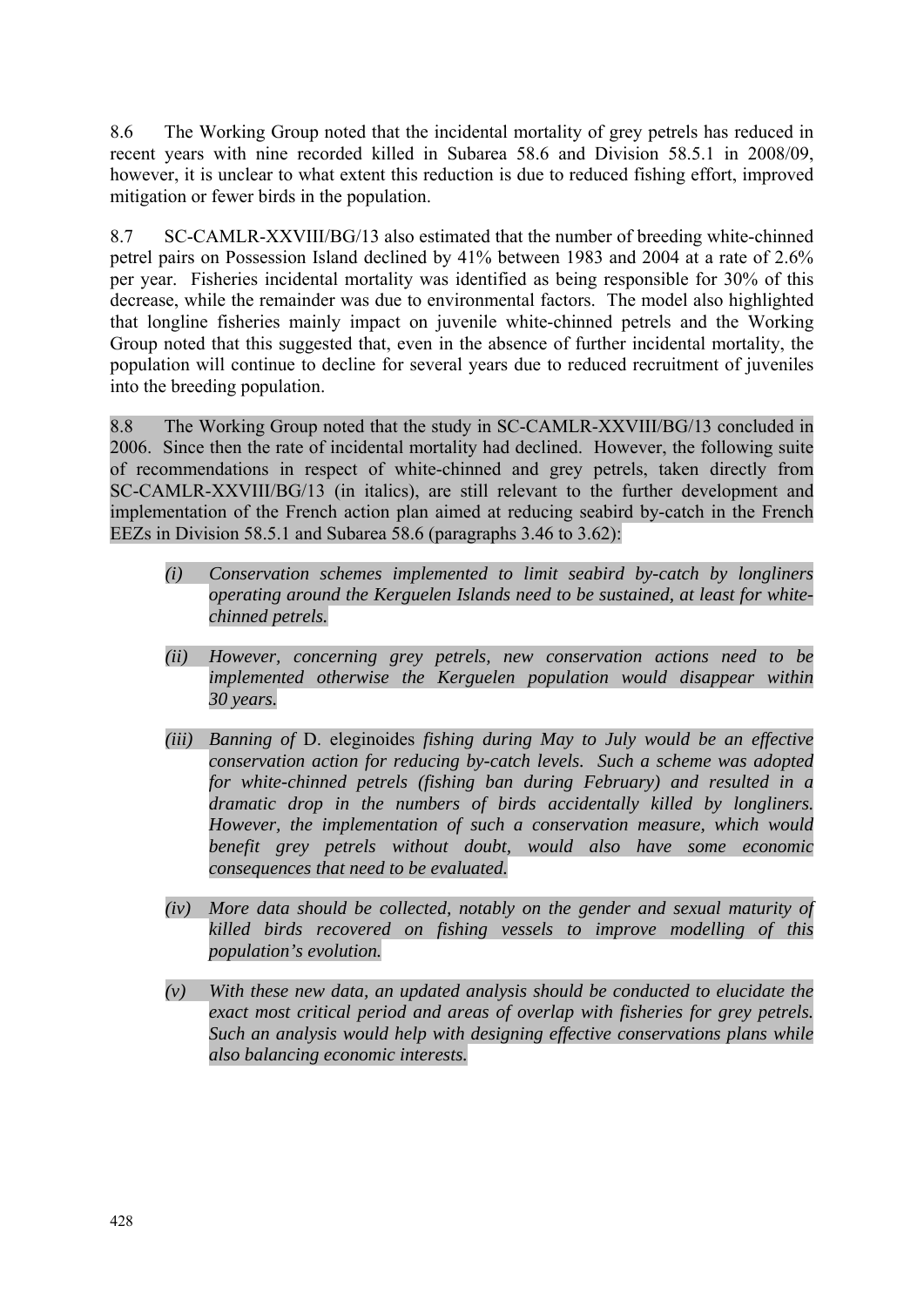8.6 The Working Group noted that the incidental mortality of grey petrels has reduced in recent years with nine recorded killed in Subarea 58.6 and Division 58.5.1 in 2008/09, however, it is unclear to what extent this reduction is due to reduced fishing effort, improved mitigation or fewer birds in the population.

8.7 SC-CAMLR-XXVIII/BG/13 also estimated that the number of breeding white-chinned petrel pairs on Possession Island declined by 41% between 1983 and 2004 at a rate of 2.6% per year. Fisheries incidental mortality was identified as being responsible for 30% of this decrease, while the remainder was due to environmental factors. The model also highlighted that longline fisheries mainly impact on juvenile white-chinned petrels and the Working Group noted that this suggested that, even in the absence of further incidental mortality, the population will continue to decline for several years due to reduced recruitment of juveniles into the breeding population.

8.8 The Working Group noted that the study in SC-CAMLR-XXVIII/BG/13 concluded in 2006. Since then the rate of incidental mortality had declined. However, the following suite of recommendations in respect of white-chinned and grey petrels, taken directly from SC-CAMLR-XXVIII/BG/13 (in italics), are still relevant to the further development and implementation of the French action plan aimed at reducing seabird by-catch in the French EEZs in Division 58.5.1 and Subarea 58.6 (paragraphs 3.46 to 3.62):

*(i) Conservation schemes implemented to limit seabird by-catch by longliners operating around the Kerguelen Islands need to be sustained, at least for white-chinned petrels.*

*(ii) However, concerning grey petrels, new conservation actions need to be implemented otherwise the Kerguelen population would disappear within 30 years.*

*(iii) Banning of* D. eleginoides *fishing during May to July would be an effective conservation action for reducing by-catch levels. Such a scheme was adopted for white-chinned petrels (fishing ban during February) and resulted in a dramatic drop in the numbers of birds accidentally killed by longliners. However, the implementation of such a conservation measure, which would benefit grey petrels without doubt, would also have some economic consequences that need to be evaluated.*

*(iv) More data should be collected, notably on the gender and sexual maturity of killed birds recovered on fishing vessels to improve modelling of this population's evolution.*

*(v) With these new data, an updated analysis should be conducted to elucidate the exact most critical period and areas of overlap with fisheries for grey petrels. Such an analysis would help with designing effective conservations plans while also balancing economic interests.*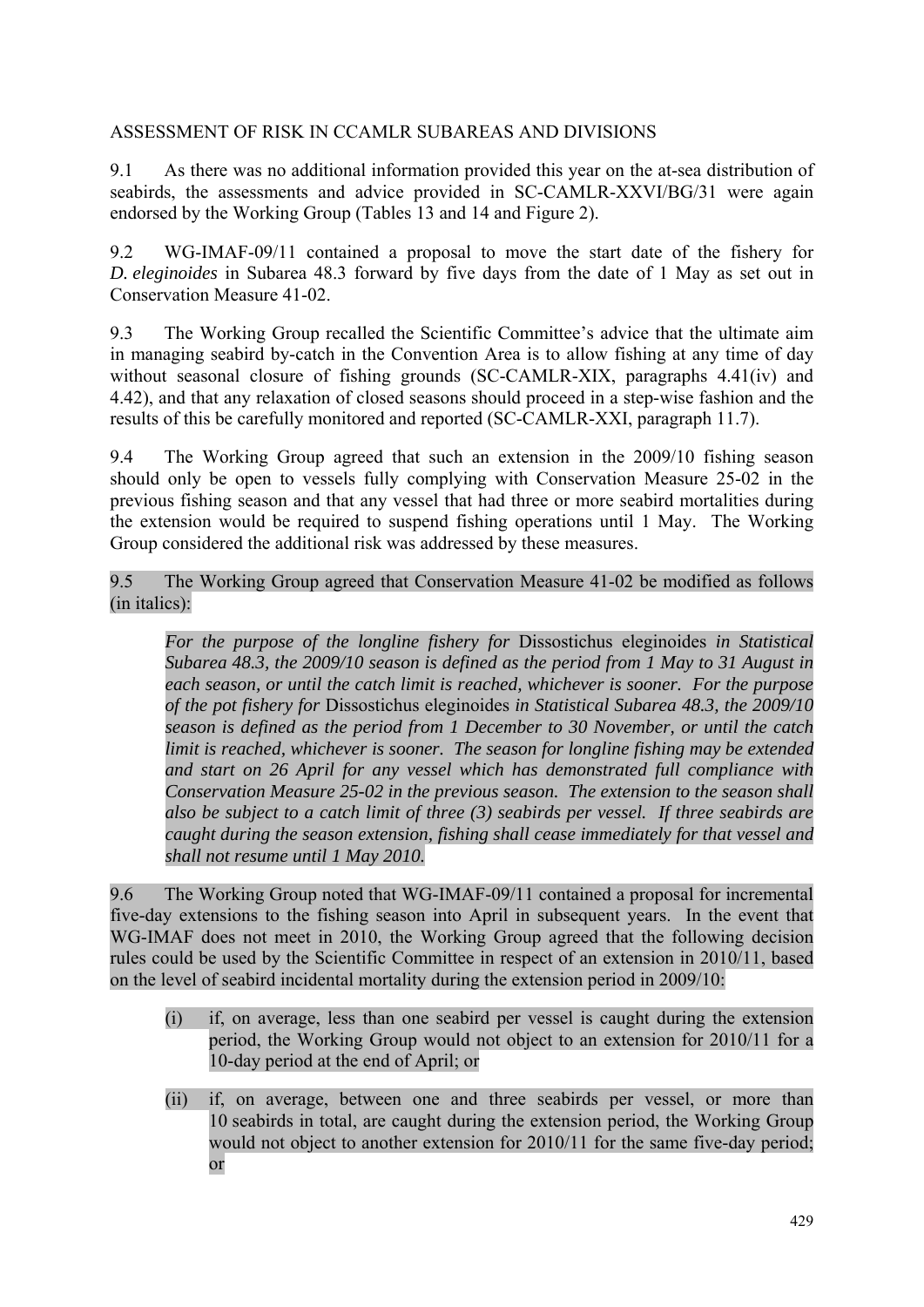ASSESSMENT OF RISK IN CCAMLR SUBAREAS AND DIVISIONS

9.1 As there was no additional information provided this year on the at-sea distribution of seabirds, the assessments and advice provided in SC-CAMLR-XXVI/BG/31 were again endorsed by the Working Group (Tables 13 and 14 and Figure 2).

9.2 WG-IMAF-09/11 contained a proposal to move the start date of the fishery for *D. eleginoides* in Subarea 48.3 forward by five days from the date of 1 May as set out in Conservation Measure 41-02.

9.3 The Working Group recalled the Scientific Committee's advice that the ultimate aim in managing seabird by-catch in the Convention Area is to allow fishing at any time of day without seasonal closure of fishing grounds (SC-CAMLR-XIX, paragraphs 4.41(iv) and 4.42), and that any relaxation of closed seasons should proceed in a step-wise fashion and the results of this be carefully monitored and reported (SC-CAMLR-XXI, paragraph 11.7).

9.4 The Working Group agreed that such an extension in the 2009/10 fishing season should only be open to vessels fully complying with Conservation Measure 25-02 in the previous fishing season and that any vessel that had three or more seabird mortalities during the extension would be required to suspend fishing operations until 1 May. The Working Group considered the additional risk was addressed by these measures.

9.5 The Working Group agreed that Conservation Measure 41-02 be modified as follows (in italics):

> *For the purpose of the longline fishery for* Dissostichus eleginoides *in Statistical Subarea 48.3, the 2009/10 season is defined as the period from 1 May to 31 August in each season, or until the catch limit is reached, whichever is sooner. For the purpose of the pot fishery for* Dissostichus eleginoides *in Statistical Subarea 48.3, the 2009/10 season is defined as the period from 1 December to 30 November, or until the catch limit is reached, whichever is sooner. The season for longline fishing may be extended and start on 26 April for any vessel which has demonstrated full compliance with Conservation Measure 25-02 in the previous season. The extension to the season shall also be subject to a catch limit of three (3) seabirds per vessel. If three seabirds are caught during the season extension, fishing shall cease immediately for that vessel and shall not resume until 1 May 2010.*

9.6 The Working Group noted that WG-IMAF-09/11 contained a proposal for incremental five-day extensions to the fishing season into April in subsequent years. In the event that WG-IMAF does not meet in 2010, the Working Group agreed that the following decision rules could be used by the Scientific Committee in respect of an extension in 2010/11, based on the level of seabird incidental mortality during the extension period in 2009/10:

(i) if, on average, less than one seabird per vessel is caught during the extension period, the Working Group would not object to an extension for 2010/11 for a 10-day period at the end of April; or

(ii) if, on average, between one and three seabirds per vessel, or more than 10 seabirds in total, are caught during the extension period, the Working Group would not object to another extension for 2010/11 for the same five-day period; or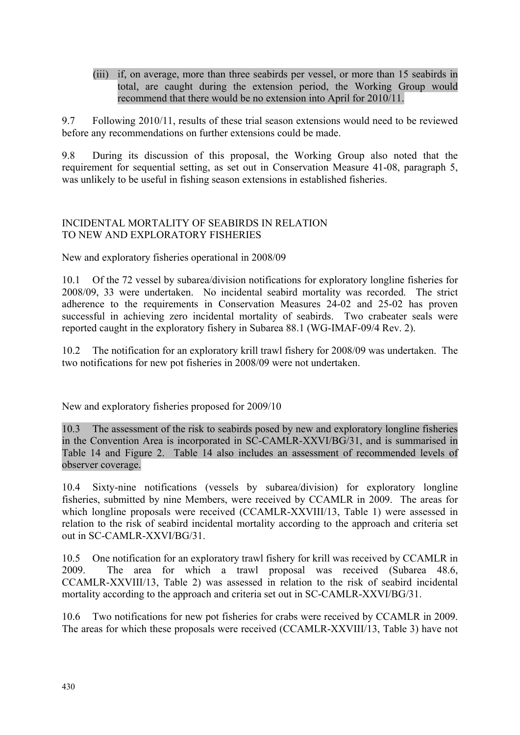(iii) if, on average, more than three seabirds per vessel, or more than 15 seabirds in total, are caught during the extension period, the Working Group would recommend that there would be no extension into April for 2010/11.

9.7 Following 2010/11, results of these trial season extensions would need to be reviewed before any recommendations on further extensions could be made.

9.8 During its discussion of this proposal, the Working Group also noted that the requirement for sequential setting, as set out in Conservation Measure 41-08, paragraph 5, was unlikely to be useful in fishing season extensions in established fisheries.

## INCIDENTAL MORTALITY OF SEABIRDS IN RELATION TO NEW AND EXPLORATORY FISHERIES

### New and exploratory fisheries operational in 2008/09

10.1 Of the 72 vessel by subarea/division notifications for exploratory longline fisheries for 2008/09, 33 were undertaken. No incidental seabird mortality was recorded. The strict adherence to the requirements in Conservation Measures 24-02 and 25-02 has proven successful in achieving zero incidental mortality of seabirds. Two crabeater seals were reported caught in the exploratory fishery in Subarea 88.1 (WG-IMAF-09/4 Rev. 2).

10.2 The notification for an exploratory krill trawl fishery for 2008/09 was undertaken. The two notifications for new pot fisheries in 2008/09 were not undertaken.

### New and exploratory fisheries proposed for 2009/10

10.3 The assessment of the risk to seabirds posed by new and exploratory longline fisheries in the Convention Area is incorporated in SC-CAMLR-XXVI/BG/31, and is summarised in Table 14 and Figure 2. Table 14 also includes an assessment of recommended levels of observer coverage.

10.4 Sixty-nine notifications (vessels by subarea/division) for exploratory longline fisheries, submitted by nine Members, were received by CCAMLR in 2009. The areas for which longline proposals were received (CCAMLR-XXVIII/13, Table 1) were assessed in relation to the risk of seabird incidental mortality according to the approach and criteria set out in SC-CAMLR-XXVI/BG/31.

10.5 One notification for an exploratory trawl fishery for krill was received by CCAMLR in 2009. The area for which a trawl proposal was received (Subarea 48.6, CCAMLR-XXVIII/13, Table 2) was assessed in relation to the risk of seabird incidental mortality according to the approach and criteria set out in SC-CAMLR-XXVI/BG/31.

10.6 Two notifications for new pot fisheries for crabs were received by CCAMLR in 2009. The areas for which these proposals were received (CCAMLR-XXVIII/13, Table 3) have not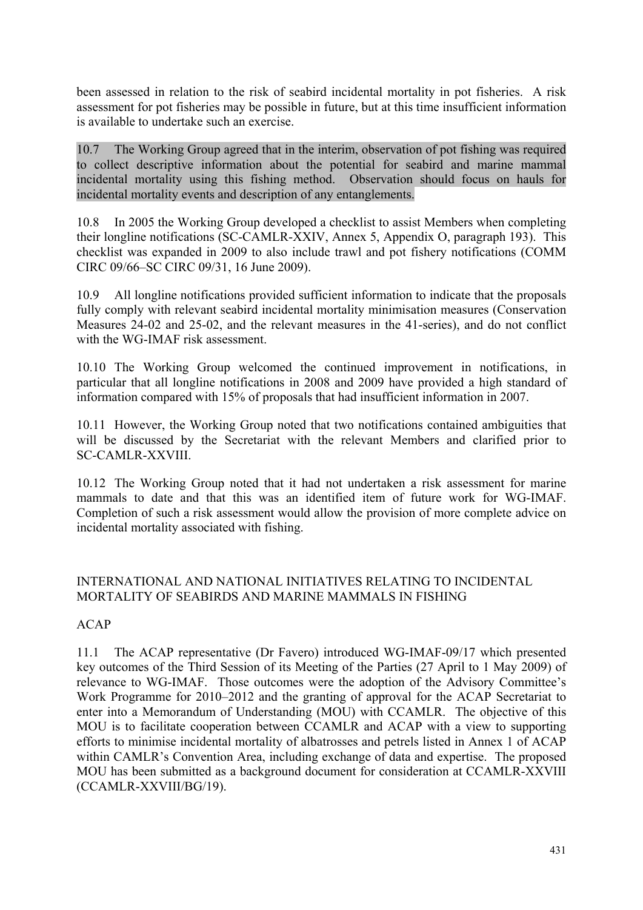been assessed in relation to the risk of seabird incidental mortality in pot fisheries. A risk assessment for pot fisheries may be possible in future, but at this time insufficient information is available to undertake such an exercise.

10.7 The Working Group agreed that in the interim, observation of pot fishing was required to collect descriptive information about the potential for seabird and marine mammal incidental mortality using this fishing method. Observation should focus on hauls for incidental mortality events and description of any entanglements.

10.8 In 2005 the Working Group developed a checklist to assist Members when completing their longline notifications (SC-CAMLR-XXIV, Annex 5, Appendix O, paragraph 193). This checklist was expanded in 2009 to also include trawl and pot fishery notifications (COMM CIRC 09/66–SC CIRC 09/31, 16 June 2009).

10.9 All longline notifications provided sufficient information to indicate that the proposals fully comply with relevant seabird incidental mortality minimisation measures (Conservation Measures 24-02 and 25-02, and the relevant measures in the 41-series), and do not conflict with the WG-IMAF risk assessment.

10.10 The Working Group welcomed the continued improvement in notifications, in particular that all longline notifications in 2008 and 2009 have provided a high standard of information compared with 15% of proposals that had insufficient information in 2007.

10.11 However, the Working Group noted that two notifications contained ambiguities that will be discussed by the Secretariat with the relevant Members and clarified prior to SC-CAMLR-XXVIII.

10.12 The Working Group noted that it had not undertaken a risk assessment for marine mammals to date and that this was an identified item of future work for WG-IMAF. Completion of such a risk assessment would allow the provision of more complete advice on incidental mortality associated with fishing.

## INTERNATIONAL AND NATIONAL INITIATIVES RELATING TO INCIDENTAL MORTALITY OF SEABIRDS AND MARINE MAMMALS IN FISHING

### ACAP

11.1 The ACAP representative (Dr Favero) introduced WG-IMAF-09/17 which presented key outcomes of the Third Session of its Meeting of the Parties (27 April to 1 May 2009) of relevance to WG-IMAF. Those outcomes were the adoption of the Advisory Committee's Work Programme for 2010–2012 and the granting of approval for the ACAP Secretariat to enter into a Memorandum of Understanding (MOU) with CCAMLR. The objective of this MOU is to facilitate cooperation between CCAMLR and ACAP with a view to supporting efforts to minimise incidental mortality of albatrosses and petrels listed in Annex 1 of ACAP within CAMLR's Convention Area, including exchange of data and expertise. The proposed MOU has been submitted as a background document for consideration at CCAMLR-XXVIII (CCAMLR-XXVIII/BG/19).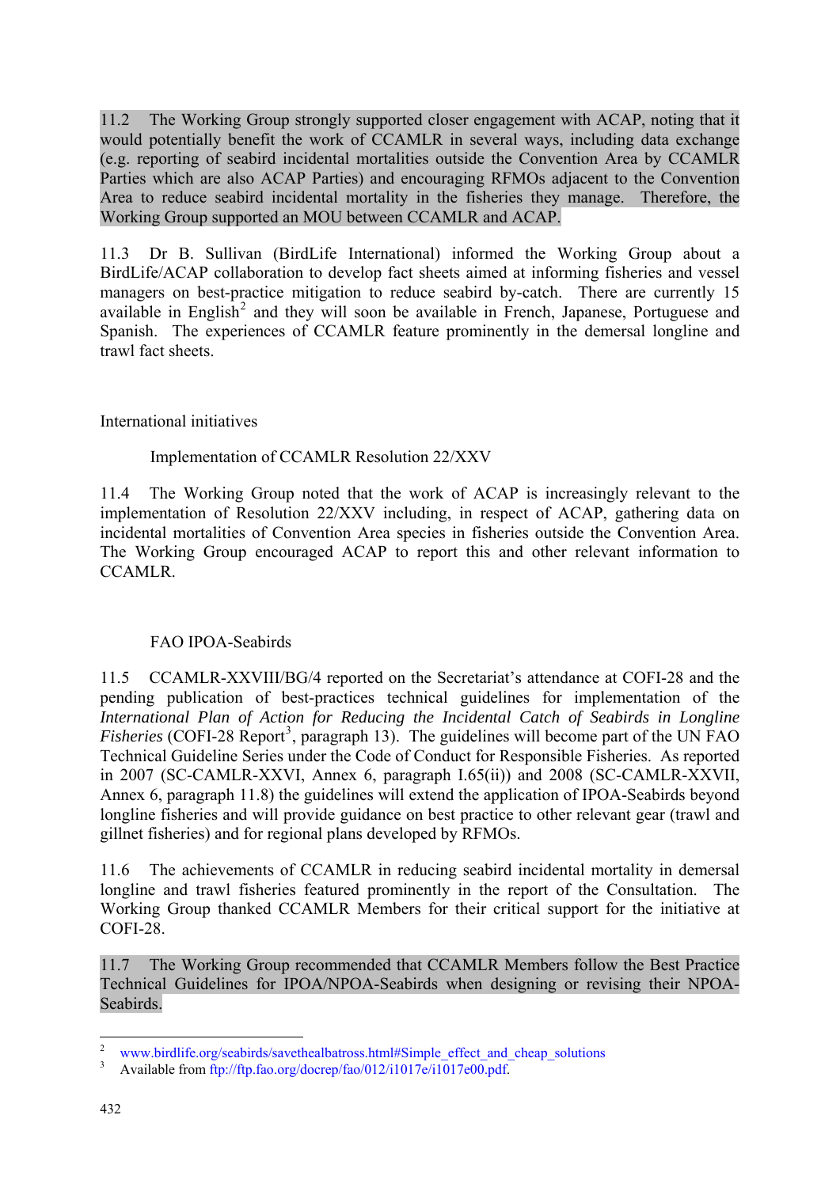11.2 The Working Group strongly supported closer engagement with ACAP, noting that it would potentially benefit the work of CCAMLR in several ways, including data exchange (e.g. reporting of seabird incidental mortalities outside the Convention Area by CCAMLR Parties which are also ACAP Parties) and encouraging RFMOs adjacent to the Convention Area to reduce seabird incidental mortality in the fisheries they manage. Therefore, the Working Group supported an MOU between CCAMLR and ACAP.

11.3 Dr B. Sullivan (BirdLife International) informed the Working Group about a BirdLife/ACAP collaboration to develop fact sheets aimed at informing fisheries and vessel managers on best-practice mitigation to reduce seabird by-catch. There are currently 15 available in English[2] and they will soon be available in French, Japanese, Portuguese and Spanish. The experiences of CCAMLR feature prominently in the demersal longline and trawl fact sheets.

## International initiatives

### Implementation of CCAMLR Resolution 22/XXV

11.4 The Working Group noted that the work of ACAP is increasingly relevant to the implementation of Resolution 22/XXV including, in respect of ACAP, gathering data on incidental mortalities of Convention Area species in fisheries outside the Convention Area. The Working Group encouraged ACAP to report this and other relevant information to CCAMLR.

### FAO IPOA-Seabirds

11.5 CCAMLR-XXVIII/BG/4 reported on the Secretariat's attendance at COFI-28 and the pending publication of best-practices technical guidelines for implementation of the *International Plan of Action for Reducing the Incidental Catch of Seabirds in Longline Fisheries* (COFI-28 Report[3], paragraph 13). The guidelines will become part of the UN FAO Technical Guideline Series under the Code of Conduct for Responsible Fisheries. As reported in 2007 (SC-CAMLR-XXVI, Annex 6, paragraph I.65(ii)) and 2008 (SC-CAMLR-XXVII, Annex 6, paragraph 11.8) the guidelines will extend the application of IPOA-Seabirds beyond longline fisheries and will provide guidance on best practice to other relevant gear (trawl and gillnet fisheries) and for regional plans developed by RFMOs.

11.6 The achievements of CCAMLR in reducing seabird incidental mortality in demersal longline and trawl fisheries featured prominently in the report of the Consultation. The Working Group thanked CCAMLR Members for their critical support for the initiative at COFI-28.

11.7 The Working Group recommended that CCAMLR Members follow the Best Practice Technical Guidelines for IPOA/NPOA-Seabirds when designing or revising their NPOA-Seabirds.

---

[2] www.birdlife.org/seabirds/savethealbatross.html#Simple_effect_and_cheap_solutions

[3] Available from ftp://ftp.fao.org/docrep/fao/012/i1017e/i1017e00.pdf.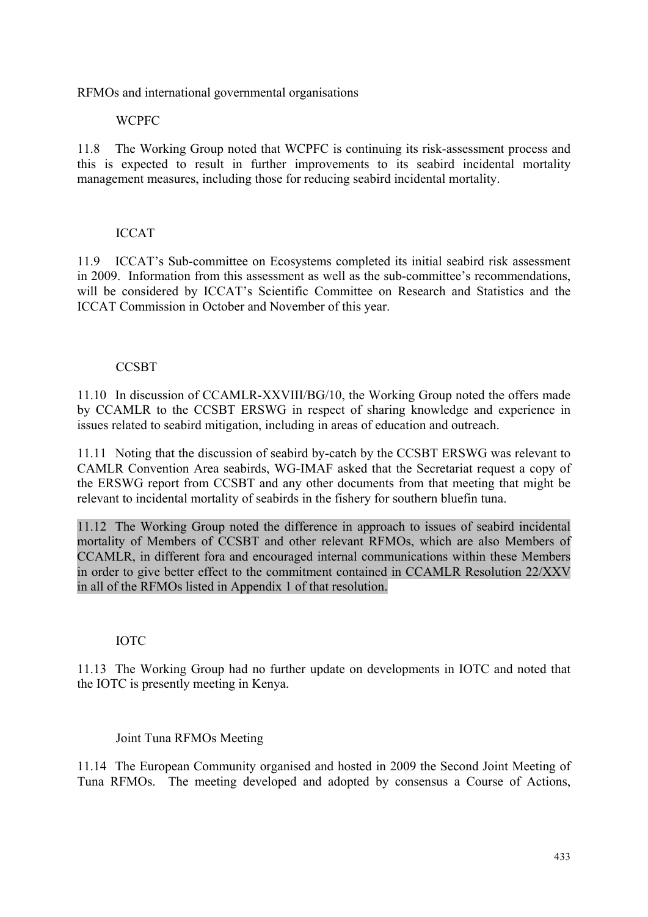RFMOs and international governmental organisations

WCPFC

11.8 The Working Group noted that WCPFC is continuing its risk-assessment process and this is expected to result in further improvements to its seabird incidental mortality management measures, including those for reducing seabird incidental mortality.

ICCAT

11.9 ICCAT's Sub-committee on Ecosystems completed its initial seabird risk assessment in 2009. Information from this assessment as well as the sub-committee's recommendations, will be considered by ICCAT's Scientific Committee on Research and Statistics and the ICCAT Commission in October and November of this year.

CCSBT

11.10 In discussion of CCAMLR-XXVIII/BG/10, the Working Group noted the offers made by CCAMLR to the CCSBT ERSWG in respect of sharing knowledge and experience in issues related to seabird mitigation, including in areas of education and outreach.

11.11 Noting that the discussion of seabird by-catch by the CCSBT ERSWG was relevant to CAMLR Convention Area seabirds, WG-IMAF asked that the Secretariat request a copy of the ERSWG report from CCSBT and any other documents from that meeting that might be relevant to incidental mortality of seabirds in the fishery for southern bluefin tuna.

11.12 The Working Group noted the difference in approach to issues of seabird incidental mortality of Members of CCSBT and other relevant RFMOs, which are also Members of CCAMLR, in different fora and encouraged internal communications within these Members in order to give better effect to the commitment contained in CCAMLR Resolution 22/XXV in all of the RFMOs listed in Appendix 1 of that resolution.

IOTC

11.13 The Working Group had no further update on developments in IOTC and noted that the IOTC is presently meeting in Kenya.

Joint Tuna RFMOs Meeting

11.14 The European Community organised and hosted in 2009 the Second Joint Meeting of Tuna RFMOs. The meeting developed and adopted by consensus a Course of Actions,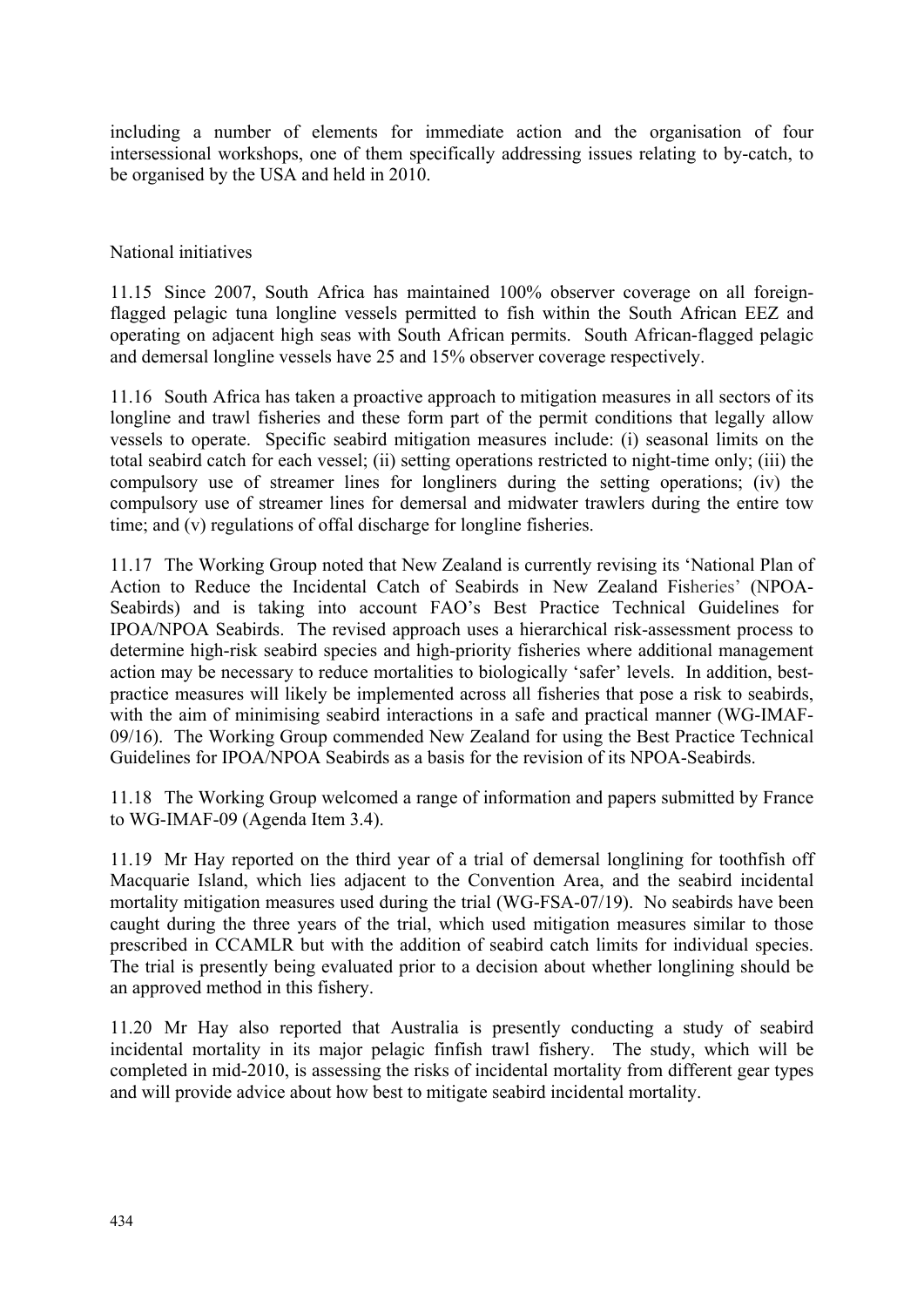including a number of elements for immediate action and the organisation of four intersessional workshops, one of them specifically addressing issues relating to by-catch, to be organised by the USA and held in 2010.

National initiatives

11.15 Since 2007, South Africa has maintained 100% observer coverage on all foreign-flagged pelagic tuna longline vessels permitted to fish within the South African EEZ and operating on adjacent high seas with South African permits. South African-flagged pelagic and demersal longline vessels have 25 and 15% observer coverage respectively.

11.16 South Africa has taken a proactive approach to mitigation measures in all sectors of its longline and trawl fisheries and these form part of the permit conditions that legally allow vessels to operate. Specific seabird mitigation measures include: (i) seasonal limits on the total seabird catch for each vessel; (ii) setting operations restricted to night-time only; (iii) the compulsory use of streamer lines for longliners during the setting operations; (iv) the compulsory use of streamer lines for demersal and midwater trawlers during the entire tow time; and (v) regulations of offal discharge for longline fisheries.

11.17 The Working Group noted that New Zealand is currently revising its 'National Plan of Action to Reduce the Incidental Catch of Seabirds in New Zealand Fisheries' (NPOA-Seabirds) and is taking into account FAO's Best Practice Technical Guidelines for IPOA/NPOA Seabirds. The revised approach uses a hierarchical risk-assessment process to determine high-risk seabird species and high-priority fisheries where additional management action may be necessary to reduce mortalities to biologically 'safer' levels. In addition, best-practice measures will likely be implemented across all fisheries that pose a risk to seabirds, with the aim of minimising seabird interactions in a safe and practical manner (WG-IMAF-09/16). The Working Group commended New Zealand for using the Best Practice Technical Guidelines for IPOA/NPOA Seabirds as a basis for the revision of its NPOA-Seabirds.

11.18 The Working Group welcomed a range of information and papers submitted by France to WG-IMAF-09 (Agenda Item 3.4).

11.19 Mr Hay reported on the third year of a trial of demersal longlining for toothfish off Macquarie Island, which lies adjacent to the Convention Area, and the seabird incidental mortality mitigation measures used during the trial (WG-FSA-07/19). No seabirds have been caught during the three years of the trial, which used mitigation measures similar to those prescribed in CCAMLR but with the addition of seabird catch limits for individual species. The trial is presently being evaluated prior to a decision about whether longlining should be an approved method in this fishery.

11.20 Mr Hay also reported that Australia is presently conducting a study of seabird incidental mortality in its major pelagic finfish trawl fishery. The study, which will be completed in mid-2010, is assessing the risks of incidental mortality from different gear types and will provide advice about how best to mitigate seabird incidental mortality.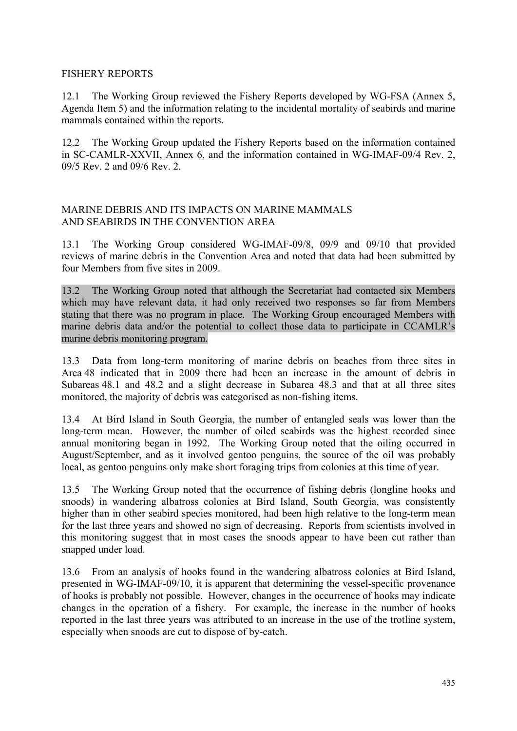## FISHERY REPORTS

12.1 The Working Group reviewed the Fishery Reports developed by WG-FSA (Annex 5, Agenda Item 5) and the information relating to the incidental mortality of seabirds and marine mammals contained within the reports.

12.2 The Working Group updated the Fishery Reports based on the information contained in SC-CAMLR-XXVII, Annex 6, and the information contained in WG-IMAF-09/4 Rev. 2, 09/5 Rev. 2 and 09/6 Rev. 2.

## MARINE DEBRIS AND ITS IMPACTS ON MARINE MAMMALS AND SEABIRDS IN THE CONVENTION AREA

13.1 The Working Group considered WG-IMAF-09/8, 09/9 and 09/10 that provided reviews of marine debris in the Convention Area and noted that data had been submitted by four Members from five sites in 2009.

13.2 The Working Group noted that although the Secretariat had contacted six Members which may have relevant data, it had only received two responses so far from Members stating that there was no program in place. The Working Group encouraged Members with marine debris data and/or the potential to collect those data to participate in CCAMLR's marine debris monitoring program.

13.3 Data from long-term monitoring of marine debris on beaches from three sites in Area 48 indicated that in 2009 there had been an increase in the amount of debris in Subareas 48.1 and 48.2 and a slight decrease in Subarea 48.3 and that at all three sites monitored, the majority of debris was categorised as non-fishing items.

13.4 At Bird Island in South Georgia, the number of entangled seals was lower than the long-term mean. However, the number of oiled seabirds was the highest recorded since annual monitoring began in 1992. The Working Group noted that the oiling occurred in August/September, and as it involved gentoo penguins, the source of the oil was probably local, as gentoo penguins only make short foraging trips from colonies at this time of year.

13.5 The Working Group noted that the occurrence of fishing debris (longline hooks and snoods) in wandering albatross colonies at Bird Island, South Georgia, was consistently higher than in other seabird species monitored, had been high relative to the long-term mean for the last three years and showed no sign of decreasing. Reports from scientists involved in this monitoring suggest that in most cases the snoods appear to have been cut rather than snapped under load.

13.6 From an analysis of hooks found in the wandering albatross colonies at Bird Island, presented in WG-IMAF-09/10, it is apparent that determining the vessel-specific provenance of hooks is probably not possible. However, changes in the occurrence of hooks may indicate changes in the operation of a fishery. For example, the increase in the number of hooks reported in the last three years was attributed to an increase in the use of the trotline system, especially when snoods are cut to dispose of by-catch.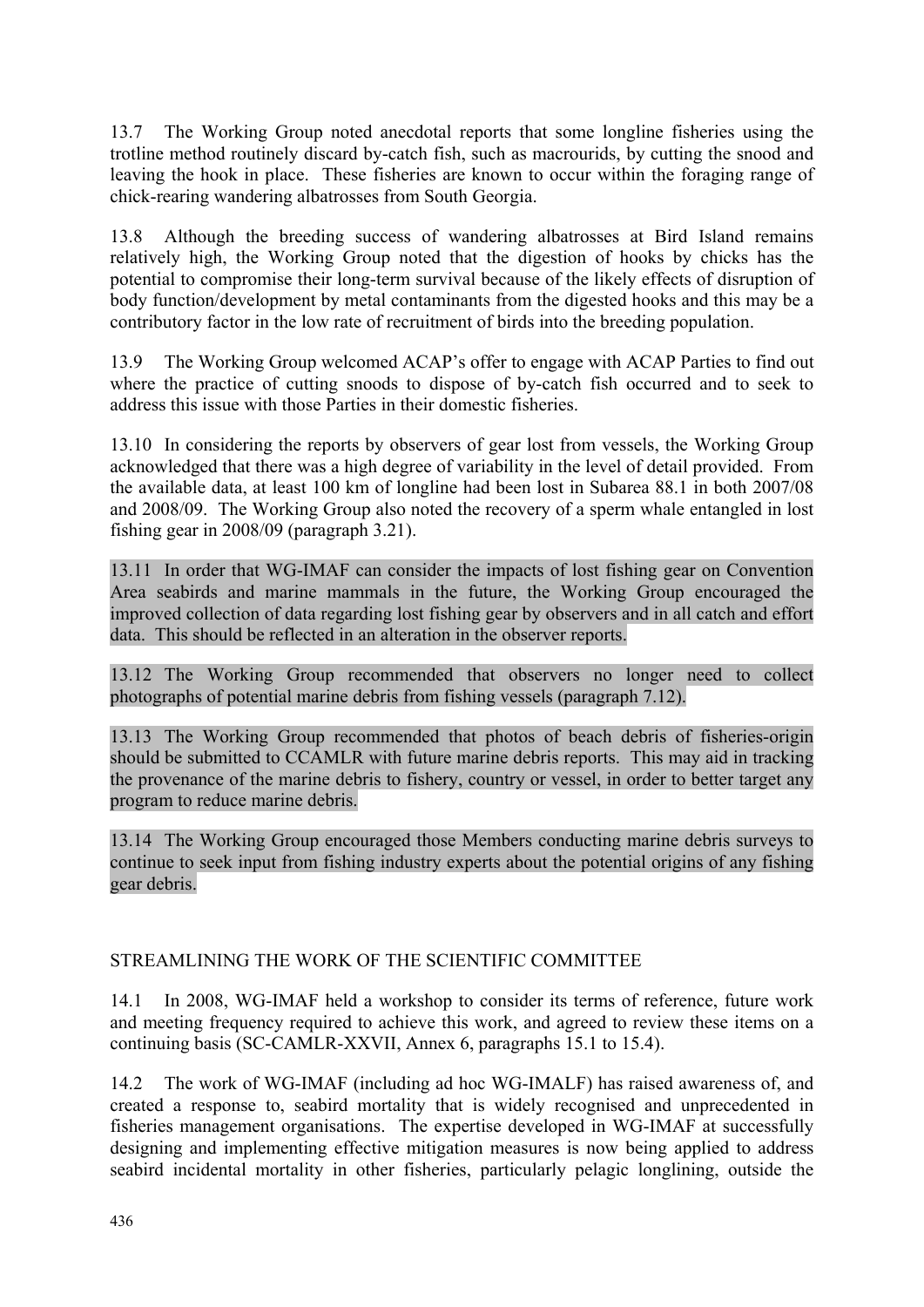13.7 The Working Group noted anecdotal reports that some longline fisheries using the trotline method routinely discard by-catch fish, such as macrourids, by cutting the snood and leaving the hook in place. These fisheries are known to occur within the foraging range of chick-rearing wandering albatrosses from South Georgia.

13.8 Although the breeding success of wandering albatrosses at Bird Island remains relatively high, the Working Group noted that the digestion of hooks by chicks has the potential to compromise their long-term survival because of the likely effects of disruption of body function/development by metal contaminants from the digested hooks and this may be a contributory factor in the low rate of recruitment of birds into the breeding population.

13.9 The Working Group welcomed ACAP's offer to engage with ACAP Parties to find out where the practice of cutting snoods to dispose of by-catch fish occurred and to seek to address this issue with those Parties in their domestic fisheries.

13.10 In considering the reports by observers of gear lost from vessels, the Working Group acknowledged that there was a high degree of variability in the level of detail provided. From the available data, at least 100 km of longline had been lost in Subarea 88.1 in both 2007/08 and 2008/09. The Working Group also noted the recovery of a sperm whale entangled in lost fishing gear in 2008/09 (paragraph 3.21).

13.11 In order that WG-IMAF can consider the impacts of lost fishing gear on Convention Area seabirds and marine mammals in the future, the Working Group encouraged the improved collection of data regarding lost fishing gear by observers and in all catch and effort data. This should be reflected in an alteration in the observer reports.

13.12 The Working Group recommended that observers no longer need to collect photographs of potential marine debris from fishing vessels (paragraph 7.12).

13.13 The Working Group recommended that photos of beach debris of fisheries-origin should be submitted to CCAMLR with future marine debris reports. This may aid in tracking the provenance of the marine debris to fishery, country or vessel, in order to better target any program to reduce marine debris.

13.14 The Working Group encouraged those Members conducting marine debris surveys to continue to seek input from fishing industry experts about the potential origins of any fishing gear debris.

## STREAMLINING THE WORK OF THE SCIENTIFIC COMMITTEE

14.1 In 2008, WG-IMAF held a workshop to consider its terms of reference, future work and meeting frequency required to achieve this work, and agreed to review these items on a continuing basis (SC-CAMLR-XXVII, Annex 6, paragraphs 15.1 to 15.4).

14.2 The work of WG-IMAF (including ad hoc WG-IMALF) has raised awareness of, and created a response to, seabird mortality that is widely recognised and unprecedented in fisheries management organisations. The expertise developed in WG-IMAF at successfully designing and implementing effective mitigation measures is now being applied to address seabird incidental mortality in other fisheries, particularly pelagic longlining, outside the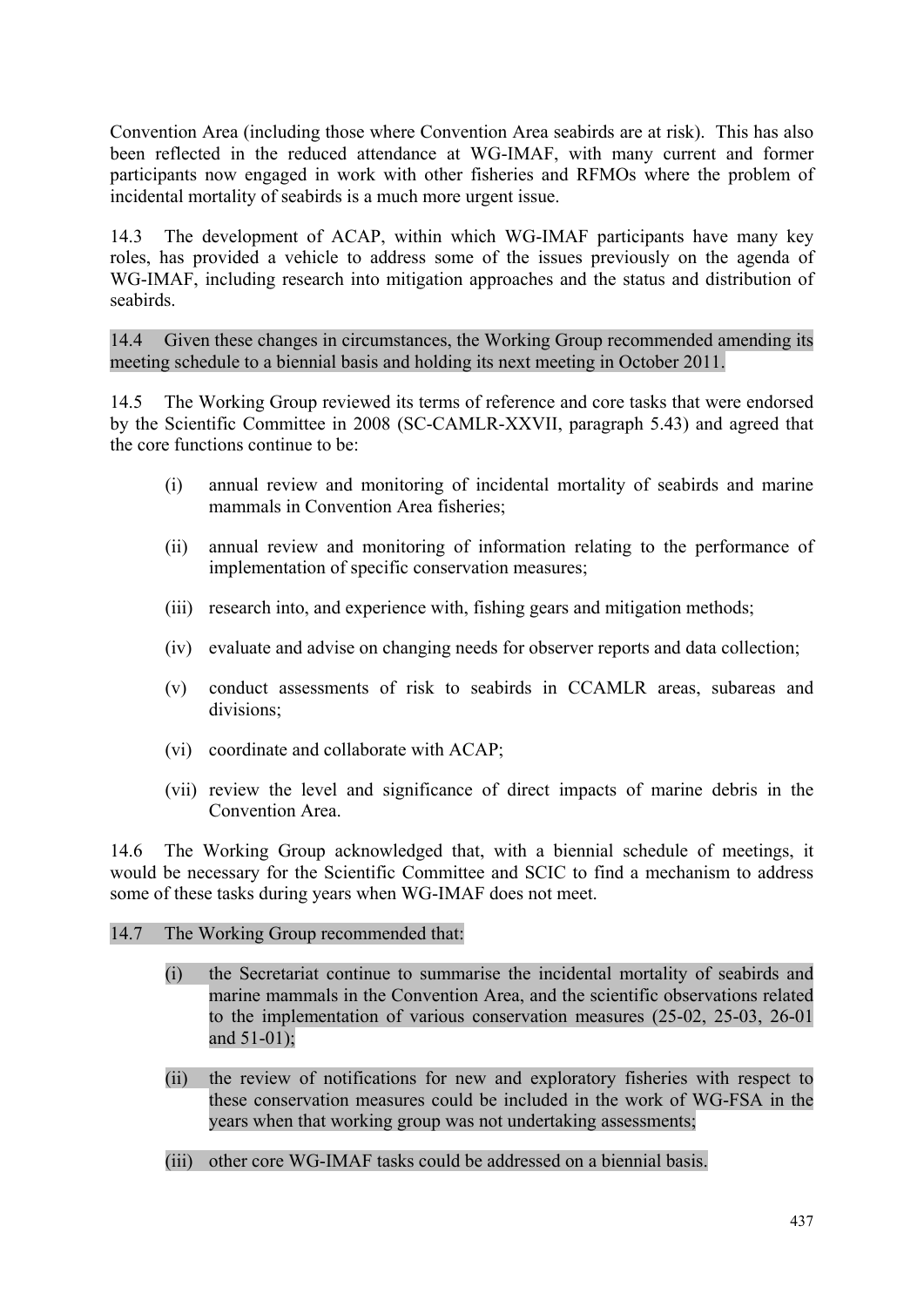Convention Area (including those where Convention Area seabirds are at risk). This has also been reflected in the reduced attendance at WG-IMAF, with many current and former participants now engaged in work with other fisheries and RFMOs where the problem of incidental mortality of seabirds is a much more urgent issue.

14.3 The development of ACAP, within which WG-IMAF participants have many key roles, has provided a vehicle to address some of the issues previously on the agenda of WG-IMAF, including research into mitigation approaches and the status and distribution of seabirds.

14.4 Given these changes in circumstances, the Working Group recommended amending its meeting schedule to a biennial basis and holding its next meeting in October 2011.

14.5 The Working Group reviewed its terms of reference and core tasks that were endorsed by the Scientific Committee in 2008 (SC-CAMLR-XXVII, paragraph 5.43) and agreed that the core functions continue to be:

(i) annual review and monitoring of incidental mortality of seabirds and marine mammals in Convention Area fisheries;

(ii) annual review and monitoring of information relating to the performance of implementation of specific conservation measures;

(iii) research into, and experience with, fishing gears and mitigation methods;

(iv) evaluate and advise on changing needs for observer reports and data collection;

(v) conduct assessments of risk to seabirds in CCAMLR areas, subareas and divisions;

(vi) coordinate and collaborate with ACAP;

(vii) review the level and significance of direct impacts of marine debris in the Convention Area.

14.6 The Working Group acknowledged that, with a biennial schedule of meetings, it would be necessary for the Scientific Committee and SCIC to find a mechanism to address some of these tasks during years when WG-IMAF does not meet.

14.7 The Working Group recommended that:

(i) the Secretariat continue to summarise the incidental mortality of seabirds and marine mammals in the Convention Area, and the scientific observations related to the implementation of various conservation measures (25-02, 25-03, 26-01 and 51-01);

(ii) the review of notifications for new and exploratory fisheries with respect to these conservation measures could be included in the work of WG-FSA in the years when that working group was not undertaking assessments;

(iii) other core WG-IMAF tasks could be addressed on a biennial basis.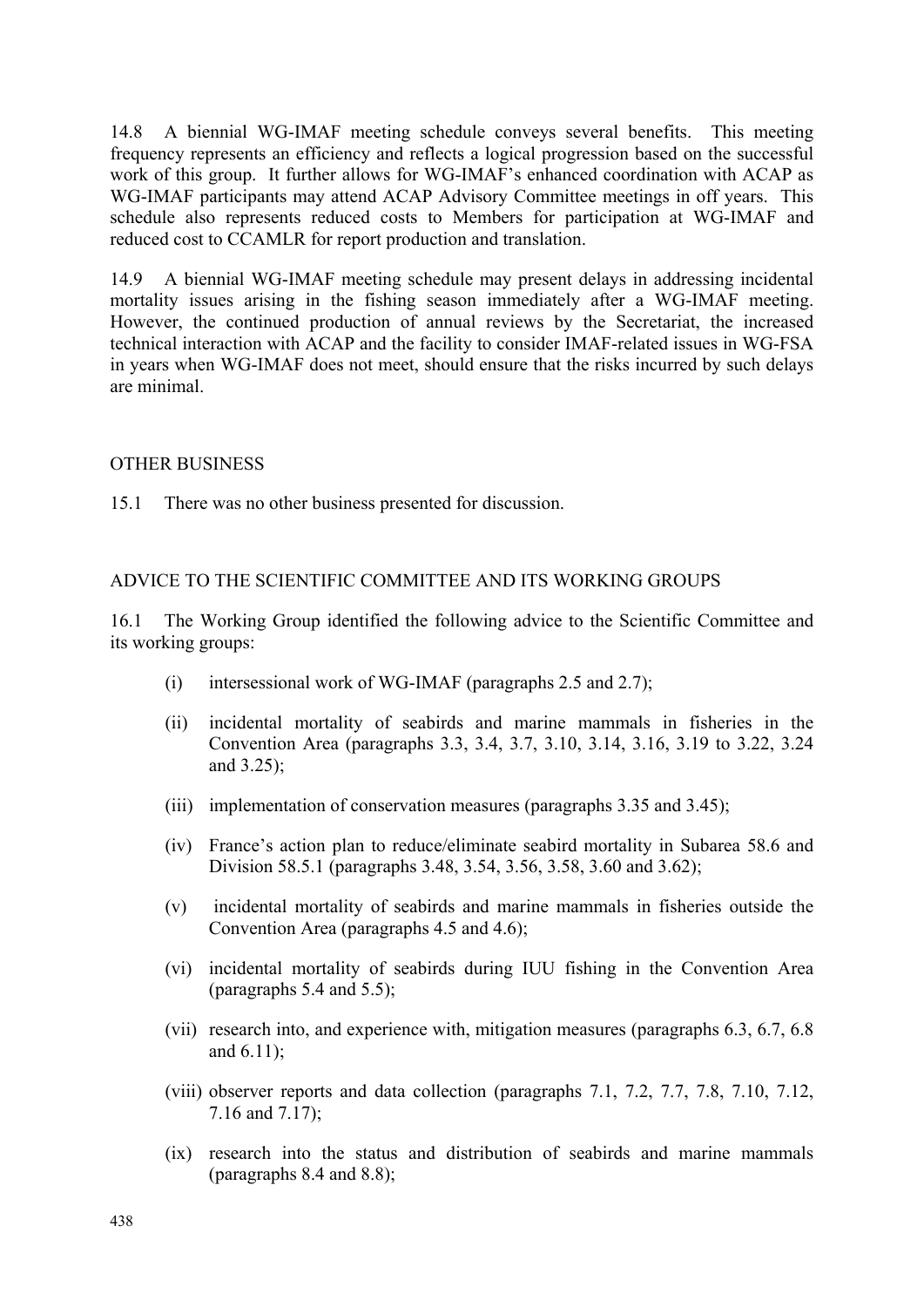14.8 A biennial WG-IMAF meeting schedule conveys several benefits. This meeting frequency represents an efficiency and reflects a logical progression based on the successful work of this group. It further allows for WG-IMAF's enhanced coordination with ACAP as WG-IMAF participants may attend ACAP Advisory Committee meetings in off years. This schedule also represents reduced costs to Members for participation at WG-IMAF and reduced cost to CCAMLR for report production and translation.

14.9 A biennial WG-IMAF meeting schedule may present delays in addressing incidental mortality issues arising in the fishing season immediately after a WG-IMAF meeting. However, the continued production of annual reviews by the Secretariat, the increased technical interaction with ACAP and the facility to consider IMAF-related issues in WG-FSA in years when WG-IMAF does not meet, should ensure that the risks incurred by such delays are minimal.

## OTHER BUSINESS

15.1 There was no other business presented for discussion.

## ADVICE TO THE SCIENTIFIC COMMITTEE AND ITS WORKING GROUPS

16.1 The Working Group identified the following advice to the Scientific Committee and its working groups:

(i) intersessional work of WG-IMAF (paragraphs 2.5 and 2.7);

(ii) incidental mortality of seabirds and marine mammals in fisheries in the Convention Area (paragraphs 3.3, 3.4, 3.7, 3.10, 3.14, 3.16, 3.19 to 3.22, 3.24 and 3.25);

(iii) implementation of conservation measures (paragraphs 3.35 and 3.45);

(iv) France's action plan to reduce/eliminate seabird mortality in Subarea 58.6 and Division 58.5.1 (paragraphs 3.48, 3.54, 3.56, 3.58, 3.60 and 3.62);

(v) incidental mortality of seabirds and marine mammals in fisheries outside the Convention Area (paragraphs 4.5 and 4.6);

(vi) incidental mortality of seabirds during IUU fishing in the Convention Area (paragraphs 5.4 and 5.5);

(vii) research into, and experience with, mitigation measures (paragraphs 6.3, 6.7, 6.8 and 6.11);

(viii) observer reports and data collection (paragraphs 7.1, 7.2, 7.7, 7.8, 7.10, 7.12, 7.16 and 7.17);

(ix) research into the status and distribution of seabirds and marine mammals (paragraphs 8.4 and 8.8);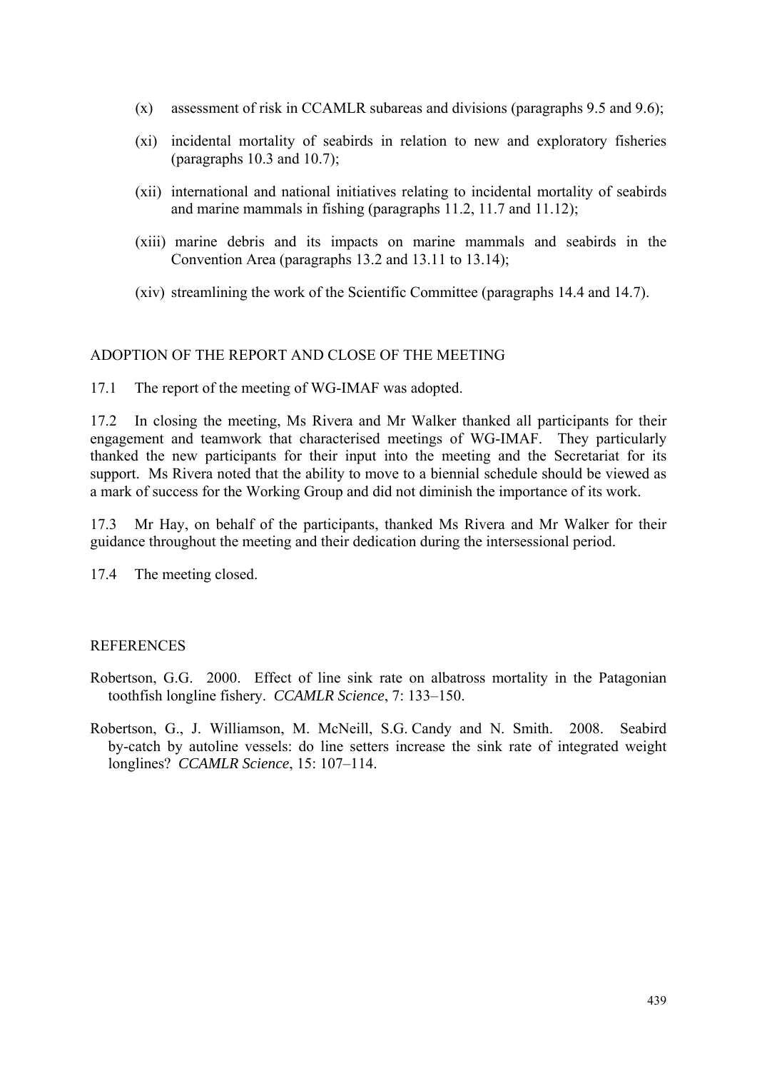(x) assessment of risk in CCAMLR subareas and divisions (paragraphs 9.5 and 9.6);

(xi) incidental mortality of seabirds in relation to new and exploratory fisheries (paragraphs 10.3 and 10.7);

(xii) international and national initiatives relating to incidental mortality of seabirds and marine mammals in fishing (paragraphs 11.2, 11.7 and 11.12);

(xiii) marine debris and its impacts on marine mammals and seabirds in the Convention Area (paragraphs 13.2 and 13.11 to 13.14);

(xiv) streamlining the work of the Scientific Committee (paragraphs 14.4 and 14.7).

## ADOPTION OF THE REPORT AND CLOSE OF THE MEETING

17.1 The report of the meeting of WG-IMAF was adopted.

17.2 In closing the meeting, Ms Rivera and Mr Walker thanked all participants for their engagement and teamwork that characterised meetings of WG-IMAF. They particularly thanked the new participants for their input into the meeting and the Secretariat for its support. Ms Rivera noted that the ability to move to a biennial schedule should be viewed as a mark of success for the Working Group and did not diminish the importance of its work.

17.3 Mr Hay, on behalf of the participants, thanked Ms Rivera and Mr Walker for their guidance throughout the meeting and their dedication during the intersessional period.

17.4 The meeting closed.

## REFERENCES

Robertson, G.G. 2000. Effect of line sink rate on albatross mortality in the Patagonian toothfish longline fishery. *CCAMLR Science*, 7: 133–150.

Robertson, G., J. Williamson, M. McNeill, S.G. Candy and N. Smith. 2008. Seabird by-catch by autoline vessels: do line setters increase the sink rate of integrated weight longlines? *CCAMLR Science*, 15: 107–114.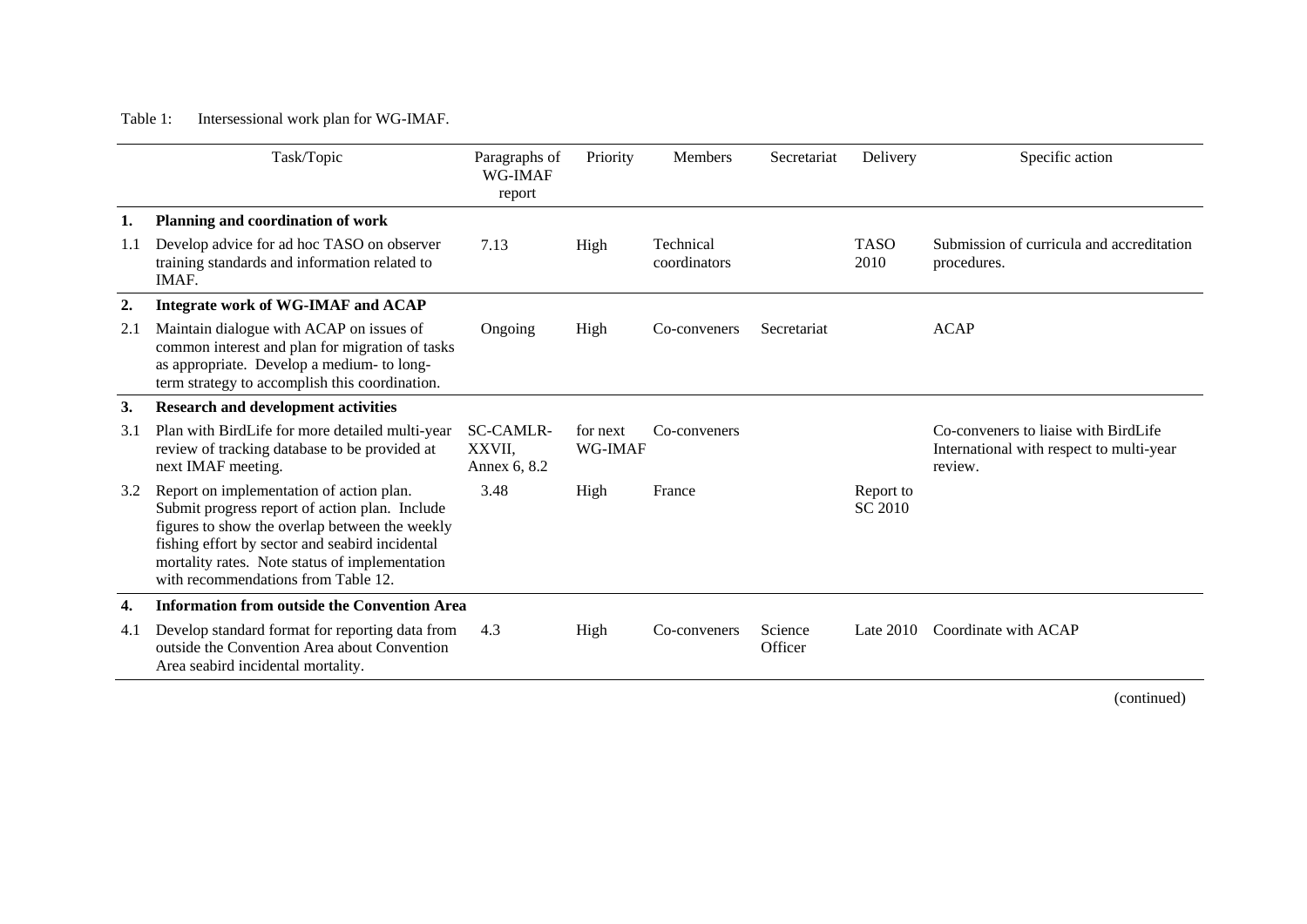Table 1: Intersessional work plan for WG-IMAF.

| | Task/Topic | Paragraphs of WG-IMAF report | Priority | Members | Secretariat | Delivery | Specific action |
|---|---|---|---|---|---|---|---|
| **1.** | **Planning and coordination of work** | | | | | | |
| 1.1 | Develop advice for ad hoc TASO on observer training standards and information related to IMAF. | 7.13 | High | Technical coordinators | | TASO 2010 | Submission of curricula and accreditation procedures. |
| **2.** | **Integrate work of WG-IMAF and ACAP** | | | | | | |
| 2.1 | Maintain dialogue with ACAP on issues of common interest and plan for migration of tasks as appropriate. Develop a medium- to long-term strategy to accomplish this coordination. | Ongoing | High | Co-conveners | Secretariat | | ACAP |
| **3.** | **Research and development activities** | | | | | | |
| 3.1 | Plan with BirdLife for more detailed multi-year review of tracking database to be provided at next IMAF meeting. | SC-CAMLR-XXVII, Annex 6, 8.2 | for next WG-IMAF | Co-conveners | | | Co-conveners to liaise with BirdLife International with respect to multi-year review. |
| 3.2 | Report on implementation of action plan. Submit progress report of action plan. Include figures to show the overlap between the weekly fishing effort by sector and seabird incidental mortality rates. Note status of implementation with recommendations from Table 12. | 3.48 | High | France | | Report to SC 2010 | |
| **4.** | **Information from outside the Convention Area** | | | | | | |
| 4.1 | Develop standard format for reporting data from outside the Convention Area about Convention Area seabird incidental mortality. | 4.3 | High | Co-conveners | Science Officer | Late 2010 | Coordinate with ACAP |

(continued)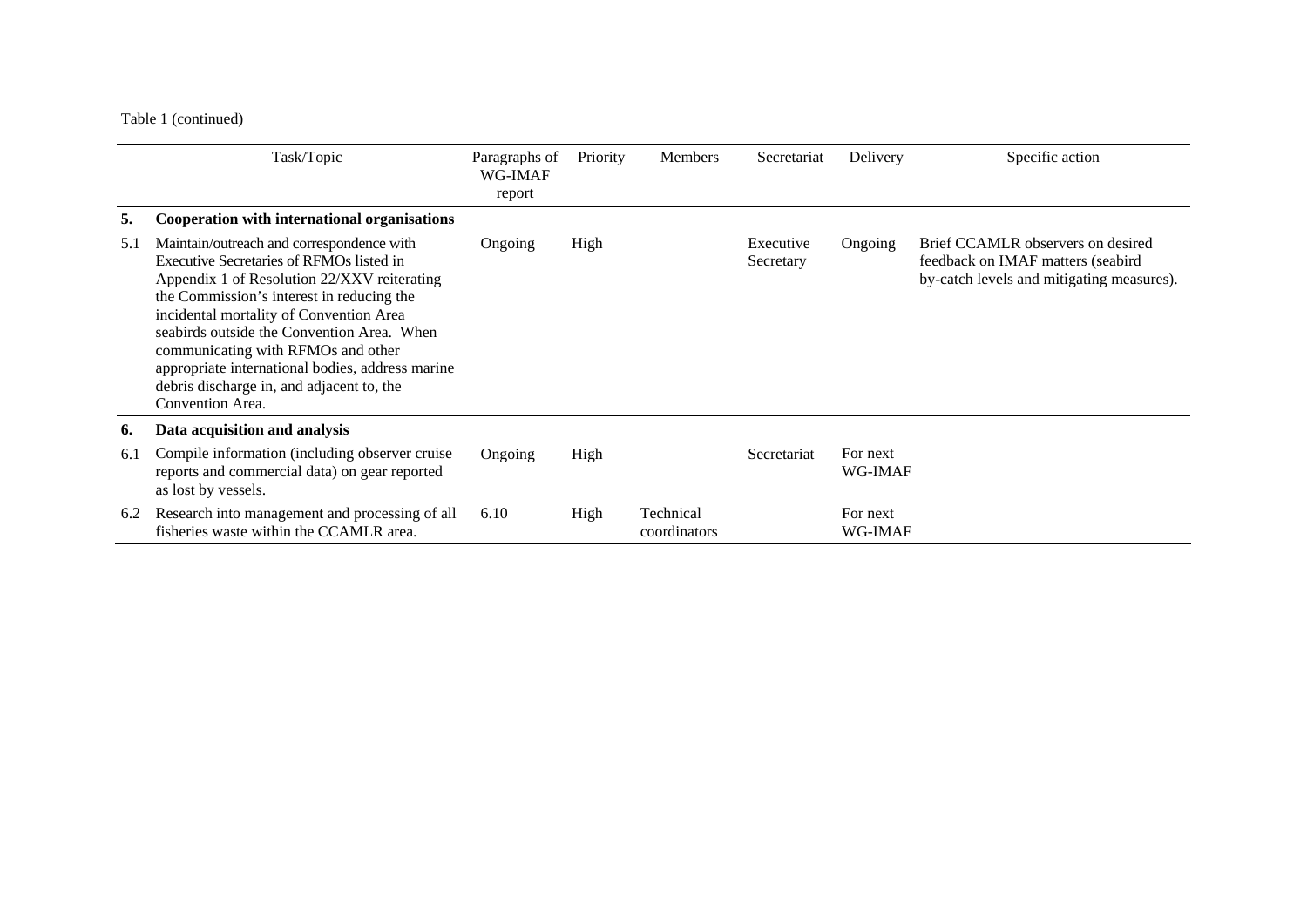Table 1 (continued)

| | Task/Topic | Paragraphs of WG-IMAF report | Priority | Members | Secretariat | Delivery | Specific action |
|---|---|---|---|---|---|---|---|
| **5.** | **Cooperation with international organisations** | | | | | | |
| 5.1 | Maintain/outreach and correspondence with Executive Secretaries of RFMOs listed in Appendix 1 of Resolution 22/XXV reiterating the Commission's interest in reducing the incidental mortality of Convention Area seabirds outside the Convention Area. When communicating with RFMOs and other appropriate international bodies, address marine debris discharge in, and adjacent to, the Convention Area. | Ongoing | High | | Executive Secretary | Ongoing | Brief CCAMLR observers on desired feedback on IMAF matters (seabird by-catch levels and mitigating measures). |
| **6.** | **Data acquisition and analysis** | | | | | | |
| 6.1 | Compile information (including observer cruise reports and commercial data) on gear reported as lost by vessels. | Ongoing | High | | Secretariat | For next WG-IMAF | |
| 6.2 | Research into management and processing of all fisheries waste within the CCAMLR area. | 6.10 | High | Technical coordinators | | For next WG-IMAF | |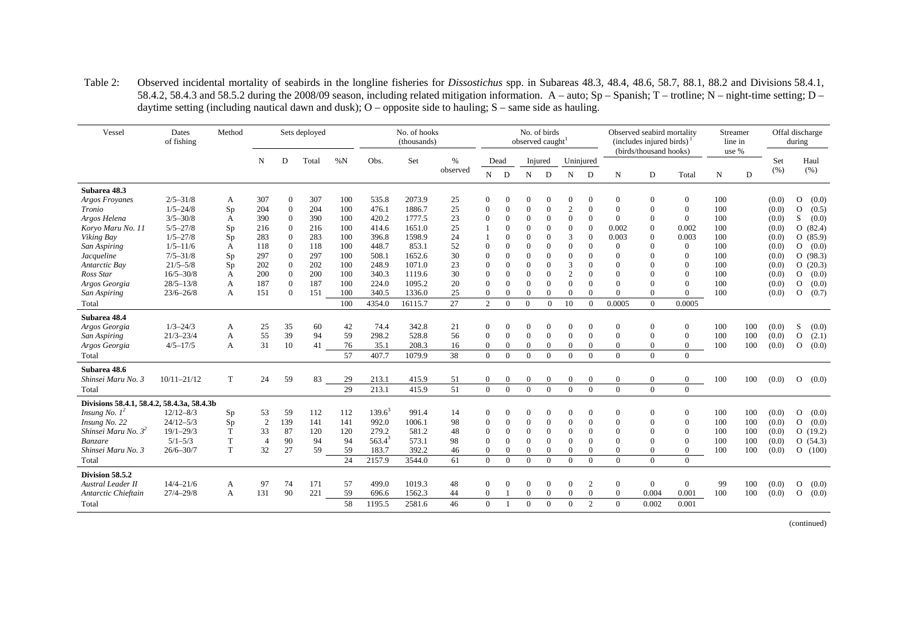Table 2: Observed incidental mortality of seabirds in the longline fisheries for *Dissostichus* spp. in Subareas 48.3, 48.4, 48.6, 58.7, 88.1, 88.2 and Divisions 58.4.1, 58.4.2, 58.4.3 and 58.5.2 during the 2008/09 season, including related mitigation information. A – auto; Sp – Spanish; T – trotline; N – night-time setting; D – daytime setting (including nautical dawn and dusk); O – opposite side to hauling; S – same side as hauling.

| Vessel | Dates of fishing | Method | Sets deployed | | | | No. of hooks (thousands) | | | No. of birds observed caught[1] | | | | | | Observed seabird mortality (includes injured birds)[1] (birds/thousand hooks) | | | Streamer line in use % | | Offal discharge during | |
|---|---|---|---|---|---|---|---|---|---|---|---|---|---|---|---|---|---|---|---|---|---|---|
| | | | N | D | Total | %N | Obs. | Set | % observed | Dead | | Injured | | Uninjured | | N | D | Total | N | D | Set (%) | Haul (%) |
| | | | | | | | | | | N | D | N | D | N | D | | | | | | | |
| **Subarea 48.3** | | | | | | | | | | | | | | | | | | | | | | |
| *Argos Froyanes* | 2/5–31/8 | A | 307 | 0 | 307 | 100 | 535.8 | 2073.9 | 25 | 0 | 0 | 0 | 0 | 0 | 0 | 0 | 0 | 0 | 100 | | (0.0) | O (0.0) |
| *Tronio* | 1/5–24/8 | Sp | 204 | 0 | 204 | 100 | 476.1 | 1886.7 | 25 | 0 | 0 | 0 | 0 | 2 | 0 | 0 | 0 | 0 | 100 | | (0.0) | O (0.5) |
| *Argos Helena* | 3/5–30/8 | A | 390 | 0 | 390 | 100 | 420.2 | 1777.5 | 23 | 0 | 0 | 0 | 0 | 0 | 0 | 0 | 0 | 0 | 100 | | (0.0) | S (0.0) |
| *Koryo Maru No. 11* | 5/5–27/8 | Sp | 216 | 0 | 216 | 100 | 414.6 | 1651.0 | 25 | 1 | 0 | 0 | 0 | 0 | 0 | 0.002 | 0 | 0.002 | 100 | | (0.0) | O (82.4) |
| *Viking Bay* | 1/5–27/8 | Sp | 283 | 0 | 283 | 100 | 396.8 | 1598.9 | 24 | 1 | 0 | 0 | 0 | 3 | 0 | 0.003 | 0 | 0.003 | 100 | | (0.0) | O (85.9) |
| *San Aspiring* | 1/5–11/6 | A | 118 | 0 | 118 | 100 | 448.7 | 853.1 | 52 | 0 | 0 | 0 | 0 | 0 | 0 | 0 | 0 | 0 | 100 | | (0.0) | O (0.0) |
| *Jacqueline* | 7/5–31/8 | Sp | 297 | 0 | 297 | 100 | 508.1 | 1652.6 | 30 | 0 | 0 | 0 | 0 | 0 | 0 | 0 | 0 | 0 | 100 | | (0.0) | O (98.3) |
| *Antarctic Bay* | 21/5–5/8 | Sp | 202 | 0 | 202 | 100 | 248.9 | 1071.0 | 23 | 0 | 0 | 0 | 0 | 3 | 0 | 0 | 0 | 0 | 100 | | (0.0) | O (20.3) |
| *Ross Star* | 16/5–30/8 | A | 200 | 0 | 200 | 100 | 340.3 | 1119.6 | 30 | 0 | 0 | 0 | 0 | 2 | 0 | 0 | 0 | 0 | 100 | | (0.0) | O (0.0) |
| *Argos Georgia* | 28/5–13/8 | A | 187 | 0 | 187 | 100 | 224.0 | 1095.2 | 20 | 0 | 0 | 0 | 0 | 0 | 0 | 0 | 0 | 0 | 100 | | (0.0) | O (0.0) |
| *San Aspiring* | 23/6–26/8 | A | 151 | 0 | 151 | 100 | 340.5 | 1336.0 | 25 | 0 | 0 | 0 | 0 | 0 | 0 | 0 | 0 | 0 | 100 | | (0.0) | O (0.7) |
| Total | | | | | | 100 | 4354.0 | 16115.7 | 27 | 2 | 0 | 0 | 0 | 10 | 0 | 0.0005 | 0 | 0.0005 | | | | |
| **Subarea 48.4** | | | | | | | | | | | | | | | | | | | | | | |
| *Argos Georgia* | 1/3–24/3 | A | 25 | 35 | 60 | 42 | 74.4 | 342.8 | 21 | 0 | 0 | 0 | 0 | 0 | 0 | 0 | 0 | 0 | 100 | 100 | (0.0) | S (0.0) |
| *San Aspiring* | 21/3–23/4 | A | 55 | 39 | 94 | 59 | 298.2 | 528.8 | 56 | 0 | 0 | 0 | 0 | 0 | 0 | 0 | 0 | 0 | 100 | 100 | (0.0) | O (2.1) |
| *Argos Georgia* | 4/5–17/5 | A | 31 | 10 | 41 | 76 | 35.1 | 208.3 | 16 | 0 | 0 | 0 | 0 | 0 | 0 | 0 | 0 | 0 | 100 | 100 | (0.0) | O (0.0) |
| Total | | | | | | 57 | 407.7 | 1079.9 | 38 | 0 | 0 | 0 | 0 | 0 | 0 | 0 | 0 | 0 | | | | |
| **Subarea 48.6** | | | | | | | | | | | | | | | | | | | | | | |
| *Shinsei Maru No. 3* | 10/11–21/12 | T | 24 | 59 | 83 | 29 | 213.1 | 415.9 | 51 | 0 | 0 | 0 | 0 | 0 | 0 | 0 | 0 | 0 | 100 | 100 | (0.0) | O (0.0) |
| Total | | | | | | 29 | 213.1 | 415.9 | 51 | 0 | 0 | 0 | 0 | 0 | 0 | 0 | 0 | 0 | | | | |
| **Divisions 58.4.1, 58.4.2, 58.4.3a, 58.4.3b** | | | | | | | | | | | | | | | | | | | | | | |
| *Insung No. 1*[2] | 12/12–8/3 | Sp | 53 | 59 | 112 | 112 | 139.6[3] | 991.4 | 14 | 0 | 0 | 0 | 0 | 0 | 0 | 0 | 0 | 0 | 100 | 100 | (0.0) | O (0.0) |
| *Insung No. 22* | 24/12–5/3 | Sp | 2 | 139 | 141 | 141 | 992.0 | 1006.1 | 98 | 0 | 0 | 0 | 0 | 0 | 0 | 0 | 0 | 0 | 100 | 100 | (0.0) | O (0.0) |
| *Shinsei Maru No. 3*[2] | 19/1–29/3 | T | 33 | 87 | 120 | 120 | 279.2 | 581.2 | 48 | 0 | 0 | 0 | 0 | 0 | 0 | 0 | 0 | 0 | 100 | 100 | (0.0) | O (19.2) |
| *Banzare* | 5/1–5/3 | T | 4 | 90 | 94 | 94 | 563.4[3] | 573.1 | 98 | 0 | 0 | 0 | 0 | 0 | 0 | 0 | 0 | 0 | 100 | 100 | (0.0) | O (54.3) |
| *Shinsei Maru No. 3* | 26/6–30/7 | T | 32 | 27 | 59 | 59 | 183.7 | 392.2 | 46 | 0 | 0 | 0 | 0 | 0 | 0 | 0 | 0 | 0 | 100 | 100 | (0.0) | O (100) |
| Total | | | | | | 24 | 2157.9 | 3544.0 | 61 | 0 | 0 | 0 | 0 | 0 | 0 | 0 | 0 | 0 | | | | |
| **Division 58.5.2** | | | | | | | | | | | | | | | | | | | | | | |
| *Austral Leader II* | 14/4–21/6 | A | 97 | 74 | 171 | 57 | 499.0 | 1019.3 | 48 | 0 | 0 | 0 | 0 | 0 | 2 | 0 | 0 | 0 | 99 | 100 | (0.0) | O (0.0) |
| *Antarctic Chieftain* | 27/4–29/8 | A | 131 | 90 | 221 | 59 | 696.6 | 1562.3 | 44 | 0 | 1 | 0 | 0 | 0 | 0 | 0 | 0.004 | 0.001 | 100 | 100 | (0.0) | O (0.0) |
| Total | | | | | | 58 | 1195.5 | 2581.6 | 46 | 0 | 1 | 0 | 0 | 0 | 2 | 0 | 0.002 | 0.001 | | | | |

(continued)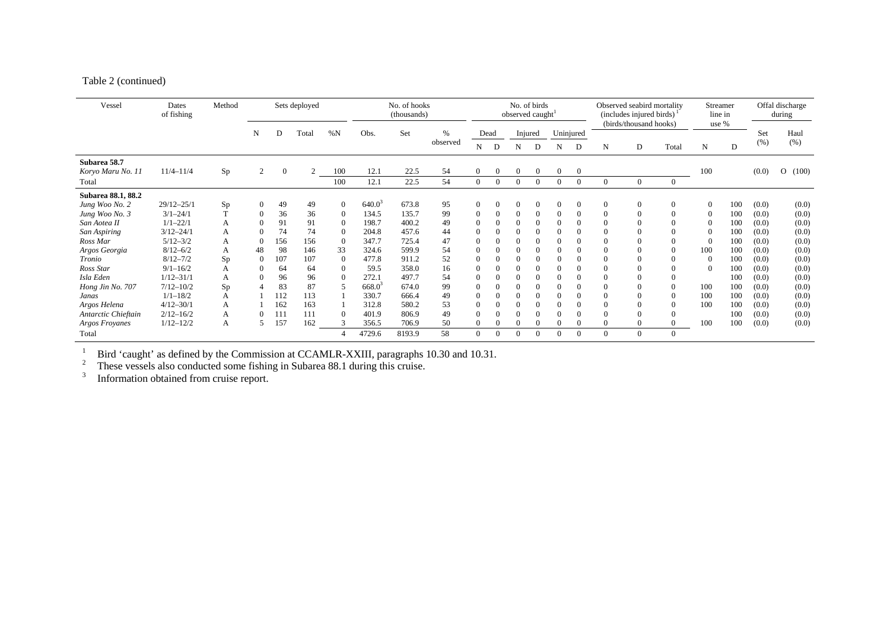Table 2 (continued)

| Vessel | Dates of fishing | Method | Sets deployed | | | | No. of hooks (thousands) | | | No. of birds observed caught[1] | | | | | | Observed seabird mortality (includes injured birds)[1] (birds/thousand hooks) | | | Streamer line in use % | | Offal discharge during | |
|---|---|---|---|---|---|---|---|---|---|---|---|---|---|---|---|---|---|---|---|---|---|---|
| | | | N | D | Total | %N | Obs. | Set | % observed | Dead | | Injured | | Uninjured | | | | | | | Set (%) | Haul (%) |
| | | | | | | | | | | N | D | N | D | N | D | N | D | Total | N | D | | |
| **Subarea 58.7** | | | | | | | | | | | | | | | | | | | | | | |
| *Koryo Maru No. 11* | 11/4–11/4 | Sp | 2 | 0 | 2 | 100 | 12.1 | 22.5 | 54 | 0 | 0 | 0 | 0 | 0 | 0 | | | | 100 | | (0.0) | O (100) |
| Total | | | | | | 100 | 12.1 | 22.5 | 54 | 0 | 0 | 0 | 0 | 0 | 0 | 0 | 0 | 0 | | | | |
| **Subarea 88.1, 88.2** | | | | | | | | | | | | | | | | | | | | | | |
| *Jung Woo No. 2* | 29/12–25/1 | Sp | 0 | 49 | 49 | 0 | 640.0[3] | 673.8 | 95 | 0 | 0 | 0 | 0 | 0 | 0 | 0 | 0 | 0 | 0 | 100 | (0.0) | (0.0) |
| *Jung Woo No. 3* | 3/1–24/1 | T | 0 | 36 | 36 | 0 | 134.5 | 135.7 | 99 | 0 | 0 | 0 | 0 | 0 | 0 | 0 | 0 | 0 | 0 | 100 | (0.0) | (0.0) |
| *San Aotea II* | 1/1–22/1 | A | 0 | 91 | 91 | 0 | 198.7 | 400.2 | 49 | 0 | 0 | 0 | 0 | 0 | 0 | 0 | 0 | 0 | 0 | 100 | (0.0) | (0.0) |
| *San Aspiring* | 3/12–24/1 | A | 0 | 74 | 74 | 0 | 204.8 | 457.6 | 44 | 0 | 0 | 0 | 0 | 0 | 0 | 0 | 0 | 0 | 0 | 100 | (0.0) | (0.0) |
| *Ross Mar* | 5/12–3/2 | A | 0 | 156 | 156 | 0 | 347.7 | 725.4 | 47 | 0 | 0 | 0 | 0 | 0 | 0 | 0 | 0 | 0 | 0 | 100 | (0.0) | (0.0) |
| *Argos Georgia* | 8/12–6/2 | A | 48 | 98 | 146 | 33 | 324.6 | 599.9 | 54 | 0 | 0 | 0 | 0 | 0 | 0 | 0 | 0 | 0 | 100 | 100 | (0.0) | (0.0) |
| *Tronio* | 8/12–7/2 | Sp | 0 | 107 | 107 | 0 | 477.8 | 911.2 | 52 | 0 | 0 | 0 | 0 | 0 | 0 | 0 | 0 | 0 | 0 | 100 | (0.0) | (0.0) |
| *Ross Star* | 9/1–16/2 | A | 0 | 64 | 64 | 0 | 59.5 | 358.0 | 16 | 0 | 0 | 0 | 0 | 0 | 0 | 0 | 0 | 0 | 0 | 100 | (0.0) | (0.0) |
| *Isla Eden* | 1/12–31/1 | A | 0 | 96 | 96 | 0 | 272.1 | 497.7 | 54 | 0 | 0 | 0 | 0 | 0 | 0 | 0 | 0 | 0 | | 100 | (0.0) | (0.0) |
| *Hong Jin No. 707* | 7/12–10/2 | Sp | 4 | 83 | 87 | 5 | 668.0[3] | 674.0 | 99 | 0 | 0 | 0 | 0 | 0 | 0 | 0 | 0 | 0 | 100 | 100 | (0.0) | (0.0) |
| *Janas* | 1/1–18/2 | A | 1 | 112 | 113 | 1 | 330.7 | 666.4 | 49 | 0 | 0 | 0 | 0 | 0 | 0 | 0 | 0 | 0 | 100 | 100 | (0.0) | (0.0) |
| *Argos Helena* | 4/12–30/1 | A | 1 | 162 | 163 | 1 | 312.8 | 580.2 | 53 | 0 | 0 | 0 | 0 | 0 | 0 | 0 | 0 | 0 | 100 | 100 | (0.0) | (0.0) |
| *Antarctic Chieftain* | 2/12–16/2 | A | 0 | 111 | 111 | 0 | 401.9 | 806.9 | 49 | 0 | 0 | 0 | 0 | 0 | 0 | 0 | 0 | 0 | | 100 | (0.0) | (0.0) |
| *Argos Froyanes* | 1/12–12/2 | A | 5 | 157 | 162 | 3 | 356.5 | 706.9 | 50 | 0 | 0 | 0 | 0 | 0 | 0 | 0 | 0 | 0 | 100 | 100 | (0.0) | (0.0) |
| Total | | | | | | 4 | 4729.6 | 8193.9 | 58 | 0 | 0 | 0 | 0 | 0 | 0 | 0 | 0 | 0 | | | | |

[1] Bird 'caught' as defined by the Commission at CCAMLR-XXIII, paragraphs 10.30 and 10.31.
[2] These vessels also conducted some fishing in Subarea 88.1 during this cruise.
[3] Information obtained from cruise report.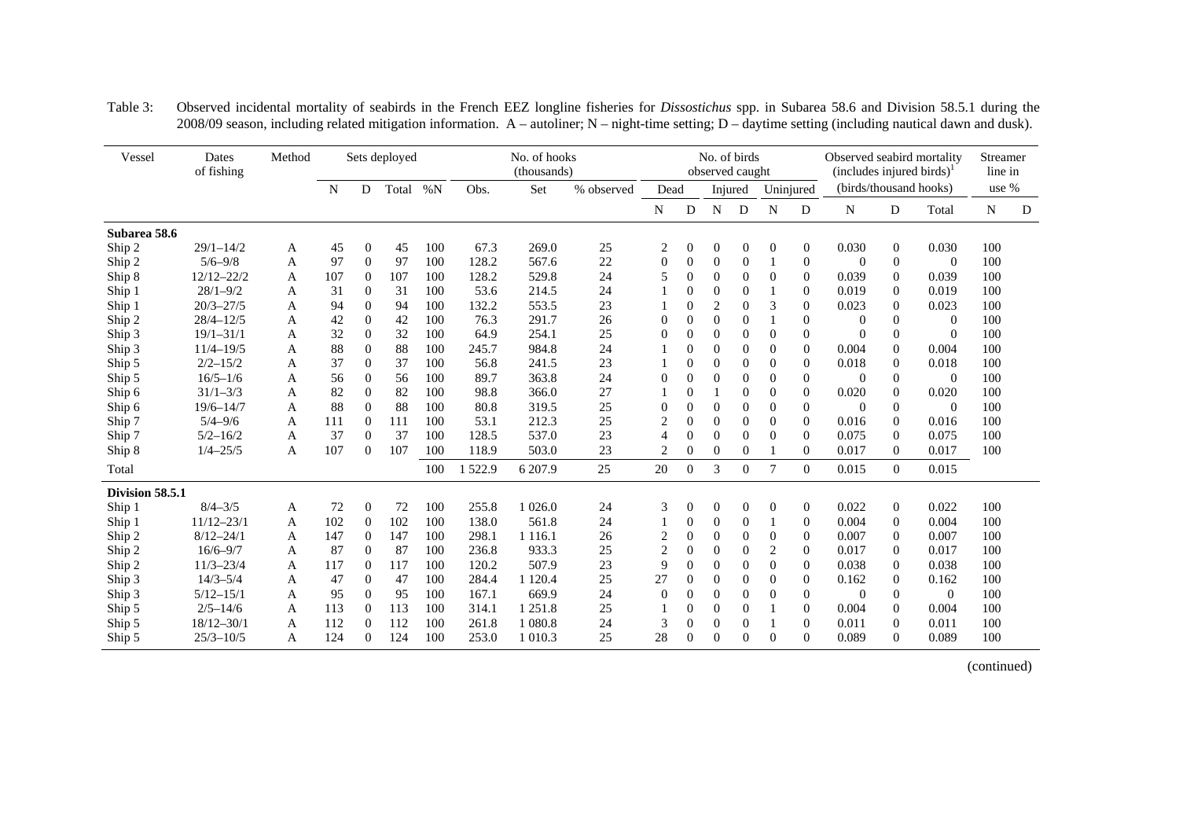Table 3: Observed incidental mortality of seabirds in the French EEZ longline fisheries for *Dissostichus* spp. in Subarea 58.6 and Division 58.5.1 during the 2008/09 season, including related mitigation information. A – autoliner; N – night-time setting; D – daytime setting (including nautical dawn and dusk).

| Vessel | Dates of fishing | Method | Sets deployed | | | | No. of hooks (thousands) | | | No. of birds observed caught | | | | | | Observed seabird mortality (includes injured birds)[1] (birds/thousand hooks) | | | Streamer line in use % | |
|---|---|---|---|---|---|---|---|---|---|---|---|---|---|---|---|---|---|---|---|---|
| | | | N | D | Total | %N | Obs. | Set | % observed | Dead | | Injured | | Uninjured | | N | D | Total | N | D |
| | | | | | | | | | | N | D | N | D | N | D | | | | | |
| **Subarea 58.6** | | | | | | | | | | | | | | | | | | | | |
| Ship 2 | 29/1–14/2 | A | 45 | 0 | 45 | 100 | 67.3 | 269.0 | 25 | 2 | 0 | 0 | 0 | 0 | 0 | 0.030 | 0 | 0.030 | 100 | |
| Ship 2 | 5/6–9/8 | A | 97 | 0 | 97 | 100 | 128.2 | 567.6 | 22 | 0 | 0 | 0 | 0 | 1 | 0 | 0 | 0 | 0 | 100 | |
| Ship 8 | 12/12–22/2 | A | 107 | 0 | 107 | 100 | 128.2 | 529.8 | 24 | 5 | 0 | 0 | 0 | 0 | 0 | 0.039 | 0 | 0.039 | 100 | |
| Ship 1 | 28/1–9/2 | A | 31 | 0 | 31 | 100 | 53.6 | 214.5 | 24 | 1 | 0 | 0 | 0 | 1 | 0 | 0.019 | 0 | 0.019 | 100 | |
| Ship 1 | 20/3–27/5 | A | 94 | 0 | 94 | 100 | 132.2 | 553.5 | 23 | 1 | 0 | 2 | 0 | 3 | 0 | 0.023 | 0 | 0.023 | 100 | |
| Ship 2 | 28/4–12/5 | A | 42 | 0 | 42 | 100 | 76.3 | 291.7 | 26 | 0 | 0 | 0 | 0 | 1 | 0 | 0 | 0 | 0 | 100 | |
| Ship 3 | 19/1–31/1 | A | 32 | 0 | 32 | 100 | 64.9 | 254.1 | 25 | 0 | 0 | 0 | 0 | 0 | 0 | 0 | 0 | 0 | 100 | |
| Ship 3 | 11/4–19/5 | A | 88 | 0 | 88 | 100 | 245.7 | 984.8 | 24 | 1 | 0 | 0 | 0 | 0 | 0 | 0.004 | 0 | 0.004 | 100 | |
| Ship 5 | 2/2–15/2 | A | 37 | 0 | 37 | 100 | 56.8 | 241.5 | 23 | 1 | 0 | 0 | 0 | 0 | 0 | 0.018 | 0 | 0.018 | 100 | |
| Ship 5 | 16/5–1/6 | A | 56 | 0 | 56 | 100 | 89.7 | 363.8 | 24 | 0 | 0 | 0 | 0 | 0 | 0 | 0 | 0 | 0 | 100 | |
| Ship 6 | 31/1–3/3 | A | 82 | 0 | 82 | 100 | 98.8 | 366.0 | 27 | 1 | 0 | 1 | 0 | 0 | 0 | 0.020 | 0 | 0.020 | 100 | |
| Ship 6 | 19/6–14/7 | A | 88 | 0 | 88 | 100 | 80.8 | 319.5 | 25 | 0 | 0 | 0 | 0 | 0 | 0 | 0 | 0 | 0 | 100 | |
| Ship 7 | 5/4–9/6 | A | 111 | 0 | 111 | 100 | 53.1 | 212.3 | 25 | 2 | 0 | 0 | 0 | 0 | 0 | 0.016 | 0 | 0.016 | 100 | |
| Ship 7 | 5/2–16/2 | A | 37 | 0 | 37 | 100 | 128.5 | 537.0 | 23 | 4 | 0 | 0 | 0 | 0 | 0 | 0.075 | 0 | 0.075 | 100 | |
| Ship 8 | 1/4–25/5 | A | 107 | 0 | 107 | 100 | 118.9 | 503.0 | 23 | 2 | 0 | 0 | 0 | 1 | 0 | 0.017 | 0 | 0.017 | 100 | |
| Total | | | | | | 100 | 1 522.9 | 6 207.9 | 25 | 20 | 0 | 3 | 0 | 7 | 0 | 0.015 | 0 | 0.015 | | |
| **Division 58.5.1** | | | | | | | | | | | | | | | | | | | | |
| Ship 1 | 8/4–3/5 | A | 72 | 0 | 72 | 100 | 255.8 | 1 026.0 | 24 | 3 | 0 | 0 | 0 | 0 | 0 | 0.022 | 0 | 0.022 | 100 | |
| Ship 1 | 11/12–23/1 | A | 102 | 0 | 102 | 100 | 138.0 | 561.8 | 24 | 1 | 0 | 0 | 0 | 1 | 0 | 0.004 | 0 | 0.004 | 100 | |
| Ship 2 | 8/12–24/1 | A | 147 | 0 | 147 | 100 | 298.1 | 1 116.1 | 26 | 2 | 0 | 0 | 0 | 0 | 0 | 0.007 | 0 | 0.007 | 100 | |
| Ship 2 | 16/6–9/7 | A | 87 | 0 | 87 | 100 | 236.8 | 933.3 | 25 | 2 | 0 | 0 | 0 | 2 | 0 | 0.017 | 0 | 0.017 | 100 | |
| Ship 2 | 11/3–23/4 | A | 117 | 0 | 117 | 100 | 120.2 | 507.9 | 23 | 9 | 0 | 0 | 0 | 0 | 0 | 0.038 | 0 | 0.038 | 100 | |
| Ship 3 | 14/3–5/4 | A | 47 | 0 | 47 | 100 | 284.4 | 1 120.4 | 25 | 27 | 0 | 0 | 0 | 0 | 0 | 0.162 | 0 | 0.162 | 100 | |
| Ship 3 | 5/12–15/1 | A | 95 | 0 | 95 | 100 | 167.1 | 669.9 | 24 | 0 | 0 | 0 | 0 | 0 | 0 | 0 | 0 | 0 | 100 | |
| Ship 5 | 2/5–14/6 | A | 113 | 0 | 113 | 100 | 314.1 | 1 251.8 | 25 | 1 | 0 | 0 | 0 | 1 | 0 | 0.004 | 0 | 0.004 | 100 | |
| Ship 5 | 18/12–30/1 | A | 112 | 0 | 112 | 100 | 261.8 | 1 080.8 | 24 | 3 | 0 | 0 | 0 | 1 | 0 | 0.011 | 0 | 0.011 | 100 | |
| Ship 5 | 25/3–10/5 | A | 124 | 0 | 124 | 100 | 253.0 | 1 010.3 | 25 | 28 | 0 | 0 | 0 | 0 | 0 | 0.089 | 0 | 0.089 | 100 | |

(continued)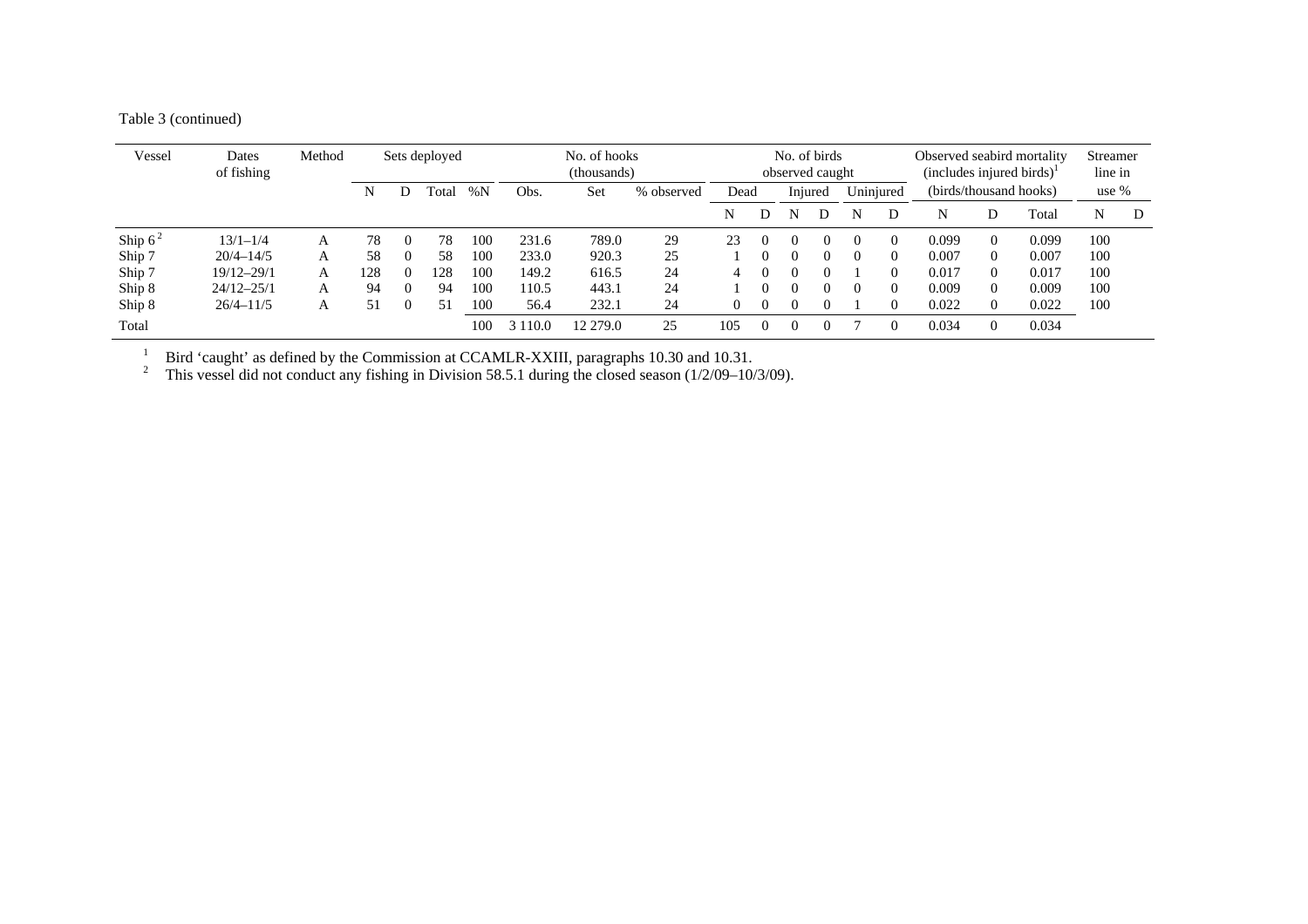Table 3 (continued)

| Vessel | Dates of fishing | Method | Sets deployed | | | | No. of hooks (thousands) | | | No. of birds observed caught | | | | | | Observed seabird mortality (includes injured birds)[1] (birds/thousand hooks) | | | Streamer line in use % | |
|---|---|---|---|---|---|---|---|---|---|---|---|---|---|---|---|---|---|---|---|---|
| | | | N | D | Total | %N | Obs. | Set | % observed | Dead | | Injured | | Uninjured | | N | D | Total | N | D |
| | | | | | | | | | | N | D | N | D | N | D | | | | | |
| Ship 6[2] | 13/1–1/4 | A | 78 | 0 | 78 | 100 | 231.6 | 789.0 | 29 | 23 | 0 | 0 | 0 | 0 | 0 | 0.099 | 0 | 0.099 | 100 | |
| Ship 7 | 20/4–14/5 | A | 58 | 0 | 58 | 100 | 233.0 | 920.3 | 25 | 1 | 0 | 0 | 0 | 0 | 0 | 0.007 | 0 | 0.007 | 100 | |
| Ship 7 | 19/12–29/1 | A | 128 | 0 | 128 | 100 | 149.2 | 616.5 | 24 | 4 | 0 | 0 | 0 | 1 | 0 | 0.017 | 0 | 0.017 | 100 | |
| Ship 8 | 24/12–25/1 | A | 94 | 0 | 94 | 100 | 110.5 | 443.1 | 24 | 1 | 0 | 0 | 0 | 0 | 0 | 0.009 | 0 | 0.009 | 100 | |
| Ship 8 | 26/4–11/5 | A | 51 | 0 | 51 | 100 | 56.4 | 232.1 | 24 | 0 | 0 | 0 | 0 | 1 | 0 | 0.022 | 0 | 0.022 | 100 | |
| Total | | | | | | 100 | 3 110.0 | 12 279.0 | 25 | 105 | 0 | 0 | 0 | 7 | 0 | 0.034 | 0 | 0.034 | | |

[1] Bird 'caught' as defined by the Commission at CCAMLR-XXIII, paragraphs 10.30 and 10.31.

[2] This vessel did not conduct any fishing in Division 58.5.1 during the closed season (1/2/09–10/3/09).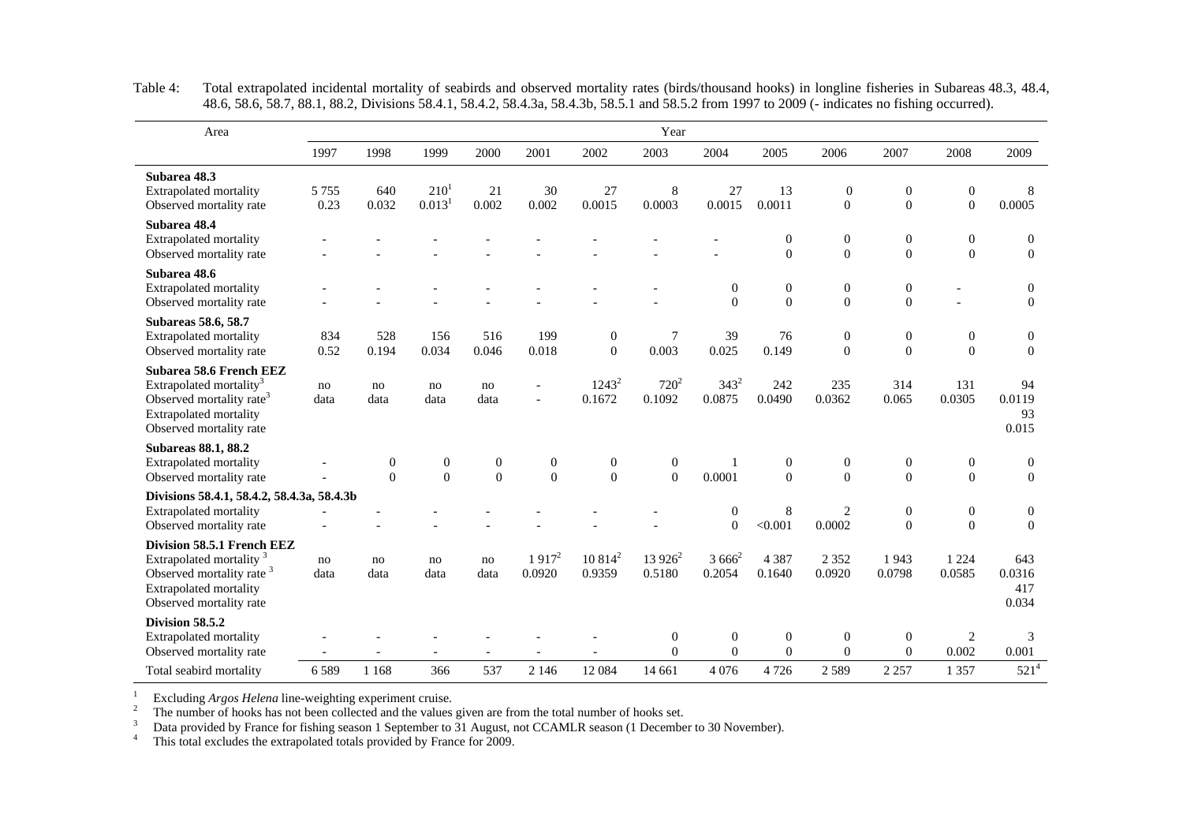Table 4: Total extrapolated incidental mortality of seabirds and observed mortality rates (birds/thousand hooks) in longline fisheries in Subareas 48.3, 48.4, 48.6, 58.6, 58.7, 88.1, 88.2, Divisions 58.4.1, 58.4.2, 58.4.3a, 58.4.3b, 58.5.1 and 58.5.2 from 1997 to 2009 (- indicates no fishing occurred).

| Area | Year | | | | | | | | | | | | |
|---|---|---|---|---|---|---|---|---|---|---|---|---|---|
| | 1997 | 1998 | 1999 | 2000 | 2001 | 2002 | 2003 | 2004 | 2005 | 2006 | 2007 | 2008 | 2009 |
| **Subarea 48.3** | | | | | | | | | | | | | |
| Extrapolated mortality | 5 755 | 640 | 210[1] | 21 | 30 | 27 | 8 | 27 | 13 | 0 | 0 | 0 | 8 |
| Observed mortality rate | 0.23 | 0.032 | 0.013[1] | 0.002 | 0.002 | 0.0015 | 0.0003 | 0.0015 | 0.0011 | 0 | 0 | 0 | 0.0005 |
| **Subarea 48.4** | | | | | | | | | | | | | |
| Extrapolated mortality | - | - | - | - | - | - | - | - | 0 | 0 | 0 | 0 | 0 |
| Observed mortality rate | - | - | - | - | - | - | - | - | 0 | 0 | 0 | 0 | 0 |
| **Subarea 48.6** | | | | | | | | | | | | | |
| Extrapolated mortality | - | - | - | - | - | - | - | 0 | 0 | 0 | 0 | - | 0 |
| Observed mortality rate | - | - | - | - | - | - | - | 0 | 0 | 0 | 0 | - | 0 |
| **Subareas 58.6, 58.7** | | | | | | | | | | | | | |
| Extrapolated mortality | 834 | 528 | 156 | 516 | 199 | 0 | 7 | 39 | 76 | 0 | 0 | 0 | 0 |
| Observed mortality rate | 0.52 | 0.194 | 0.034 | 0.046 | 0.018 | 0 | 0.003 | 0.025 | 0.149 | 0 | 0 | 0 | 0 |
| **Subarea 58.6 French EEZ** | | | | | | | | | | | | | |
| Extrapolated mortality[3] | no data | no data | no data | no data | - | 1243[2] | 720[2] | 343[2] | 242 | 235 | 314 | 131 | 94 |
| Observed mortality rate[3] | | | | | - | 0.1672 | 0.1092 | 0.0875 | 0.0490 | 0.0362 | 0.065 | 0.0305 | 0.0119 |
| Extrapolated mortality | | | | | | | | | | | | | 93 |
| Observed mortality rate | | | | | | | | | | | | | 0.015 |
| **Subareas 88.1, 88.2** | | | | | | | | | | | | | |
| Extrapolated mortality | - | 0 | 0 | 0 | 0 | 0 | 0 | 1 | 0 | 0 | 0 | 0 | 0 |
| Observed mortality rate | - | 0 | 0 | 0 | 0 | 0 | 0 | 0.0001 | 0 | 0 | 0 | 0 | 0 |
| **Divisions 58.4.1, 58.4.2, 58.4.3a, 58.4.3b** | | | | | | | | | | | | | |
| Extrapolated mortality | - | - | - | - | - | - | - | 0 | 8 | 2 | 0 | 0 | 0 |
| Observed mortality rate | - | - | - | - | - | - | - | 0 | <0.001 | 0.0002 | 0 | 0 | 0 |
| **Division 58.5.1 French EEZ** | | | | | | | | | | | | | |
| Extrapolated mortality[3] | no data | no data | no data | no data | 1 917[2] | 10 814[2] | 13 926[2] | 3 666[2] | 4 387 | 2 352 | 1 943 | 1 224 | 643 |
| Observed mortality rate[3] | | | | | 0.0920 | 0.9359 | 0.5180 | 0.2054 | 0.1640 | 0.0920 | 0.0798 | 0.0585 | 0.0316 |
| Extrapolated mortality | | | | | | | | | | | | | 417 |
| Observed mortality rate | | | | | | | | | | | | | 0.034 |
| **Division 58.5.2** | | | | | | | | | | | | | |
| Extrapolated mortality | - | - | - | - | - | - | 0 | 0 | 0 | 0 | 0 | 2 | 3 |
| Observed mortality rate | - | - | - | - | - | - | 0 | 0 | 0 | 0 | 0 | 0.002 | 0.001 |
| Total seabird mortality | 6 589 | 1 168 | 366 | 537 | 2 146 | 12 084 | 14 661 | 4 076 | 4 726 | 2 589 | 2 257 | 1 357 | 521[4] |

[1] Excluding *Argos Helena* line-weighting experiment cruise.
[2] The number of hooks has not been collected and the values given are from the total number of hooks set.
[3] Data provided by France for fishing season 1 September to 31 August, not CCAMLR season (1 December to 30 November).
[4] This total excludes the extrapolated totals provided by France for 2009.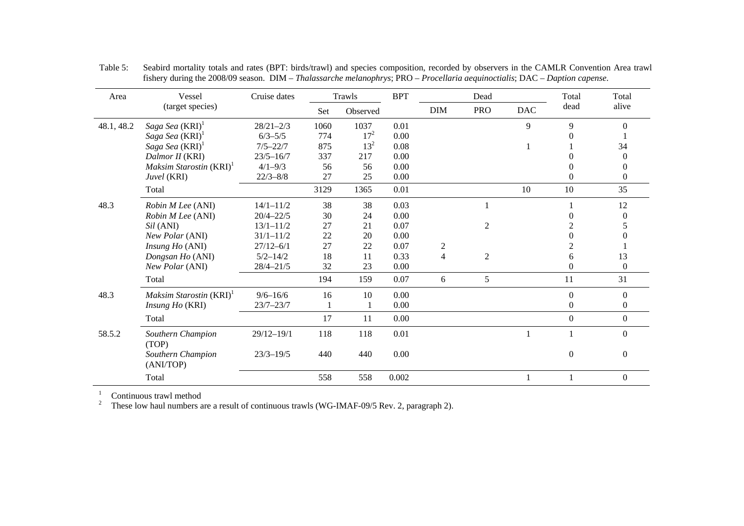Table 5: Seabird mortality totals and rates (BPT: birds/trawl) and species composition, recorded by observers in the CAMLR Convention Area trawl fishery during the 2008/09 season. DIM – *Thalassarche melanophrys*; PRO – *Procellaria aequinoctialis*; DAC – *Daption capense*.

| Area | Vessel (target species) | Cruise dates | Trawls | | BPT | Dead | | | Total dead | Total alive |
|---|---|---|---|---|---|---|---|---|---|---|
| | | | Set | Observed | | DIM | PRO | DAC | | |
| 48.1, 48.2 | *Saga Sea* (KRI)[1] | 28/21–2/3 | 1060 | 1037 | 0.01 | | | 9 | 9 | 0 |
| | *Saga Sea* (KRI)[1] | 6/3–5/5 | 774 | 17[2] | 0.00 | | | | 0 | 1 |
| | *Saga Sea* (KRI)[1] | 7/5–22/7 | 875 | 13[2] | 0.08 | | | 1 | 1 | 34 |
| | *Dalmor II* (KRI) | 23/5–16/7 | 337 | 217 | 0.00 | | | | 0 | 0 |
| | *Maksim Starostin* (KRI)[1] | 4/1–9/3 | 56 | 56 | 0.00 | | | | 0 | 0 |
| | *Juvel* (KRI) | 22/3–8/8 | 27 | 25 | 0.00 | | | | 0 | 0 |
| | Total | | 3129 | 1365 | 0.01 | | | 10 | 10 | 35 |
| 48.3 | *Robin M Lee* (ANI) | 14/1–11/2 | 38 | 38 | 0.03 | | 1 | | 1 | 12 |
| | *Robin M Lee* (ANI) | 20/4–22/5 | 30 | 24 | 0.00 | | | | 0 | 0 |
| | *Sil* (ANI) | 13/1–11/2 | 27 | 21 | 0.07 | | 2 | | 2 | 5 |
| | *New Polar* (ANI) | 31/1–11/2 | 22 | 20 | 0.00 | | | | 0 | 0 |
| | *Insung Ho* (ANI) | 27/12–6/1 | 27 | 22 | 0.07 | 2 | | | 2 | 1 |
| | *Dongsan Ho* (ANI) | 5/2–14/2 | 18 | 11 | 0.33 | 4 | 2 | | 6 | 13 |
| | *New Polar* (ANI) | 28/4–21/5 | 32 | 23 | 0.00 | | | | 0 | 0 |
| | Total | | 194 | 159 | 0.07 | 6 | 5 | | 11 | 31 |
| 48.3 | *Maksim Starostin* (KRI)[1] | 9/6–16/6 | 16 | 10 | 0.00 | | | | 0 | 0 |
| | *Insung Ho* (KRI) | 23/7–23/7 | 1 | 1 | 0.00 | | | | 0 | 0 |
| | Total | | 17 | 11 | 0.00 | | | | 0 | 0 |
| 58.5.2 | *Southern Champion* (TOP) | 29/12–19/1 | 118 | 118 | 0.01 | | | 1 | 1 | 0 |
| | *Southern Champion* (ANI/TOP) | 23/3–19/5 | 440 | 440 | 0.00 | | | | 0 | 0 |
| | Total | | 558 | 558 | 0.002 | | | 1 | 1 | 0 |

[1] Continuous trawl method

[2] These low haul numbers are a result of continuous trawls (WG-IMAF-09/5 Rev. 2, paragraph 2).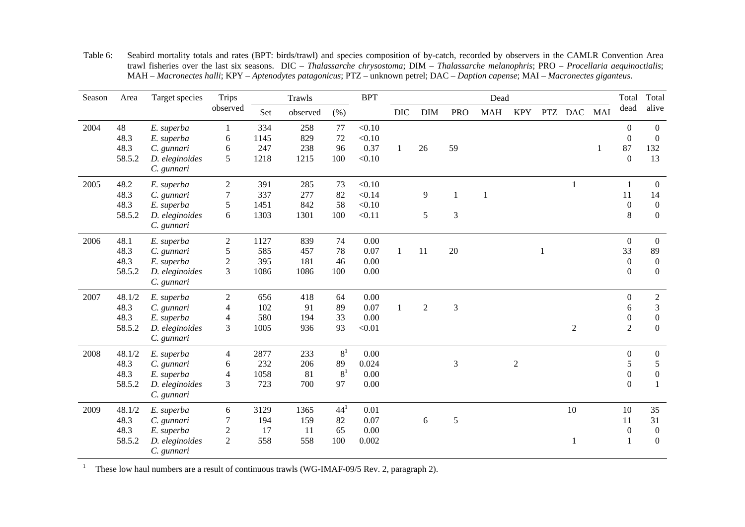Table 6: Seabird mortality totals and rates (BPT: birds/trawl) and species composition of by-catch, recorded by observers in the CAMLR Convention Area trawl fisheries over the last six seasons. DIC – *Thalassarche chrysostoma*; DIM – *Thalassarche melanophris*; PRO – *Procellaria aequinoctialis*; MAH – *Macronectes halli*; KPY – *Aptenodytes patagonicus*; PTZ – unknown petrel; DAC – *Daption capense*; MAI – *Macronectes giganteus*.

| Season | Area | Target species | Trips observed | Trawls | | | BPT | Dead | | | | | | | | Total dead | Total alive |
|---|---|---|---|---|---|---|---|---|---|---|---|---|---|---|---|---|---|
| | | | | Set | observed | (%) | | DIC | DIM | PRO | MAH | KPY | PTZ | DAC | MAI | | |
| 2004 | 48 | *E. superba* | 1 | 334 | 258 | 77 | <0.10 | | | | | | | | | 0 | 0 |
| | 48.3 | *E. superba* | 6 | 1145 | 829 | 72 | <0.10 | | | | | | | | | 0 | 0 |
| | 48.3 | *C. gunnari* | 6 | 247 | 238 | 96 | 0.37 | 1 | 26 | 59 | | | | | 1 | 87 | 132 |
| | 58.5.2 | *D. eleginoides* *C. gunnari* | 5 | 1218 | 1215 | 100 | <0.10 | | | | | | | | | 0 | 13 |
| 2005 | 48.2 | *E. superba* | 2 | 391 | 285 | 73 | <0.10 | | | | | | | 1 | | 1 | 0 |
| | 48.3 | *C. gunnari* | 7 | 337 | 277 | 82 | <0.14 | | 9 | 1 | 1 | | | | | 11 | 14 |
| | 48.3 | *E. superba* | 5 | 1451 | 842 | 58 | <0.10 | | | | | | | | | 0 | 0 |
| | 58.5.2 | *D. eleginoides* *C. gunnari* | 6 | 1303 | 1301 | 100 | <0.11 | | 5 | 3 | | | | | | 8 | 0 |
| 2006 | 48.1 | *E. superba* | 2 | 1127 | 839 | 74 | 0.00 | | | | | | | | | 0 | 0 |
| | 48.3 | *C. gunnari* | 5 | 585 | 457 | 78 | 0.07 | 1 | 11 | 20 | | | 1 | | | 33 | 89 |
| | 48.3 | *E. superba* | 2 | 395 | 181 | 46 | 0.00 | | | | | | | | | 0 | 0 |
| | 58.5.2 | *D. eleginoides* *C. gunnari* | 3 | 1086 | 1086 | 100 | 0.00 | | | | | | | | | 0 | 0 |
| 2007 | 48.1/2 | *E. superba* | 2 | 656 | 418 | 64 | 0.00 | | | | | | | | | 0 | 2 |
| | 48.3 | *C. gunnari* | 4 | 102 | 91 | 89 | 0.07 | 1 | 2 | 3 | | | | | | 6 | 3 |
| | 48.3 | *E. superba* | 4 | 580 | 194 | 33 | 0.00 | | | | | | | | | 0 | 0 |
| | 58.5.2 | *D. eleginoides* *C. gunnari* | 3 | 1005 | 936 | 93 | <0.01 | | | | | | | 2 | | 2 | 0 |
| 2008 | 48.1/2 | *E. superba* | 4 | 2877 | 233 | 8[1] | 0.00 | | | | | | | | | 0 | 0 |
| | 48.3 | *C. gunnari* | 6 | 232 | 206 | 89 | 0.024 | | | 3 | | 2 | | | | 5 | 5 |
| | 48.3 | *E. superba* | 4 | 1058 | 81 | 8[1] | 0.00 | | | | | | | | | 0 | 0 |
| | 58.5.2 | *D. eleginoides* *C. gunnari* | 3 | 723 | 700 | 97 | 0.00 | | | | | | | | | 0 | 1 |
| 2009 | 48.1/2 | *E. superba* | 6 | 3129 | 1365 | 44[1] | 0.01 | | | | | | | 10 | | 10 | 35 |
| | 48.3 | *C. gunnari* | 7 | 194 | 159 | 82 | 0.07 | | 6 | 5 | | | | | | 11 | 31 |
| | 48.3 | *E. superba* | 2 | 17 | 11 | 65 | 0.00 | | | | | | | | | 0 | 0 |
| | 58.5.2 | *D. eleginoides* *C. gunnari* | 2 | 558 | 558 | 100 | 0.002 | | | | | | | 1 | | 1 | 0 |

[1] These low haul numbers are a result of continuous trawls (WG-IMAF-09/5 Rev. 2, paragraph 2).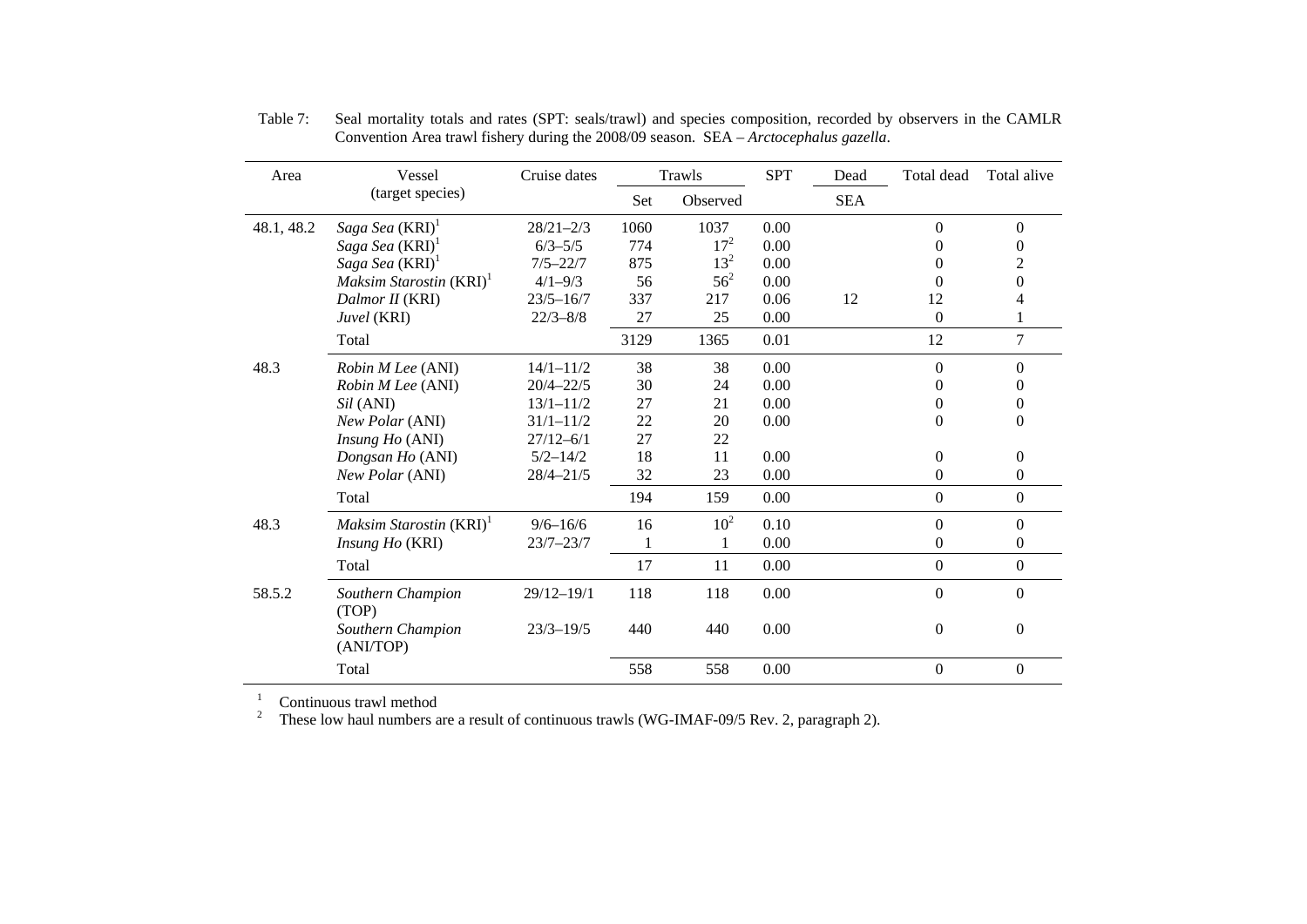Table 7: Seal mortality totals and rates (SPT: seals/trawl) and species composition, recorded by observers in the CAMLR Convention Area trawl fishery during the 2008/09 season. SEA – *Arctocephalus gazella*.

| Area | Vessel (target species) | Cruise dates | Trawls | | SPT | Dead | Total dead | Total alive |
|---|---|---|---|---|---|---|---|---|
| | | | Set | Observed | | SEA | | |
| 48.1, 48.2 | *Saga Sea* (KRI)[1] | 28/21–2/3 | 1060 | 1037 | 0.00 | | 0 | 0 |
| | *Saga Sea* (KRI)[1] | 6/3–5/5 | 774 | 17[2] | 0.00 | | 0 | 0 |
| | *Saga Sea* (KRI)[1] | 7/5–22/7 | 875 | 13[2] | 0.00 | | 0 | 2 |
| | *Maksim Starostin* (KRI)[1] | 4/1–9/3 | 56 | 56[2] | 0.00 | | 0 | 0 |
| | *Dalmor II* (KRI) | 23/5–16/7 | 337 | 217 | 0.06 | 12 | 12 | 4 |
| | *Juvel* (KRI) | 22/3–8/8 | 27 | 25 | 0.00 | | 0 | 1 |
| | Total | | 3129 | 1365 | 0.01 | | 12 | 7 |
| 48.3 | *Robin M Lee* (ANI) | 14/1–11/2 | 38 | 38 | 0.00 | | 0 | 0 |
| | *Robin M Lee* (ANI) | 20/4–22/5 | 30 | 24 | 0.00 | | 0 | 0 |
| | *Sil* (ANI) | 13/1–11/2 | 27 | 21 | 0.00 | | 0 | 0 |
| | *New Polar* (ANI) | 31/1–11/2 | 22 | 20 | 0.00 | | 0 | 0 |
| | *Insung Ho* (ANI) | 27/12–6/1 | 27 | 22 | | | | |
| | *Dongsan Ho* (ANI) | 5/2–14/2 | 18 | 11 | 0.00 | | 0 | 0 |
| | *New Polar* (ANI) | 28/4–21/5 | 32 | 23 | 0.00 | | 0 | 0 |
| | Total | | 194 | 159 | 0.00 | | 0 | 0 |
| 48.3 | *Maksim Starostin* (KRI)[1] | 9/6–16/6 | 16 | 10[2] | 0.10 | | 0 | 0 |
| | *Insung Ho* (KRI) | 23/7–23/7 | 1 | 1 | 0.00 | | 0 | 0 |
| | Total | | 17 | 11 | 0.00 | | 0 | 0 |
| 58.5.2 | *Southern Champion* (TOP) | 29/12–19/1 | 118 | 118 | 0.00 | | 0 | 0 |
| | *Southern Champion* (ANI/TOP) | 23/3–19/5 | 440 | 440 | 0.00 | | 0 | 0 |
| | Total | | 558 | 558 | 0.00 | | 0 | 0 |

[1] Continuous trawl method
[2] These low haul numbers are a result of continuous trawls (WG-IMAF-09/5 Rev. 2, paragraph 2).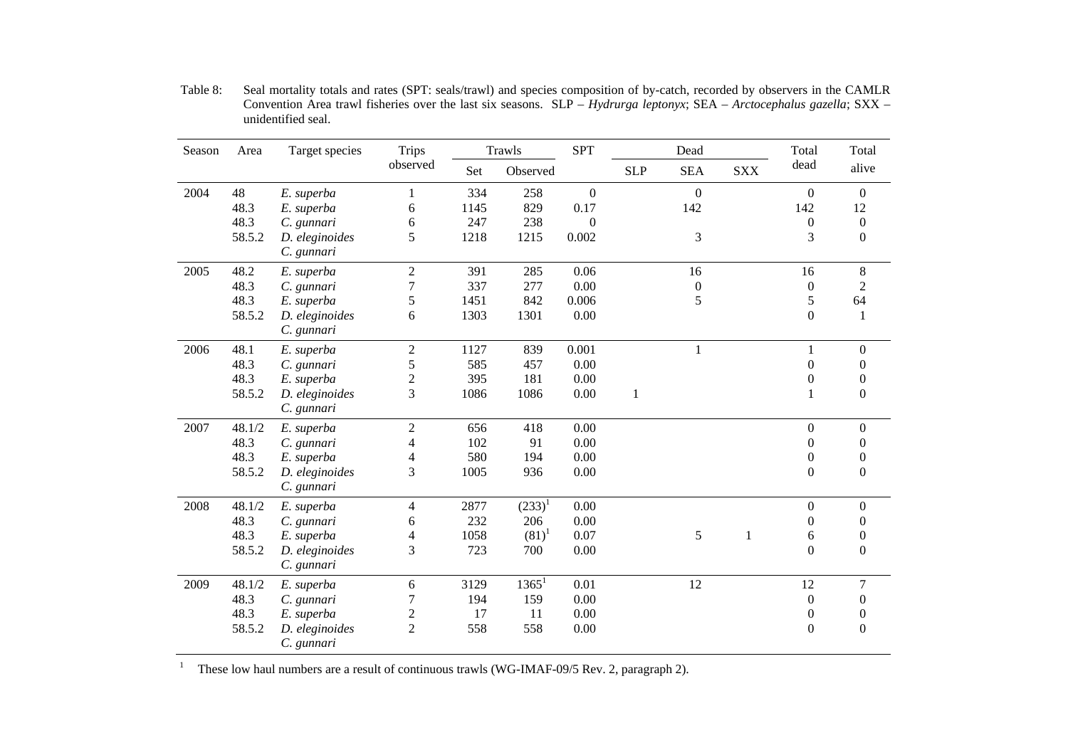Table 8: Seal mortality totals and rates (SPT: seals/trawl) and species composition of by-catch, recorded by observers in the CAMLR Convention Area trawl fisheries over the last six seasons. SLP – *Hydrurga leptonyx*; SEA – *Arctocephalus gazella*; SXX – unidentified seal.

| Season | Area | Target species | Trips observed | Trawls | | SPT | Dead | | | Total dead | Total alive |
|---|---|---|---|---|---|---|---|---|---|---|---|
| | | | | Set | Observed | | SLP | SEA | SXX | | |
| 2004 | 48 | *E. superba* | 1 | 334 | 258 | 0 | | 0 | | 0 | 0 |
| | 48.3 | *E. superba* | 6 | 1145 | 829 | 0.17 | | 142 | | 142 | 12 |
| | 48.3 | *C. gunnari* | 6 | 247 | 238 | 0 | | | | 0 | 0 |
| | 58.5.2 | *D. eleginoides* *C. gunnari* | 5 | 1218 | 1215 | 0.002 | | 3 | | 3 | 0 |
| 2005 | 48.2 | *E. superba* | 2 | 391 | 285 | 0.06 | | 16 | | 16 | 8 |
| | 48.3 | *C. gunnari* | 7 | 337 | 277 | 0.00 | | 0 | | 0 | 2 |
| | 48.3 | *E. superba* | 5 | 1451 | 842 | 0.006 | | 5 | | 5 | 64 |
| | 58.5.2 | *D. eleginoides* *C. gunnari* | 6 | 1303 | 1301 | 0.00 | | | | 0 | 1 |
| 2006 | 48.1 | *E. superba* | 2 | 1127 | 839 | 0.001 | | 1 | | 1 | 0 |
| | 48.3 | *C. gunnari* | 5 | 585 | 457 | 0.00 | | | | 0 | 0 |
| | 48.3 | *E. superba* | 2 | 395 | 181 | 0.00 | | | | 0 | 0 |
| | 58.5.2 | *D. eleginoides* *C. gunnari* | 3 | 1086 | 1086 | 0.00 | 1 | | | 1 | 0 |
| 2007 | 48.1/2 | *E. superba* | 2 | 656 | 418 | 0.00 | | | | 0 | 0 |
| | 48.3 | *C. gunnari* | 4 | 102 | 91 | 0.00 | | | | 0 | 0 |
| | 48.3 | *E. superba* | 4 | 580 | 194 | 0.00 | | | | 0 | 0 |
| | 58.5.2 | *D. eleginoides* *C. gunnari* | 3 | 1005 | 936 | 0.00 | | | | 0 | 0 |
| 2008 | 48.1/2 | *E. superba* | 4 | 2877 | (233)[1] | 0.00 | | | | 0 | 0 |
| | 48.3 | *C. gunnari* | 6 | 232 | 206 | 0.00 | | | | 0 | 0 |
| | 48.3 | *E. superba* | 4 | 1058 | (81)[1] | 0.07 | | 5 | 1 | 6 | 0 |
| | 58.5.2 | *D. eleginoides* *C. gunnari* | 3 | 723 | 700 | 0.00 | | | | 0 | 0 |
| 2009 | 48.1/2 | *E. superba* | 6 | 3129 | 1365[1] | 0.01 | | 12 | | 12 | 7 |
| | 48.3 | *C. gunnari* | 7 | 194 | 159 | 0.00 | | | | 0 | 0 |
| | 48.3 | *E. superba* | 2 | 17 | 11 | 0.00 | | | | 0 | 0 |
| | 58.5.2 | *D. eleginoides* *C. gunnari* | 2 | 558 | 558 | 0.00 | | | | 0 | 0 |

[1] These low haul numbers are a result of continuous trawls (WG-IMAF-09/5 Rev. 2, paragraph 2).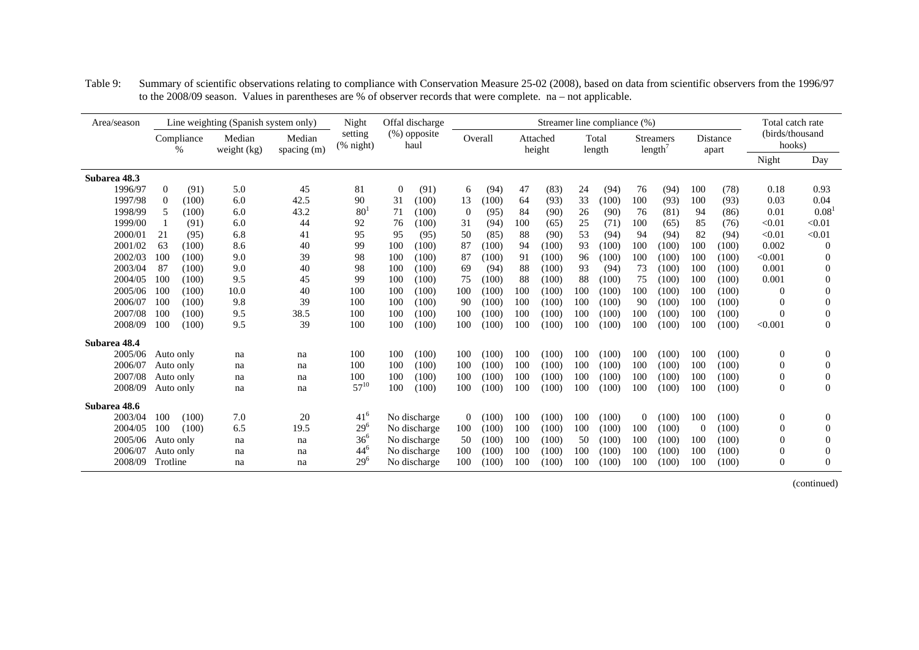Table 9: Summary of scientific observations relating to compliance with Conservation Measure 25-02 (2008), based on data from scientific observers from the 1996/97 to the 2008/09 season. Values in parentheses are % of observer records that were complete. na – not applicable.

| Area/season | Line weighting (Spanish system only) | | | | Night setting (% night) | Offal discharge (%) opposite haul | | Streamer line compliance (%) | | | | | | | | | | Total catch rate (birds/thousand hooks) | |
|---|---|---|---|---|---|---|---|---|---|---|---|---|---|---|---|---|---|---|---|
| | Compliance % | | Median weight (kg) | Median spacing (m) | | | | Overall | | Attached height | | Total length | | Streamers length[7] | | Distance apart | | Night | Day |
| **Subarea 48.3** | | | | | | | | | | | | | | | | | | | |
| 1996/97 | 0 | (91) | 5.0 | 45 | 81 | 0 | (91) | 6 | (94) | 47 | (83) | 24 | (94) | 76 | (94) | 100 | (78) | 0.18 | 0.93 |
| 1997/98 | 0 | (100) | 6.0 | 42.5 | 90 | 31 | (100) | 13 | (100) | 64 | (93) | 33 | (100) | 100 | (93) | 100 | (93) | 0.03 | 0.04 |
| 1998/99 | 5 | (100) | 6.0 | 43.2 | 80[1] | 71 | (100) | 0 | (95) | 84 | (90) | 26 | (90) | 76 | (81) | 94 | (86) | 0.01 | 0.08[1] |
| 1999/00 | 1 | (91) | 6.0 | 44 | 92 | 76 | (100) | 31 | (94) | 100 | (65) | 25 | (71) | 100 | (65) | 85 | (76) | <0.01 | <0.01 |
| 2000/01 | 21 | (95) | 6.8 | 41 | 95 | 95 | (95) | 50 | (85) | 88 | (90) | 53 | (94) | 94 | (94) | 82 | (94) | <0.01 | <0.01 |
| 2001/02 | 63 | (100) | 8.6 | 40 | 99 | 100 | (100) | 87 | (100) | 94 | (100) | 93 | (100) | 100 | (100) | 100 | (100) | 0.002 | 0 |
| 2002/03 | 100 | (100) | 9.0 | 39 | 98 | 100 | (100) | 87 | (100) | 91 | (100) | 96 | (100) | 100 | (100) | 100 | (100) | <0.001 | 0 |
| 2003/04 | 87 | (100) | 9.0 | 40 | 98 | 100 | (100) | 69 | (94) | 88 | (100) | 93 | (94) | 73 | (100) | 100 | (100) | 0.001 | 0 |
| 2004/05 | 100 | (100) | 9.5 | 45 | 99 | 100 | (100) | 75 | (100) | 88 | (100) | 88 | (100) | 75 | (100) | 100 | (100) | 0.001 | 0 |
| 2005/06 | 100 | (100) | 10.0 | 40 | 100 | 100 | (100) | 100 | (100) | 100 | (100) | 100 | (100) | 100 | (100) | 100 | (100) | 0 | 0 |
| 2006/07 | 100 | (100) | 9.8 | 39 | 100 | 100 | (100) | 90 | (100) | 100 | (100) | 100 | (100) | 90 | (100) | 100 | (100) | 0 | 0 |
| 2007/08 | 100 | (100) | 9.5 | 38.5 | 100 | 100 | (100) | 100 | (100) | 100 | (100) | 100 | (100) | 100 | (100) | 100 | (100) | 0 | 0 |
| 2008/09 | 100 | (100) | 9.5 | 39 | 100 | 100 | (100) | 100 | (100) | 100 | (100) | 100 | (100) | 100 | (100) | 100 | (100) | <0.001 | 0 |
| **Subarea 48.4** | | | | | | | | | | | | | | | | | | | |
| 2005/06 | Auto only | | na | na | 100 | 100 | (100) | 100 | (100) | 100 | (100) | 100 | (100) | 100 | (100) | 100 | (100) | 0 | 0 |
| 2006/07 | Auto only | | na | na | 100 | 100 | (100) | 100 | (100) | 100 | (100) | 100 | (100) | 100 | (100) | 100 | (100) | 0 | 0 |
| 2007/08 | Auto only | | na | na | 100 | 100 | (100) | 100 | (100) | 100 | (100) | 100 | (100) | 100 | (100) | 100 | (100) | 0 | 0 |
| 2008/09 | Auto only | | na | na | 57[10] | 100 | (100) | 100 | (100) | 100 | (100) | 100 | (100) | 100 | (100) | 100 | (100) | 0 | 0 |
| **Subarea 48.6** | | | | | | | | | | | | | | | | | | | |
| 2003/04 | 100 | (100) | 7.0 | 20 | 41[6] | No discharge | | 0 | (100) | 100 | (100) | 100 | (100) | 0 | (100) | 100 | (100) | 0 | 0 |
| 2004/05 | 100 | (100) | 6.5 | 19.5 | 29[6] | No discharge | | 100 | (100) | 100 | (100) | 100 | (100) | 100 | (100) | 0 | (100) | 0 | 0 |
| 2005/06 | Auto only | | na | na | 36[6] | No discharge | | 50 | (100) | 100 | (100) | 50 | (100) | 100 | (100) | 100 | (100) | 0 | 0 |
| 2006/07 | Auto only | | na | na | 44[6] | No discharge | | 100 | (100) | 100 | (100) | 100 | (100) | 100 | (100) | 100 | (100) | 0 | 0 |
| 2008/09 | Trotline | | na | na | 29[6] | No discharge | | 100 | (100) | 100 | (100) | 100 | (100) | 100 | (100) | 100 | (100) | 0 | 0 |

(continued)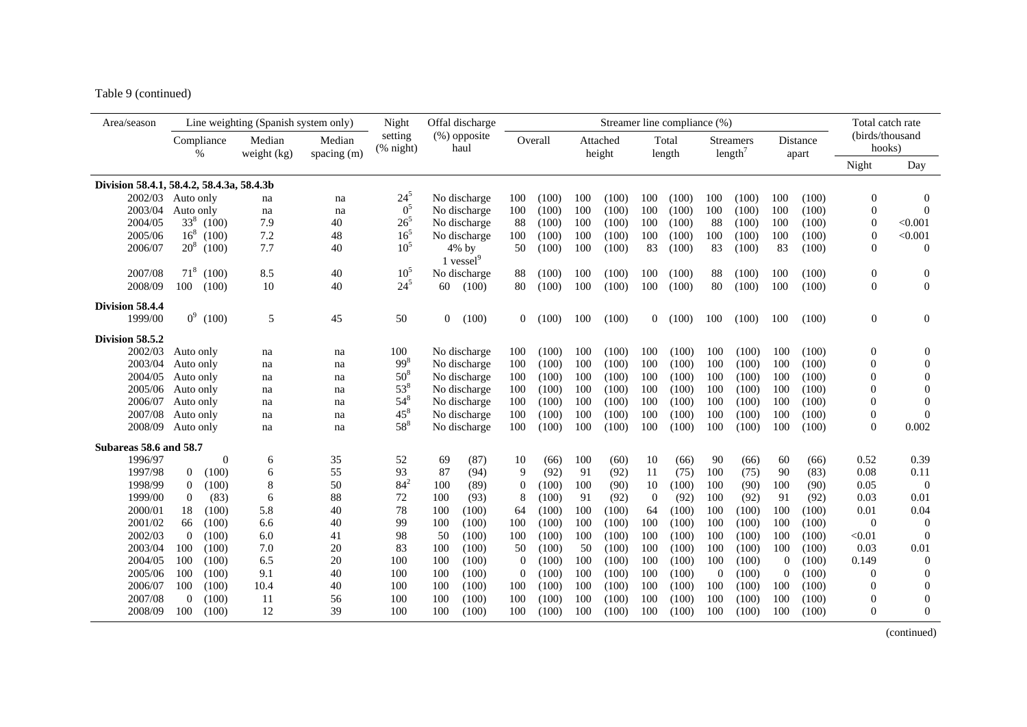Table 9 (continued)

| Area/season | Line weighting (Spanish system only) | | | | Night setting (% night) | Offal discharge (%) opposite haul | | Streamer line compliance (%) | | | | | | | | | | Total catch rate (birds/thousand hooks) | |
|---|---|---|---|---|---|---|---|---|---|---|---|---|---|---|---|---|---|---|---|
| | Compliance % | | Median weight (kg) | Median spacing (m) | | | | Overall | | Attached height | | Total length | | Streamers length[7] | | Distance apart | | Night | Day |
| **Division 58.4.1, 58.4.2, 58.4.3a, 58.4.3b** | | | | | | | | | | | | | | | | | | | |
| 2002/03 | Auto only | | na | na | 24[5] | No discharge | | 100 | (100) | 100 | (100) | 100 | (100) | 100 | (100) | 100 | (100) | 0 | 0 |
| 2003/04 | Auto only | | na | na | 0[5] | No discharge | | 100 | (100) | 100 | (100) | 100 | (100) | 100 | (100) | 100 | (100) | 0 | 0 |
| 2004/05 | 33[8] | (100) | 7.9 | 40 | 26[5] | No discharge | | 88 | (100) | 100 | (100) | 100 | (100) | 88 | (100) | 100 | (100) | 0 | <0.001 |
| 2005/06 | 16[8] | (100) | 7.2 | 48 | 16[5] | No discharge | | 100 | (100) | 100 | (100) | 100 | (100) | 100 | (100) | 100 | (100) | 0 | <0.001 |
| 2006/07 | 20[8] | (100) | 7.7 | 40 | 10[5] | 4% by 1 vessel[9] | | 50 | (100) | 100 | (100) | 83 | (100) | 83 | (100) | 83 | (100) | 0 | 0 |
| 2007/08 | 71[8] | (100) | 8.5 | 40 | 10[5] | No discharge | | 88 | (100) | 100 | (100) | 100 | (100) | 88 | (100) | 100 | (100) | 0 | 0 |
| 2008/09 | 100 | (100) | 10 | 40 | 24[5] | 60 | (100) | 80 | (100) | 100 | (100) | 100 | (100) | 80 | (100) | 100 | (100) | 0 | 0 |
| **Division 58.4.4** | | | | | | | | | | | | | | | | | | | |
| 1999/00 | 0[9] | (100) | 5 | 45 | 50 | 0 | (100) | 0 | (100) | 100 | (100) | 0 | (100) | 100 | (100) | 100 | (100) | 0 | 0 |
| **Division 58.5.2** | | | | | | | | | | | | | | | | | | | |
| 2002/03 | Auto only | | na | na | 100 | No discharge | | 100 | (100) | 100 | (100) | 100 | (100) | 100 | (100) | 100 | (100) | 0 | 0 |
| 2003/04 | Auto only | | na | na | 99[8] | No discharge | | 100 | (100) | 100 | (100) | 100 | (100) | 100 | (100) | 100 | (100) | 0 | 0 |
| 2004/05 | Auto only | | na | na | 50[8] | No discharge | | 100 | (100) | 100 | (100) | 100 | (100) | 100 | (100) | 100 | (100) | 0 | 0 |
| 2005/06 | Auto only | | na | na | 53[8] | No discharge | | 100 | (100) | 100 | (100) | 100 | (100) | 100 | (100) | 100 | (100) | 0 | 0 |
| 2006/07 | Auto only | | na | na | 54[8] | No discharge | | 100 | (100) | 100 | (100) | 100 | (100) | 100 | (100) | 100 | (100) | 0 | 0 |
| 2007/08 | Auto only | | na | na | 45[8] | No discharge | | 100 | (100) | 100 | (100) | 100 | (100) | 100 | (100) | 100 | (100) | 0 | 0 |
| 2008/09 | Auto only | | na | na | 58[8] | No discharge | | 100 | (100) | 100 | (100) | 100 | (100) | 100 | (100) | 100 | (100) | 0 | 0.002 |
| **Subareas 58.6 and 58.7** | | | | | | | | | | | | | | | | | | | |
| 1996/97 | 0 | | 6 | 35 | 52 | 69 | (87) | 10 | (66) | 100 | (60) | 10 | (66) | 90 | (66) | 60 | (66) | 0.52 | 0.39 |
| 1997/98 | 0 | (100) | 6 | 55 | 93 | 87 | (94) | 9 | (92) | 91 | (92) | 11 | (75) | 100 | (75) | 90 | (83) | 0.08 | 0.11 |
| 1998/99 | 0 | (100) | 8 | 50 | 84[2] | 100 | (89) | 0 | (100) | 100 | (90) | 10 | (100) | 100 | (90) | 100 | (90) | 0.05 | 0 |
| 1999/00 | 0 | (83) | 6 | 88 | 72 | 100 | (93) | 8 | (100) | 91 | (92) | 0 | (92) | 100 | (92) | 91 | (92) | 0.03 | 0.01 |
| 2000/01 | 18 | (100) | 5.8 | 40 | 78 | 100 | (100) | 64 | (100) | 100 | (100) | 64 | (100) | 100 | (100) | 100 | (100) | 0.01 | 0.04 |
| 2001/02 | 66 | (100) | 6.6 | 40 | 99 | 100 | (100) | 100 | (100) | 100 | (100) | 100 | (100) | 100 | (100) | 100 | (100) | 0 | 0 |
| 2002/03 | 0 | (100) | 6.0 | 41 | 98 | 50 | (100) | 100 | (100) | 100 | (100) | 100 | (100) | 100 | (100) | 100 | (100) | <0.01 | 0 |
| 2003/04 | 100 | (100) | 7.0 | 20 | 83 | 100 | (100) | 50 | (100) | 50 | (100) | 100 | (100) | 100 | (100) | 100 | (100) | 0.03 | 0.01 |
| 2004/05 | 100 | (100) | 6.5 | 20 | 100 | 100 | (100) | 0 | (100) | 100 | (100) | 100 | (100) | 100 | (100) | 0 | (100) | 0.149 | 0 |
| 2005/06 | 100 | (100) | 9.1 | 40 | 100 | 100 | (100) | 0 | (100) | 100 | (100) | 100 | (100) | 0 | (100) | 0 | (100) | 0 | 0 |
| 2006/07 | 100 | (100) | 10.4 | 40 | 100 | 100 | (100) | 100 | (100) | 100 | (100) | 100 | (100) | 100 | (100) | 100 | (100) | 0 | 0 |
| 2007/08 | 0 | (100) | 11 | 56 | 100 | 100 | (100) | 100 | (100) | 100 | (100) | 100 | (100) | 100 | (100) | 100 | (100) | 0 | 0 |
| 2008/09 | 100 | (100) | 12 | 39 | 100 | 100 | (100) | 100 | (100) | 100 | (100) | 100 | (100) | 100 | (100) | 100 | (100) | 0 | 0 |

(continued)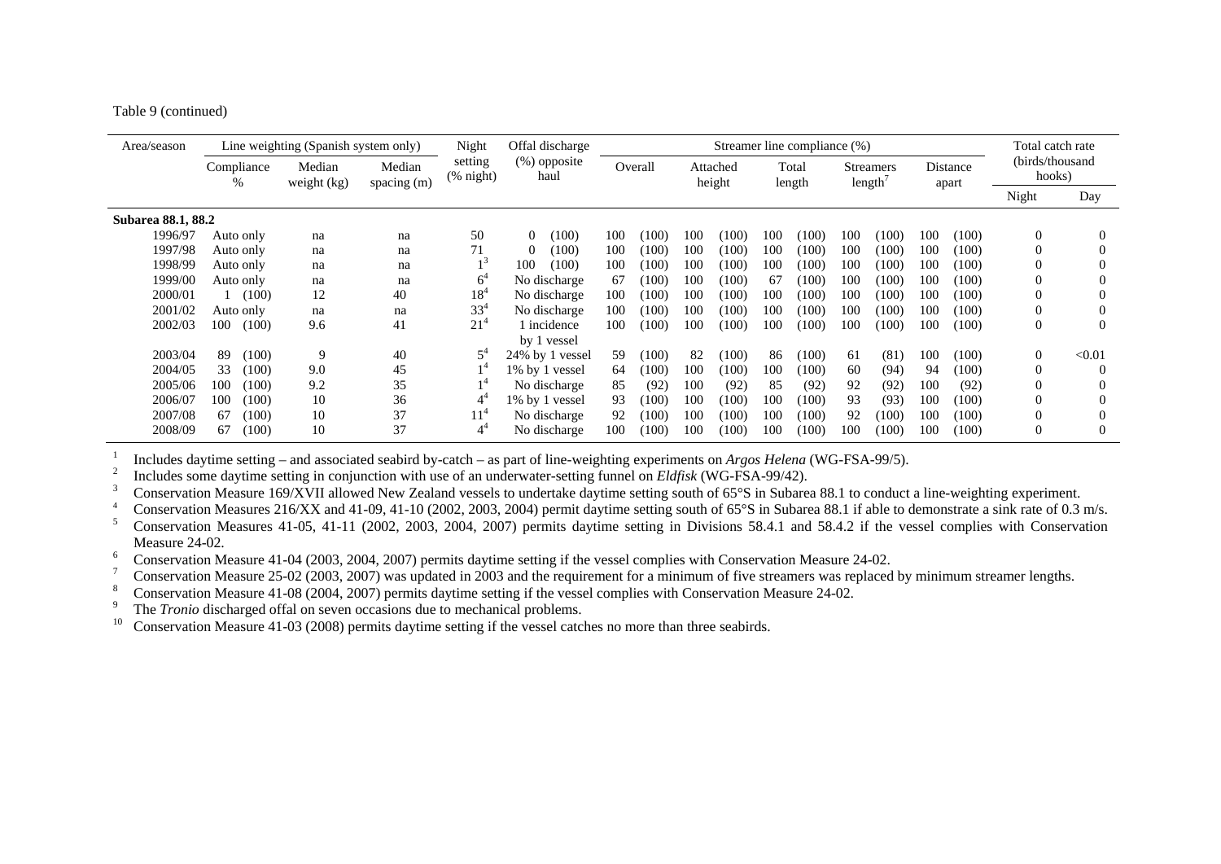Table 9 (continued)

| Area/season | Line weighting (Spanish system only) | | | Night setting (% night) | Offal discharge (%) opposite haul | Streamer line compliance (%) | | | | | | | | | | Total catch rate (birds/thousand hooks) | |
|---|---|---|---|---|---|---|---|---|---|---|---|---|---|---|---|---|---|
| | Compliance % | Median weight (kg) | Median spacing (m) | | | Overall | | Attached height | | Total length | | Streamers length[7] | | Distance apart | | Night | Day |
| **Subarea 88.1, 88.2** | | | | | | | | | | | | | | | | | |
| 1996/97 | Auto only | na | na | 50 | 0 (100) | 100 | (100) | 100 | (100) | 100 | (100) | 100 | (100) | 100 | (100) | 0 | 0 |
| 1997/98 | Auto only | na | na | 71 | 0 (100) | 100 | (100) | 100 | (100) | 100 | (100) | 100 | (100) | 100 | (100) | 0 | 0 |
| 1998/99 | Auto only | na | na | 1[3] | 100 (100) | 100 | (100) | 100 | (100) | 100 | (100) | 100 | (100) | 100 | (100) | 0 | 0 |
| 1999/00 | Auto only | na | na | 6[4] | No discharge | 67 | (100) | 100 | (100) | 67 | (100) | 100 | (100) | 100 | (100) | 0 | 0 |
| 2000/01 | 1 (100) | 12 | 40 | 18[4] | No discharge | 100 | (100) | 100 | (100) | 100 | (100) | 100 | (100) | 100 | (100) | 0 | 0 |
| 2001/02 | Auto only | na | na | 33[4] | No discharge | 100 | (100) | 100 | (100) | 100 | (100) | 100 | (100) | 100 | (100) | 0 | 0 |
| 2002/03 | 100 (100) | 9.6 | 41 | 21[4] | 1 incidence by 1 vessel | 100 | (100) | 100 | (100) | 100 | (100) | 100 | (100) | 100 | (100) | 0 | 0 |
| 2003/04 | 89 (100) | 9 | 40 | 5[4] | 24% by 1 vessel | 59 | (100) | 82 | (100) | 86 | (100) | 61 | (81) | 100 | (100) | 0 | <0.01 |
| 2004/05 | 33 (100) | 9.0 | 45 | 1[4] | 1% by 1 vessel | 64 | (100) | 100 | (100) | 100 | (100) | 60 | (94) | 94 | (100) | 0 | 0 |
| 2005/06 | 100 (100) | 9.2 | 35 | 1[4] | No discharge | 85 | (92) | 100 | (92) | 85 | (92) | 92 | (92) | 100 | (92) | 0 | 0 |
| 2006/07 | 100 (100) | 10 | 36 | 4[4] | 1% by 1 vessel | 93 | (100) | 100 | (100) | 100 | (100) | 93 | (93) | 100 | (100) | 0 | 0 |
| 2007/08 | 67 (100) | 10 | 37 | 11[4] | No discharge | 92 | (100) | 100 | (100) | 100 | (100) | 92 | (100) | 100 | (100) | 0 | 0 |
| 2008/09 | 67 (100) | 10 | 37 | 4[4] | No discharge | 100 | (100) | 100 | (100) | 100 | (100) | 100 | (100) | 100 | (100) | 0 | 0 |

[1] Includes daytime setting – and associated seabird by-catch – as part of line-weighting experiments on *Argos Helena* (WG-FSA-99/5).
[2] Includes some daytime setting in conjunction with use of an underwater-setting funnel on *Eldfisk* (WG-FSA-99/42).
[3] Conservation Measure 169/XVII allowed New Zealand vessels to undertake daytime setting south of 65°S in Subarea 88.1 to conduct a line-weighting experiment.
[4] Conservation Measures 216/XX and 41-09, 41-10 (2002, 2003, 2004) permit daytime setting south of 65°S in Subarea 88.1 if able to demonstrate a sink rate of 0.3 m/s.
[5] Conservation Measures 41-05, 41-11 (2002, 2003, 2004, 2007) permits daytime setting in Divisions 58.4.1 and 58.4.2 if the vessel complies with Conservation Measure 24-02.
[6] Conservation Measure 41-04 (2003, 2004, 2007) permits daytime setting if the vessel complies with Conservation Measure 24-02.
[7] Conservation Measure 25-02 (2003, 2007) was updated in 2003 and the requirement for a minimum of five streamers was replaced by minimum streamer lengths.
[8] Conservation Measure 41-08 (2004, 2007) permits daytime setting if the vessel complies with Conservation Measure 24-02.
[9] The *Tronio* discharged offal on seven occasions due to mechanical problems.
[10] Conservation Measure 41-03 (2008) permits daytime setting if the vessel catches no more than three seabirds.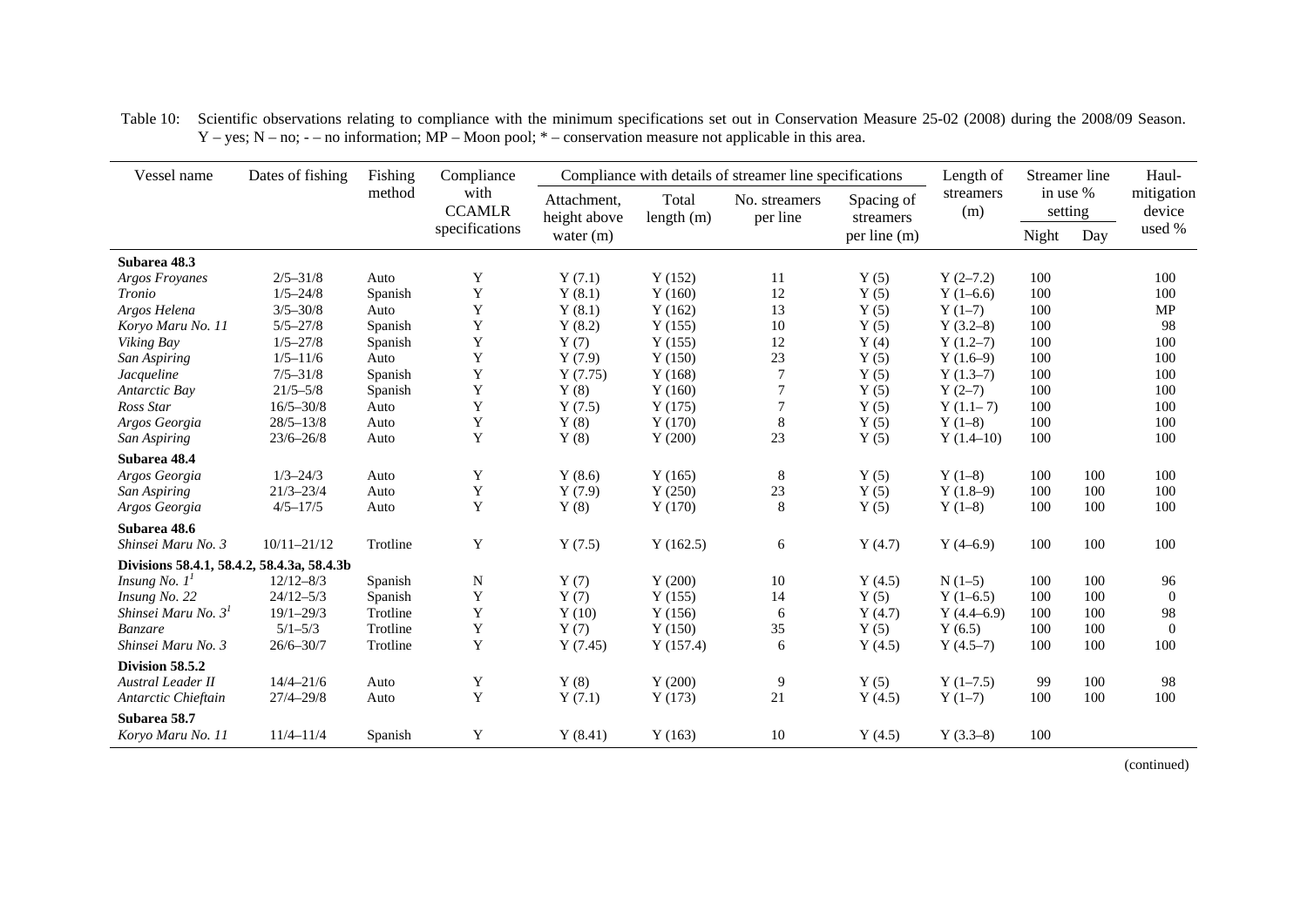Table 10: Scientific observations relating to compliance with the minimum specifications set out in Conservation Measure 25-02 (2008) during the 2008/09 Season. Y – yes; N – no; - – no information; MP – Moon pool; * – conservation measure not applicable in this area.

| Vessel name | Dates of fishing | Fishing method | Compliance with CCAMLR specifications | Compliance with details of streamer line specifications | | | | Length of streamers (m) | Streamer line in % setting | | Haul-mitigation device used % |
|---|---|---|---|---|---|---|---|---|---|---|---|
| | | | | Attachment, height above water (m) | Total length (m) | No. streamers per line | Spacing of streamers per line (m) | | Night | Day | |
| **Subarea 48.3** | | | | | | | | | | | |
| *Argos Froyanes* | 2/5–31/8 | Auto | Y | Y (7.1) | Y (152) | 11 | Y (5) | Y (2–7.2) | 100 | | 100 |
| *Tronio* | 1/5–24/8 | Spanish | Y | Y (8.1) | Y (160) | 12 | Y (5) | Y (1–6.6) | 100 | | 100 |
| *Argos Helena* | 3/5–30/8 | Auto | Y | Y (8.1) | Y (162) | 13 | Y (5) | Y (1–7) | 100 | | MP |
| *Koryo Maru No. 11* | 5/5–27/8 | Spanish | Y | Y (8.2) | Y (155) | 10 | Y (5) | Y (3.2–8) | 100 | | 98 |
| *Viking Bay* | 1/5–27/8 | Spanish | Y | Y (7) | Y (155) | 12 | Y (4) | Y (1.2–7) | 100 | | 100 |
| *San Aspiring* | 1/5–11/6 | Auto | Y | Y (7.9) | Y (150) | 23 | Y (5) | Y (1.6–9) | 100 | | 100 |
| *Jacqueline* | 7/5–31/8 | Spanish | Y | Y (7.75) | Y (168) | 7 | Y (5) | Y (1.3–7) | 100 | | 100 |
| *Antarctic Bay* | 21/5–5/8 | Spanish | Y | Y (8) | Y (160) | 7 | Y (5) | Y (2–7) | 100 | | 100 |
| *Ross Star* | 16/5–30/8 | Auto | Y | Y (7.5) | Y (175) | 7 | Y (5) | Y (1.1– 7) | 100 | | 100 |
| *Argos Georgia* | 28/5–13/8 | Auto | Y | Y (8) | Y (170) | 8 | Y (5) | Y (1–8) | 100 | | 100 |
| *San Aspiring* | 23/6–26/8 | Auto | Y | Y (8) | Y (200) | 23 | Y (5) | Y (1.4–10) | 100 | | 100 |
| **Subarea 48.4** | | | | | | | | | | | |
| *Argos Georgia* | 1/3–24/3 | Auto | Y | Y (8.6) | Y (165) | 8 | Y (5) | Y (1–8) | 100 | 100 | 100 |
| *San Aspiring* | 21/3–23/4 | Auto | Y | Y (7.9) | Y (250) | 23 | Y (5) | Y (1.8–9) | 100 | 100 | 100 |
| *Argos Georgia* | 4/5–17/5 | Auto | Y | Y (8) | Y (170) | 8 | Y (5) | Y (1–8) | 100 | 100 | 100 |
| **Subarea 48.6** | | | | | | | | | | | |
| *Shinsei Maru No. 3* | 10/11–21/12 | Trotline | Y | Y (7.5) | Y (162.5) | 6 | Y (4.7) | Y (4–6.9) | 100 | 100 | 100 |
| **Divisions 58.4.1, 58.4.2, 58.4.3a, 58.4.3b** | | | | | | | | | | | |
| *Insung No. 1*[1] | 12/12–8/3 | Spanish | N | Y (7) | Y (200) | 10 | Y (4.5) | N (1–5) | 100 | 100 | 96 |
| *Insung No. 22* | 24/12–5/3 | Spanish | Y | Y (7) | Y (155) | 14 | Y (5) | Y (1–6.5) | 100 | 100 | 0 |
| *Shinsei Maru No. 3*[1] | 19/1–29/3 | Trotline | Y | Y (10) | Y (156) | 6 | Y (4.7) | Y (4.4–6.9) | 100 | 100 | 98 |
| *Banzare* | 5/1–5/3 | Trotline | Y | Y (7) | Y (150) | 35 | Y (5) | Y (6.5) | 100 | 100 | 0 |
| *Shinsei Maru No. 3* | 26/6–30/7 | Trotline | Y | Y (7.45) | Y (157.4) | 6 | Y (4.5) | Y (4.5–7) | 100 | 100 | 100 |
| **Division 58.5.2** | | | | | | | | | | | |
| *Austral Leader II* | 14/4–21/6 | Auto | Y | Y (8) | Y (200) | 9 | Y (5) | Y (1–7.5) | 99 | 100 | 98 |
| *Antarctic Chieftain* | 27/4–29/8 | Auto | Y | Y (7.1) | Y (173) | 21 | Y (4.5) | Y (1–7) | 100 | 100 | 100 |
| **Subarea 58.7** | | | | | | | | | | | |
| *Koryo Maru No. 11* | 11/4–11/4 | Spanish | Y | Y (8.41) | Y (163) | 10 | Y (4.5) | Y (3.3–8) | 100 | | |

(continued)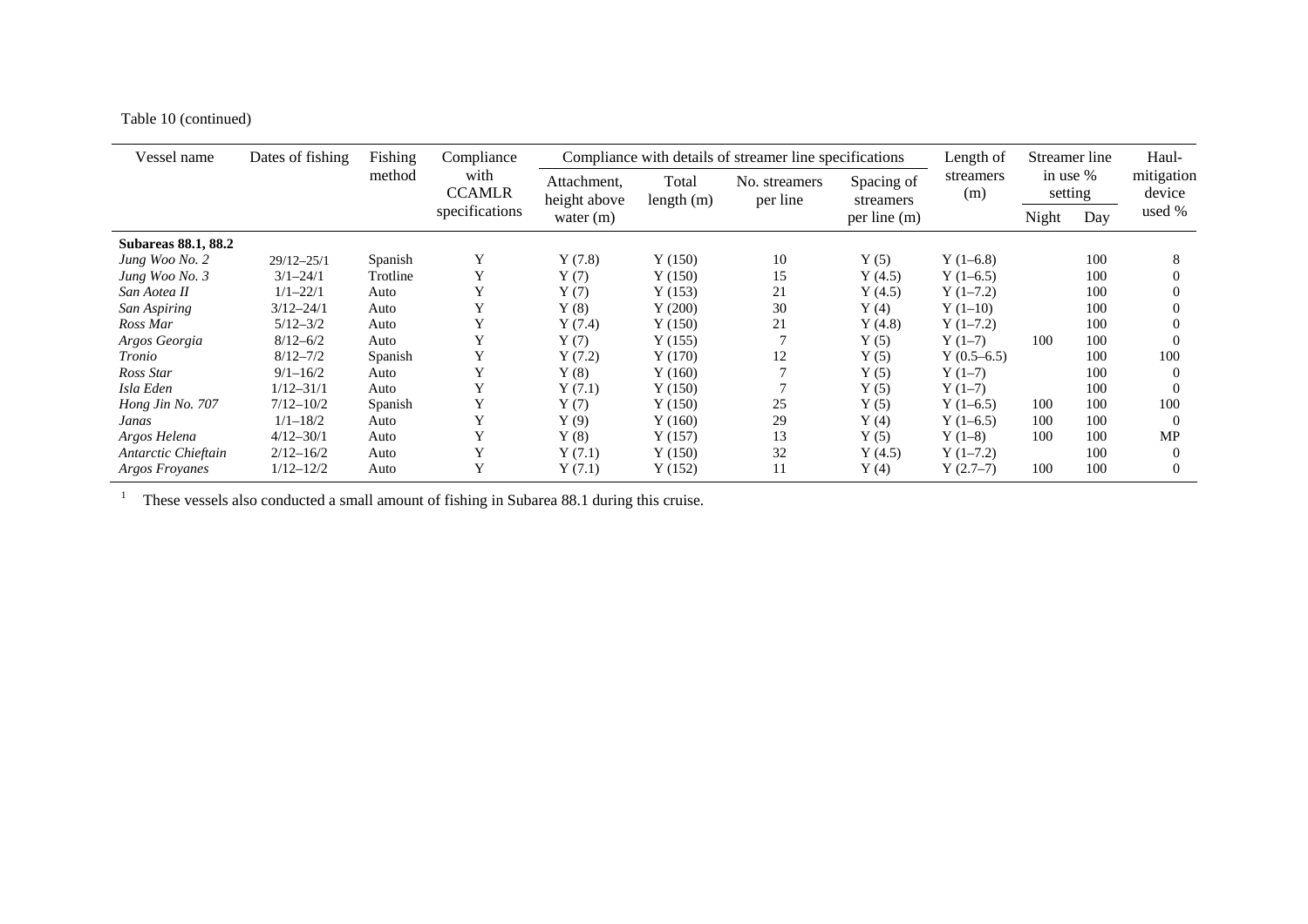Table 10 (continued)

| Vessel name | Dates of fishing | Fishing method | Compliance with CCAMLR specifications | Compliance with details of streamer line specifications | | | | Length of streamers (m) | Streamer line in use % setting | | Haul-mitigation device used % |
|---|---|---|---|---|---|---|---|---|---|---|---|
| | | | | Attachment, height above water (m) | Total length (m) | No. streamers per line | Spacing of streamers per line (m) | | Night | Day | |
| **Subareas 88.1, 88.2** | | | | | | | | | | | |
| *Jung Woo No. 2* | 29/12–25/1 | Spanish | Y | Y (7.8) | Y (150) | 10 | Y (5) | Y (1–6.8) | | 100 | 8 |
| *Jung Woo No. 3* | 3/1–24/1 | Trotline | Y | Y (7) | Y (150) | 15 | Y (4.5) | Y (1–6.5) | | 100 | 0 |
| *San Aotea II* | 1/1–22/1 | Auto | Y | Y (7) | Y (153) | 21 | Y (4.5) | Y (1–7.2) | | 100 | 0 |
| *San Aspiring* | 3/12–24/1 | Auto | Y | Y (8) | Y (200) | 30 | Y (4) | Y (1–10) | | 100 | 0 |
| *Ross Mar* | 5/12–3/2 | Auto | Y | Y (7.4) | Y (150) | 21 | Y (4.8) | Y (1–7.2) | | 100 | 0 |
| *Argos Georgia* | 8/12–6/2 | Auto | Y | Y (7) | Y (155) | 7 | Y (5) | Y (1–7) | 100 | 100 | 0 |
| *Tronio* | 8/12–7/2 | Spanish | Y | Y (7.2) | Y (170) | 12 | Y (5) | Y (0.5–6.5) | | 100 | 100 |
| *Ross Star* | 9/1–16/2 | Auto | Y | Y (8) | Y (160) | 7 | Y (5) | Y (1–7) | | 100 | 0 |
| *Isla Eden* | 1/12–31/1 | Auto | Y | Y (7.1) | Y (150) | 7 | Y (5) | Y (1–7) | | 100 | 0 |
| *Hong Jin No. 707* | 7/12–10/2 | Spanish | Y | Y (7) | Y (150) | 25 | Y (5) | Y (1–6.5) | 100 | 100 | 100 |
| *Janas* | 1/1–18/2 | Auto | Y | Y (9) | Y (160) | 29 | Y (4) | Y (1–6.5) | 100 | 100 | 0 |
| *Argos Helena* | 4/12–30/1 | Auto | Y | Y (8) | Y (157) | 13 | Y (5) | Y (1–8) | 100 | 100 | MP |
| *Antarctic Chieftain* | 2/12–16/2 | Auto | Y | Y (7.1) | Y (150) | 32 | Y (4.5) | Y (1–7.2) | | 100 | 0 |
| *Argos Froyanes* | 1/12–12/2 | Auto | Y | Y (7.1) | Y (152) | 11 | Y (4) | Y (2.7–7) | 100 | 100 | 0 |

[1] These vessels also conducted a small amount of fishing in Subarea 88.1 during this cruise.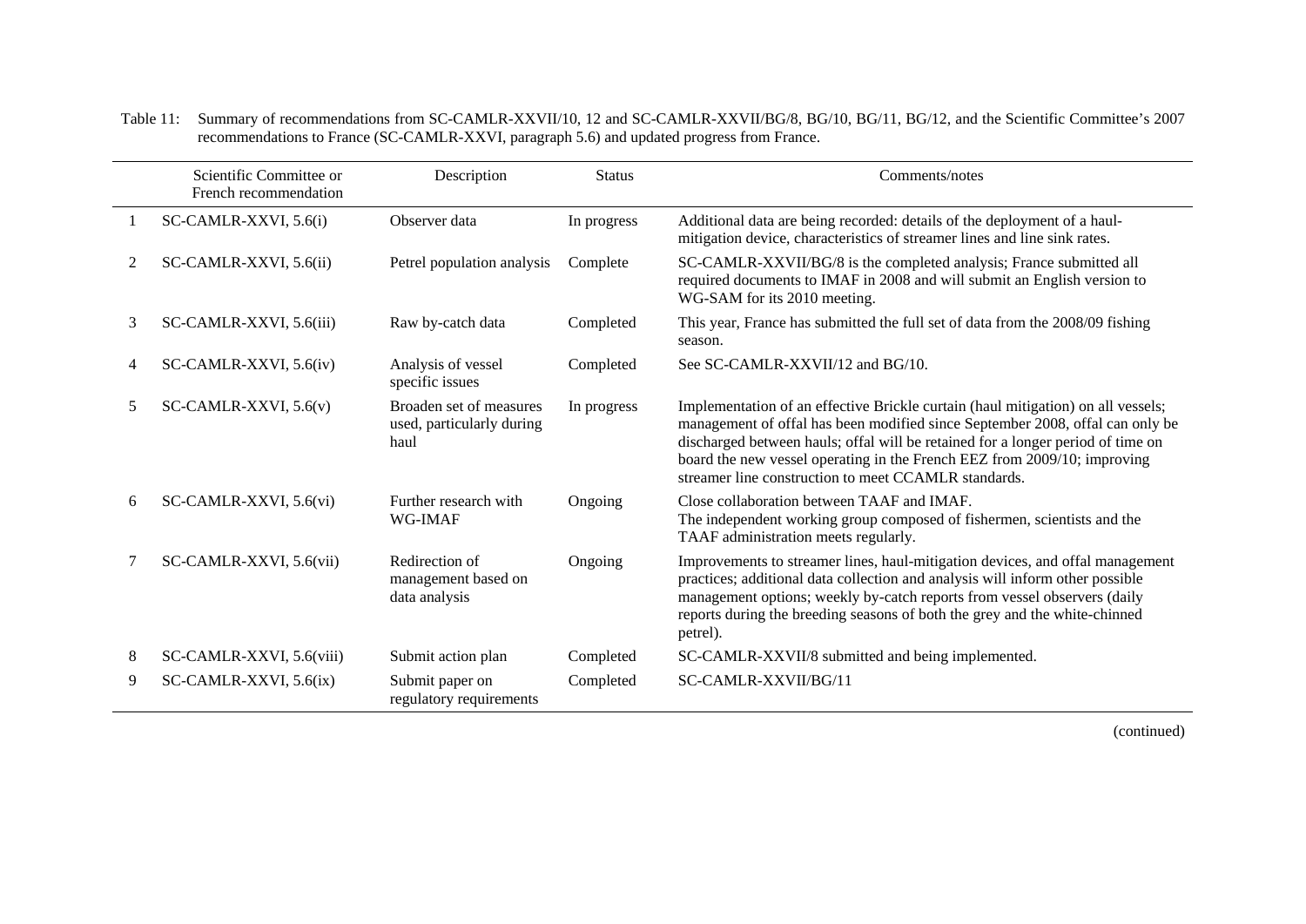Table 11: Summary of recommendations from SC-CAMLR-XXVII/10, 12 and SC-CAMLR-XXVII/BG/8, BG/10, BG/11, BG/12, and the Scientific Committee's 2007 recommendations to France (SC-CAMLR-XXVI, paragraph 5.6) and updated progress from France.

| | Scientific Committee or French recommendation | Description | Status | Comments/notes |
|---|---|---|---|---|
| 1 | SC-CAMLR-XXVI, 5.6(i) | Observer data | In progress | Additional data are being recorded: details of the deployment of a haul-mitigation device, characteristics of streamer lines and line sink rates. |
| 2 | SC-CAMLR-XXVI, 5.6(ii) | Petrel population analysis | Complete | SC-CAMLR-XXVII/BG/8 is the completed analysis; France submitted all required documents to IMAF in 2008 and will submit an English version to WG-SAM for its 2010 meeting. |
| 3 | SC-CAMLR-XXVI, 5.6(iii) | Raw by-catch data | Completed | This year, France has submitted the full set of data from the 2008/09 fishing season. |
| 4 | SC-CAMLR-XXVI, 5.6(iv) | Analysis of vessel specific issues | Completed | See SC-CAMLR-XXVII/12 and BG/10. |
| 5 | SC-CAMLR-XXVI, 5.6(v) | Broaden set of measures used, particularly during haul | In progress | Implementation of an effective Brickle curtain (haul mitigation) on all vessels; management of offal has been modified since September 2008, offal can only be discharged between hauls; offal will be retained for a longer period of time on board the new vessel operating in the French EEZ from 2009/10; improving streamer line construction to meet CCAMLR standards. |
| 6 | SC-CAMLR-XXVI, 5.6(vi) | Further research with WG-IMAF | Ongoing | Close collaboration between TAAF and IMAF. The independent working group composed of fishermen, scientists and the TAAF administration meets regularly. |
| 7 | SC-CAMLR-XXVI, 5.6(vii) | Redirection of management based on data analysis | Ongoing | Improvements to streamer lines, haul-mitigation devices, and offal management practices; additional data collection and analysis will inform other possible management options; weekly by-catch reports from vessel observers (daily reports during the breeding seasons of both the grey and the white-chinned petrel). |
| 8 | SC-CAMLR-XXVI, 5.6(viii) | Submit action plan | Completed | SC-CAMLR-XXVII/8 submitted and being implemented. |
| 9 | SC-CAMLR-XXVI, 5.6(ix) | Submit paper on regulatory requirements | Completed | SC-CAMLR-XXVII/BG/11 |

(continued)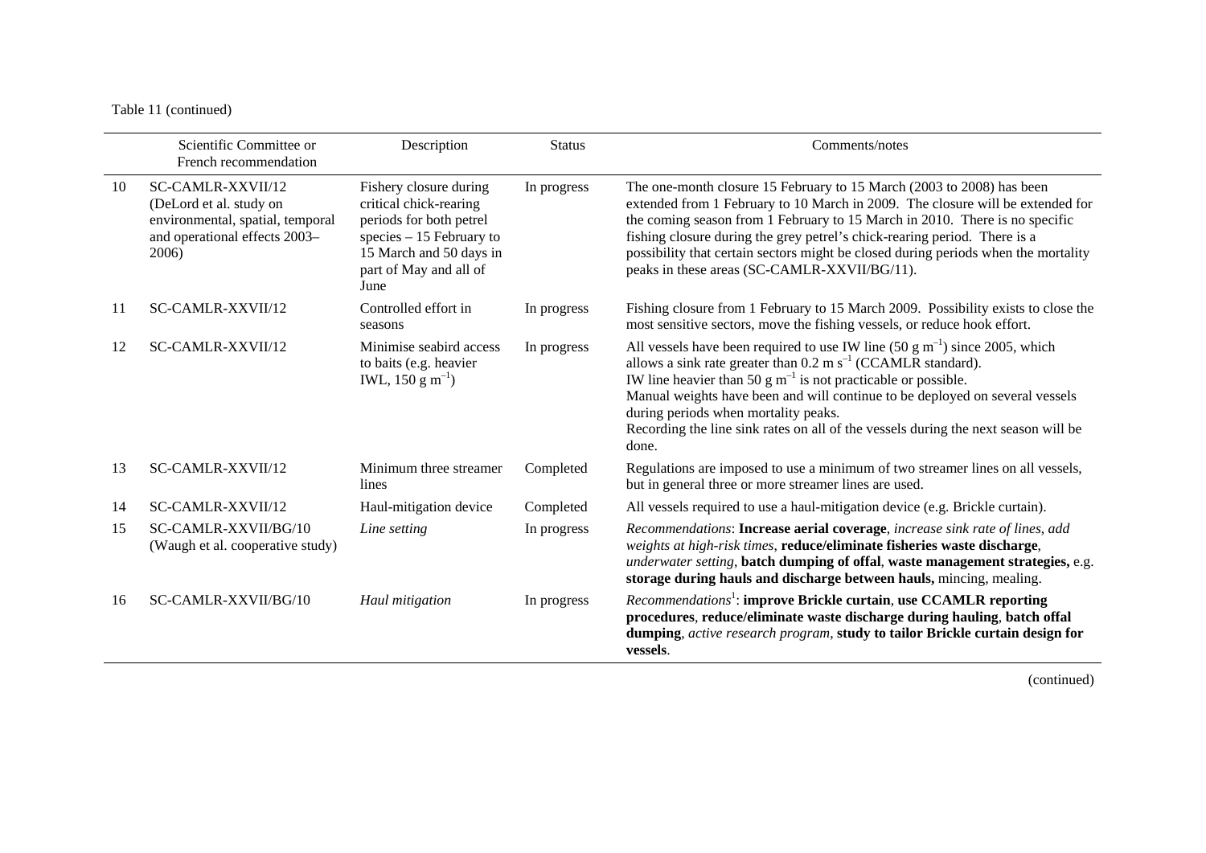Table 11 (continued)

| | Scientific Committee or French recommendation | Description | Status | Comments/notes |
|---|---|---|---|---|
| 10 | SC-CAMLR-XXVII/12 (DeLord et al. study on environmental, spatial, temporal and operational effects 2003–2006) | Fishery closure during critical chick-rearing periods for both petrel species – 15 February to 15 March and 50 days in part of May and all of June | In progress | The one-month closure 15 February to 15 March (2003 to 2008) has been extended from 1 February to 10 March in 2009. The closure will be extended for the coming season from 1 February to 15 March in 2010. There is no specific fishing closure during the grey petrel's chick-rearing period. There is a possibility that certain sectors might be closed during periods when the mortality peaks in these areas (SC-CAMLR-XXVII/BG/11). |
| 11 | SC-CAMLR-XXVII/12 | Controlled effort in seasons | In progress | Fishing closure from 1 February to 15 March 2009. Possibility exists to close the most sensitive sectors, move the fishing vessels, or reduce hook effort. |
| 12 | SC-CAMLR-XXVII/12 | Minimise seabird access to baits (e.g. heavier IWL, 150 g $m^{-1}$) | In progress | All vessels have been required to use IW line (50 g $m^{-1}$) since 2005, which allows a sink rate greater than 0.2 m $s^{-1}$ (CCAMLR standard). IW line heavier than 50 g $m^{-1}$ is not practicable or possible. Manual weights have been and will continue to be deployed on several vessels during periods when mortality peaks. Recording the line sink rates on all of the vessels during the next season will be done. |
| 13 | SC-CAMLR-XXVII/12 | Minimum three streamer lines | Completed | Regulations are imposed to use a minimum of two streamer lines on all vessels, but in general three or more streamer lines are used. |
| 14 | SC-CAMLR-XXVII/12 | Haul-mitigation device | Completed | All vessels required to use a haul-mitigation device (e.g. Brickle curtain). |
| 15 | SC-CAMLR-XXVII/BG/10 (Waugh et al. cooperative study) | *Line setting* | In progress | *Recommendations*: **Increase aerial coverage**, *increase sink rate of lines*, *add weights at high-risk times*, **reduce/eliminate fisheries waste discharge**, *underwater setting*, **batch dumping of offal**, **waste management strategies,** e.g. **storage during hauls and discharge between hauls,** mincing, mealing. |
| 16 | SC-CAMLR-XXVII/BG/10 | *Haul mitigation* | In progress | *Recommendations*[1]: **improve Brickle curtain**, **use CCAMLR reporting procedures**, **reduce/eliminate waste discharge during hauling**, **batch offal dumping**, *active research program*, **study to tailor Brickle curtain design for vessels**. |

(continued)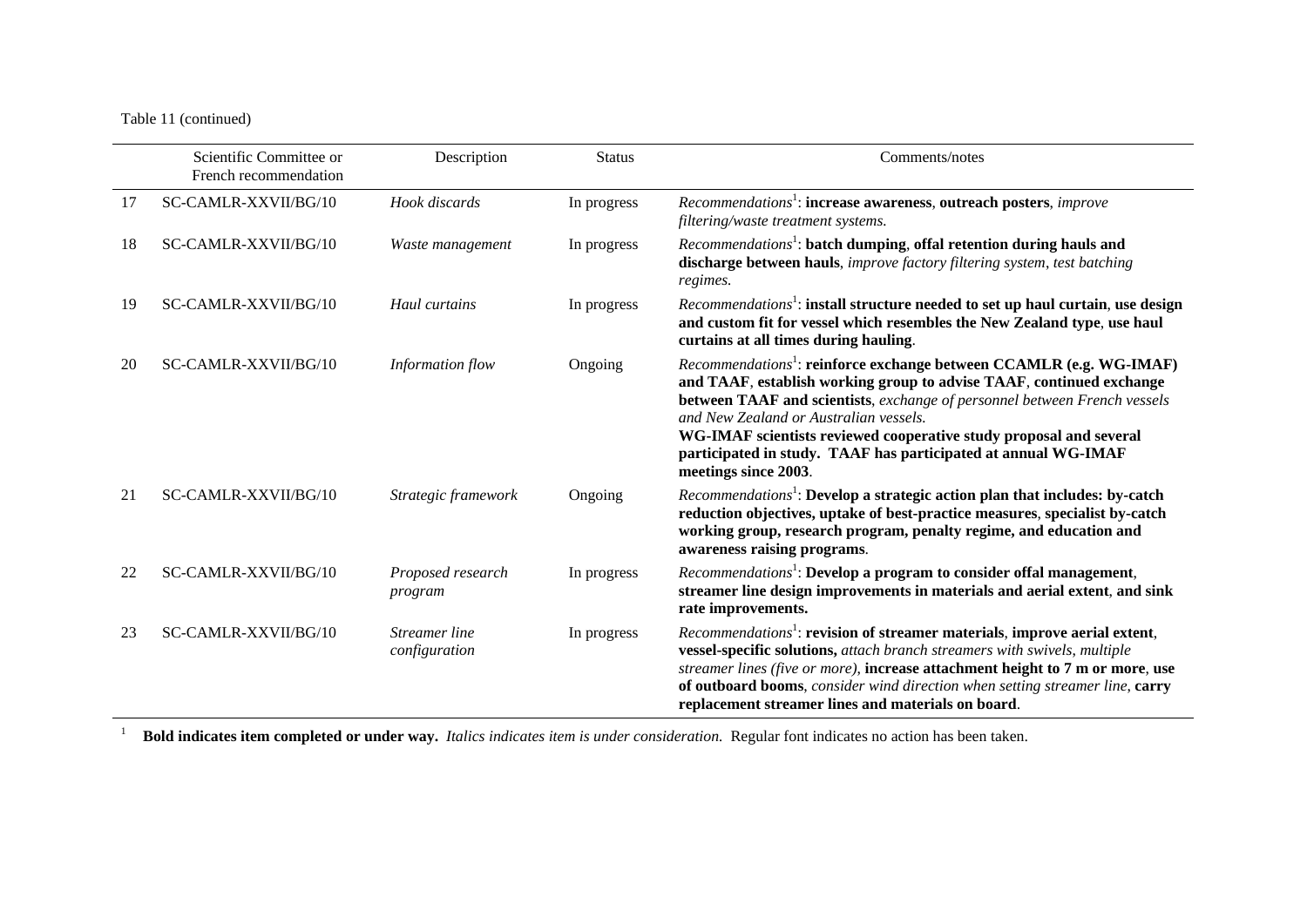Table 11 (continued)

| | Scientific Committee or French recommendation | Description | Status | Comments/notes |
|---|---|---|---|---|
| 17 | SC-CAMLR-XXVII/BG/10 | *Hook discards* | In progress | *Recommendations*[1]: **increase awareness**, **outreach posters**, *improve filtering/waste treatment systems.* |
| 18 | SC-CAMLR-XXVII/BG/10 | *Waste management* | In progress | *Recommendations*[1]: **batch dumping**, **offal retention during hauls and discharge between hauls**, *improve factory filtering system*, *test batching regimes.* |
| 19 | SC-CAMLR-XXVII/BG/10 | *Haul curtains* | In progress | *Recommendations*[1]: **install structure needed to set up haul curtain**, **use design and custom fit for vessel which resembles the New Zealand type**, **use haul curtains at all times during hauling**. |
| 20 | SC-CAMLR-XXVII/BG/10 | *Information flow* | Ongoing | *Recommendations*[1]: **reinforce exchange between CCAMLR (e.g. WG-IMAF) and TAAF**, **establish working group to advise TAAF**, **continued exchange between TAAF and scientists**, *exchange of personnel between French vessels and New Zealand or Australian vessels.* **WG-IMAF scientists reviewed cooperative study proposal and several participated in study. TAAF has participated at annual WG-IMAF meetings since 2003**. |
| 21 | SC-CAMLR-XXVII/BG/10 | *Strategic framework* | Ongoing | *Recommendations*[1]: **Develop a strategic action plan that includes: by-catch reduction objectives, uptake of best-practice measures, specialist by-catch working group, research program, penalty regime, and education and awareness raising programs**. |
| 22 | SC-CAMLR-XXVII/BG/10 | *Proposed research program* | In progress | *Recommendations*[1]: **Develop a program to consider offal management**, **streamer line design improvements in materials and aerial extent**, **and sink rate improvements.** |
| 23 | SC-CAMLR-XXVII/BG/10 | *Streamer line configuration* | In progress | *Recommendations*[1]: **revision of streamer materials**, **improve aerial extent**, **vessel-specific solutions,** *attach branch streamers with swivels*, *multiple streamer lines (five or more)*, **increase attachment height to 7 m or more**, **use of outboard booms**, *consider wind direction when setting streamer line*, **carry replacement streamer lines and materials on board**. |

[1] **Bold indicates item completed or under way.** *Italics indicates item is under consideration.* Regular font indicates no action has been taken.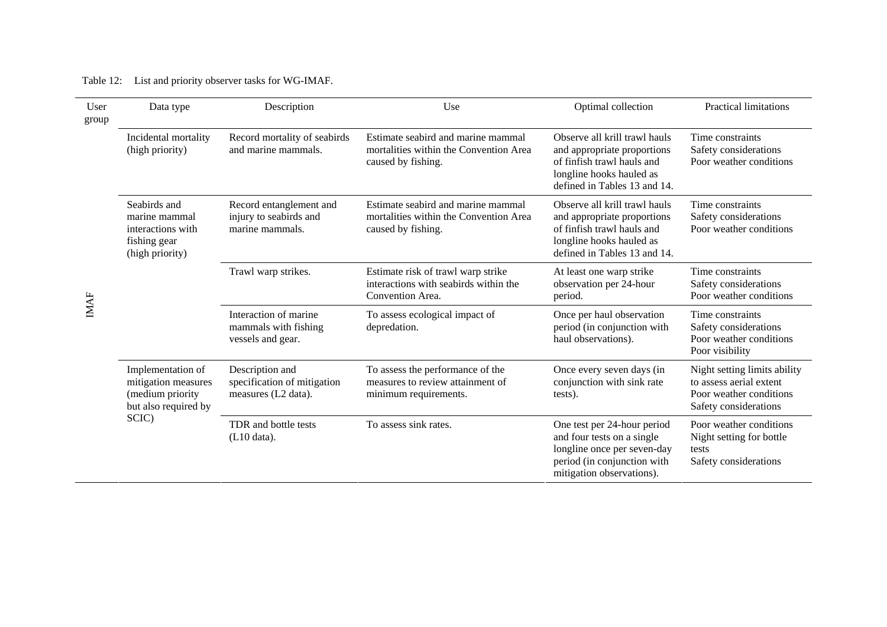Table 12: List and priority observer tasks for WG-IMAF.

| User group | Data type | Description | Use | Optimal collection | Practical limitations |
|---|---|---|---|---|---|
| IMAF | Incidental mortality (high priority) | Record mortality of seabirds and marine mammals. | Estimate seabird and marine mammal mortalities within the Convention Area caused by fishing. | Observe all krill trawl hauls and appropriate proportions of finfish trawl hauls and longline hooks hauled as defined in Tables 13 and 14. | Time constraints<br>Safety considerations<br>Poor weather conditions |
| | Seabirds and marine mammal interactions with fishing gear (high priority) | Record entanglement and injury to seabirds and marine mammals. | Estimate seabird and marine mammal mortalities within the Convention Area caused by fishing. | Observe all krill trawl hauls and appropriate proportions of finfish trawl hauls and longline hooks hauled as defined in Tables 13 and 14. | Time constraints<br>Safety considerations<br>Poor weather conditions |
| | | Trawl warp strikes. | Estimate risk of trawl warp strike interactions with seabirds within the Convention Area. | At least one warp strike observation per 24-hour period. | Time constraints<br>Safety considerations<br>Poor weather conditions |
| | | Interaction of marine mammals with fishing vessels and gear. | To assess ecological impact of depredation. | Once per haul observation period (in conjunction with haul observations). | Time constraints<br>Safety considerations<br>Poor weather conditions<br>Poor visibility |
| | Implementation of mitigation measures (medium priority but also required by SCIC) | Description and specification of mitigation measures (L2 data). | To assess the performance of the measures to review attainment of minimum requirements. | Once every seven days (in conjunction with sink rate tests). | Night setting limits ability to assess aerial extent<br>Poor weather conditions<br>Safety considerations |
| | | TDR and bottle tests (L10 data). | To assess sink rates. | One test per 24-hour period and four tests on a single longline once per seven-day period (in conjunction with mitigation observations). | Poor weather conditions<br>Night setting for bottle tests<br>Safety considerations |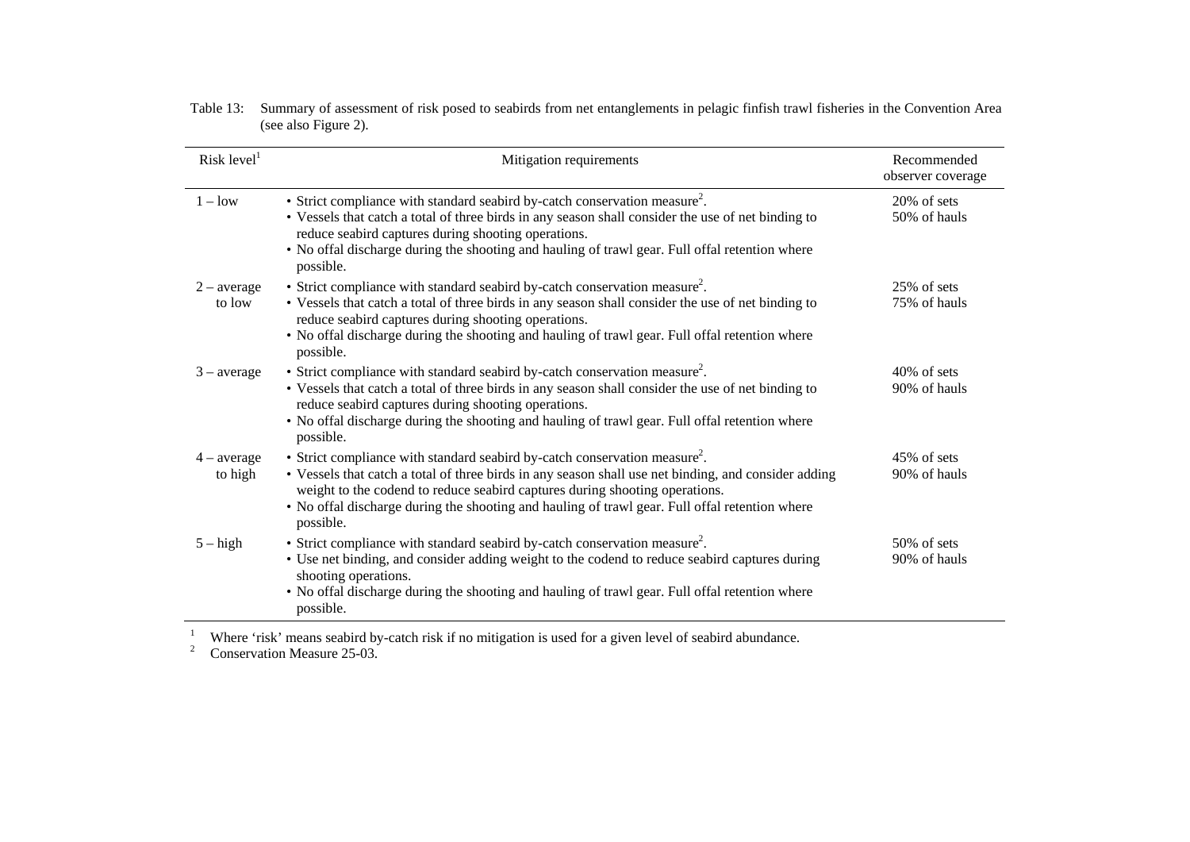Table 13: Summary of assessment of risk posed to seabirds from net entanglements in pelagic finfish trawl fisheries in the Convention Area (see also Figure 2).

| Risk level[1] | Mitigation requirements | Recommended observer coverage |
|---|---|---|
| 1 – low | • Strict compliance with standard seabird by-catch conservation measure[2].<br>• Vessels that catch a total of three birds in any season shall consider the use of net binding to reduce seabird captures during shooting operations.<br>• No offal discharge during the shooting and hauling of trawl gear. Full offal retention where possible. | 20% of sets<br>50% of hauls |
| 2 – average to low | • Strict compliance with standard seabird by-catch conservation measure[2].<br>• Vessels that catch a total of three birds in any season shall consider the use of net binding to reduce seabird captures during shooting operations.<br>• No offal discharge during the shooting and hauling of trawl gear. Full offal retention where possible. | 25% of sets<br>75% of hauls |
| 3 – average | • Strict compliance with standard seabird by-catch conservation measure[2].<br>• Vessels that catch a total of three birds in any season shall consider the use of net binding to reduce seabird captures during shooting operations.<br>• No offal discharge during the shooting and hauling of trawl gear. Full offal retention where possible. | 40% of sets<br>90% of hauls |
| 4 – average to high | • Strict compliance with standard seabird by-catch conservation measure[2].<br>• Vessels that catch a total of three birds in any season shall use net binding, and consider adding weight to the codend to reduce seabird captures during shooting operations.<br>• No offal discharge during the shooting and hauling of trawl gear. Full offal retention where possible. | 45% of sets<br>90% of hauls |
| 5 – high | • Strict compliance with standard seabird by-catch conservation measure[2].<br>• Use net binding, and consider adding weight to the codend to reduce seabird captures during shooting operations.<br>• No offal discharge during the shooting and hauling of trawl gear. Full offal retention where possible. | 50% of sets<br>90% of hauls |

[1] Where 'risk' means seabird by-catch risk if no mitigation is used for a given level of seabird abundance.
[2] Conservation Measure 25-03.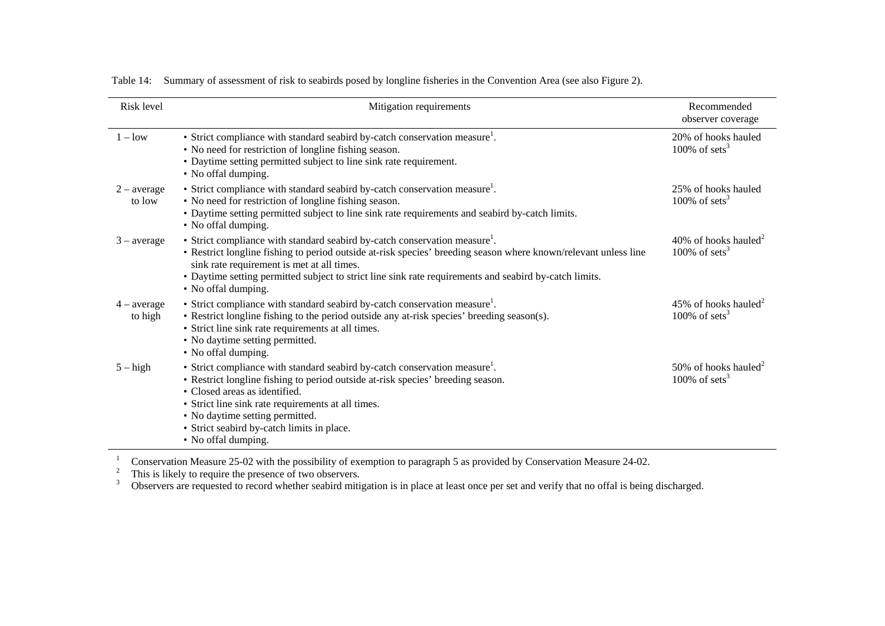Table 14: Summary of assessment of risk to seabirds posed by longline fisheries in the Convention Area (see also Figure 2).

| Risk level | Mitigation requirements | Recommended observer coverage |
|---|---|---|
| 1 – low | • Strict compliance with standard seabird by-catch conservation measure[1].<br>• No need for restriction of longline fishing season.<br>• Daytime setting permitted subject to line sink rate requirement.<br>• No offal dumping. | 20% of hooks hauled<br>100% of sets[3] |
| 2 – average to low | • Strict compliance with standard seabird by-catch conservation measure[1].<br>• No need for restriction of longline fishing season.<br>• Daytime setting permitted subject to line sink rate requirements and seabird by-catch limits.<br>• No offal dumping. | 25% of hooks hauled<br>100% of sets[3] |
| 3 – average | • Strict compliance with standard seabird by-catch conservation measure[1].<br>• Restrict longline fishing to period outside at-risk species' breeding season where known/relevant unless line sink rate requirement is met at all times.<br>• Daytime setting permitted subject to strict line sink rate requirements and seabird by-catch limits.<br>• No offal dumping. | 40% of hooks hauled[2]<br>100% of sets[3] |
| 4 – average to high | • Strict compliance with standard seabird by-catch conservation measure[1].<br>• Restrict longline fishing to the period outside any at-risk species' breeding season(s).<br>• Strict line sink rate requirements at all times.<br>• No daytime setting permitted.<br>• No offal dumping. | 45% of hooks hauled[2]<br>100% of sets[3] |
| 5 – high | • Strict compliance with standard seabird by-catch conservation measure[1].<br>• Restrict longline fishing to period outside at-risk species' breeding season.<br>• Closed areas as identified.<br>• Strict line sink rate requirements at all times.<br>• No daytime setting permitted.<br>• Strict seabird by-catch limits in place.<br>• No offal dumping. | 50% of hooks hauled[2]<br>100% of sets[3] |

[1] Conservation Measure 25-02 with the possibility of exemption to paragraph 5 as provided by Conservation Measure 24-02.

[2] This is likely to require the presence of two observers.

[3] Observers are requested to record whether seabird mitigation is in place at least once per set and verify that no offal is being discharged.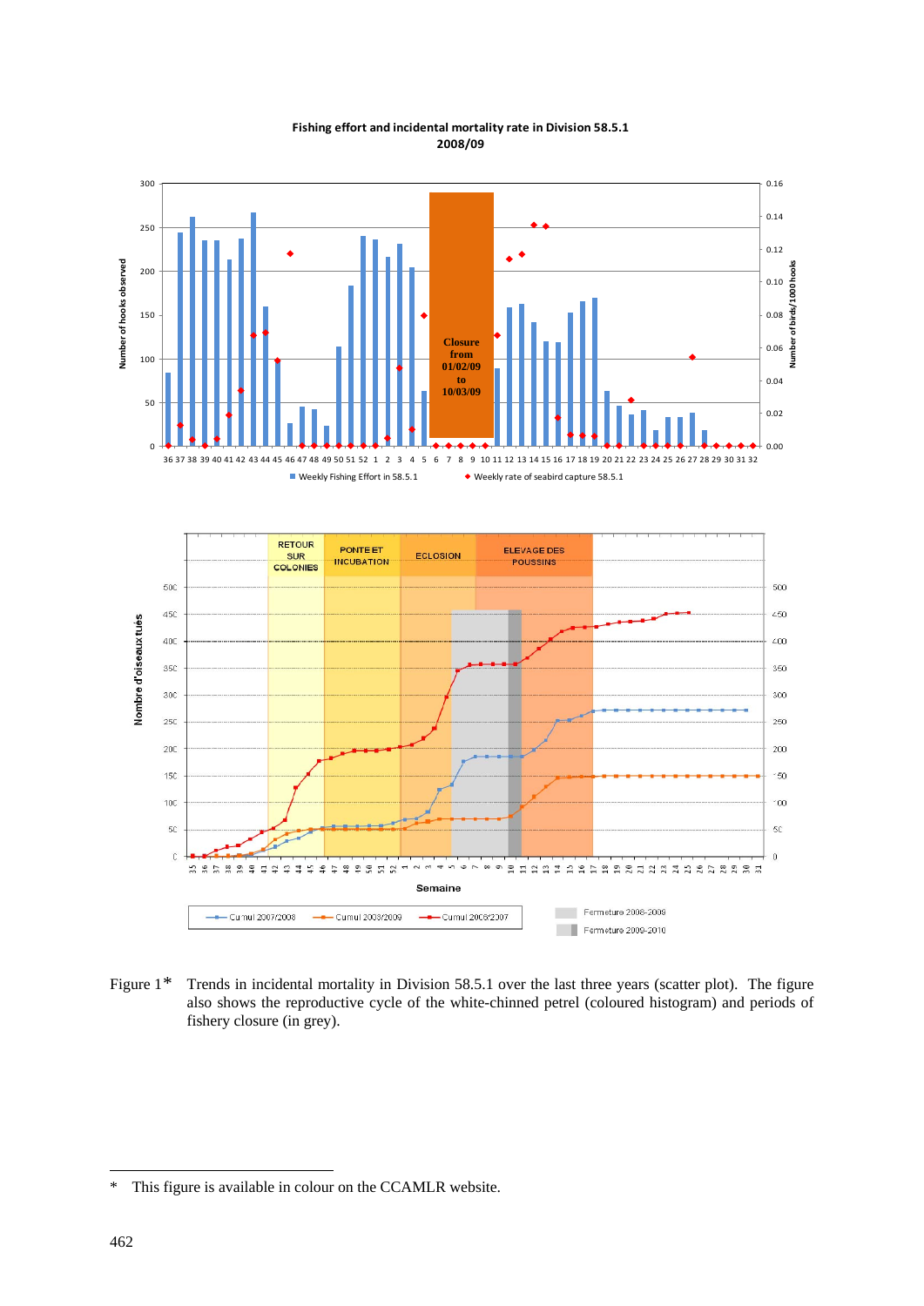Figure 1* Trends in incidental mortality in Division 58.5.1 over the last three years (scatter plot). The figure also shows the reproductive cycle of the white-chinned petrel (coloured histogram) and periods of fishery closure (in grey).

\* This figure is available in colour on the CCAMLR website.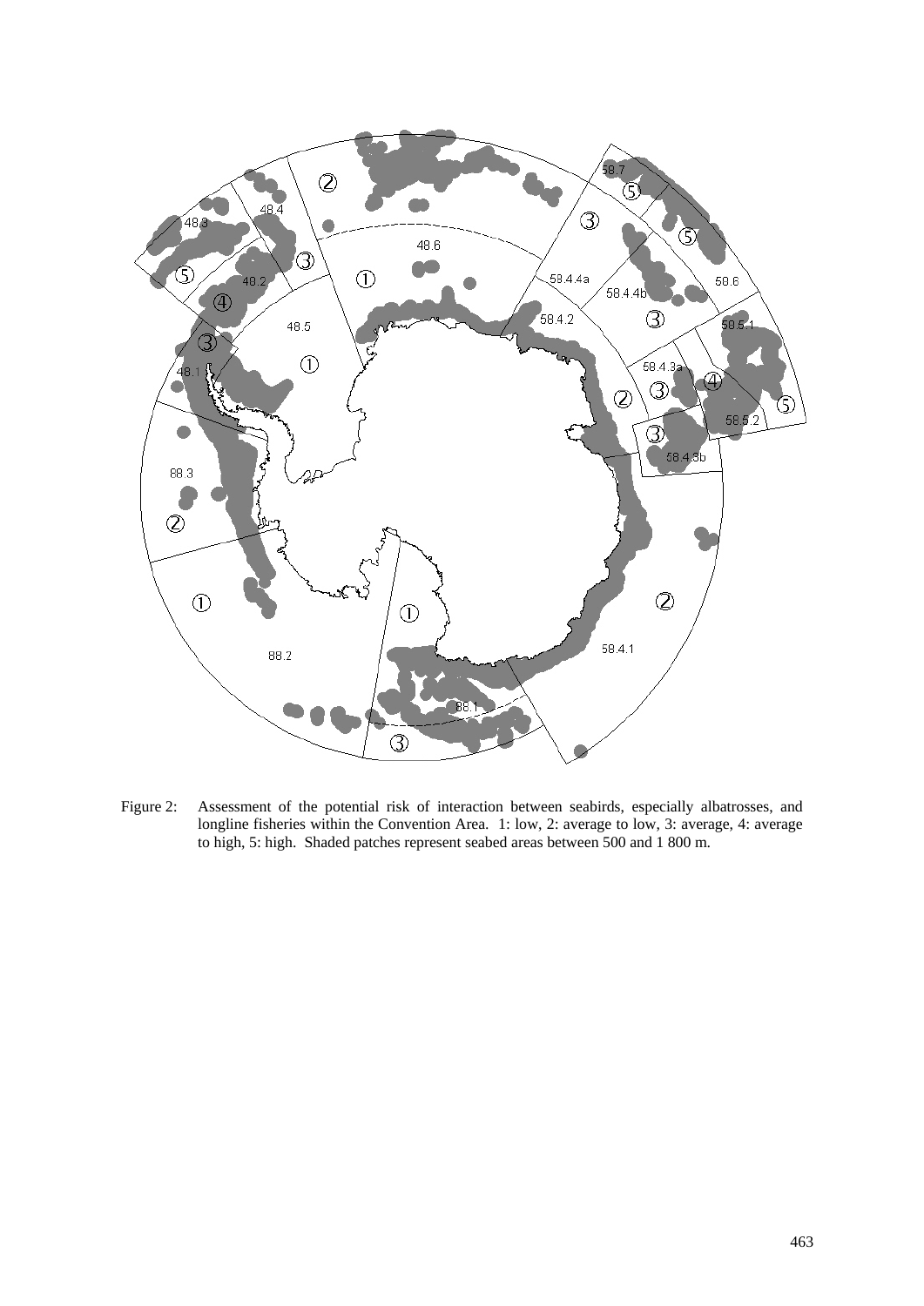Figure 2: Assessment of the potential risk of interaction between seabirds, especially albatrosses, and longline fisheries within the Convention Area. 1: low, 2: average to low, 3: average, 4: average to high, 5: high. Shaded patches represent seabed areas between 500 and 1 800 m.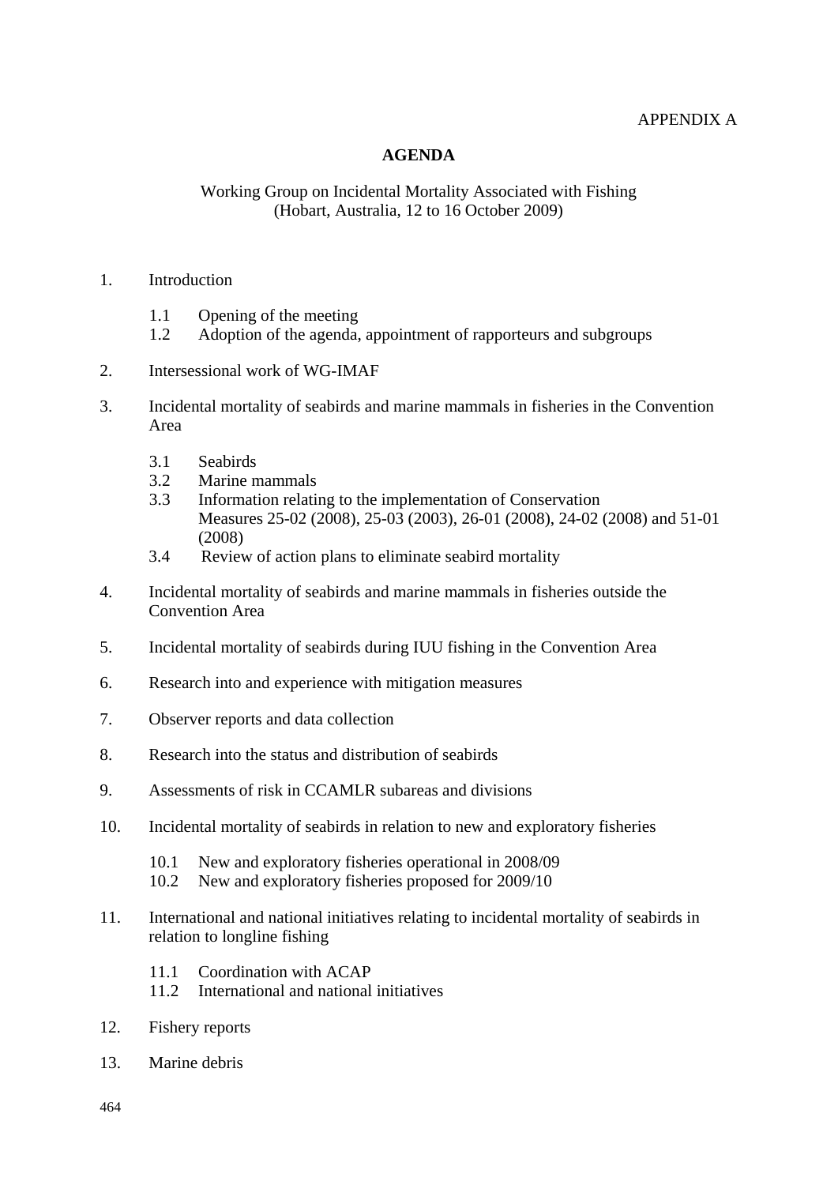APPENDIX A

# AGENDA

Working Group on Incidental Mortality Associated with Fishing
(Hobart, Australia, 12 to 16 October 2009)

1. Introduction

   1.1 Opening of the meeting
   1.2 Adoption of the agenda, appointment of rapporteurs and subgroups

2. Intersessional work of WG-IMAF

3. Incidental mortality of seabirds and marine mammals in fisheries in the Convention Area

   3.1 Seabirds
   3.2 Marine mammals
   3.3 Information relating to the implementation of Conservation Measures 25-02 (2008), 25-03 (2003), 26-01 (2008), 24-02 (2008) and 51-01 (2008)
   3.4 Review of action plans to eliminate seabird mortality

4. Incidental mortality of seabirds and marine mammals in fisheries outside the Convention Area

5. Incidental mortality of seabirds during IUU fishing in the Convention Area

6. Research into and experience with mitigation measures

7. Observer reports and data collection

8. Research into the status and distribution of seabirds

9. Assessments of risk in CCAMLR subareas and divisions

10. Incidental mortality of seabirds in relation to new and exploratory fisheries

    10.1 New and exploratory fisheries operational in 2008/09
    10.2 New and exploratory fisheries proposed for 2009/10

11. International and national initiatives relating to incidental mortality of seabirds in relation to longline fishing

    11.1 Coordination with ACAP
    11.2 International and national initiatives

12. Fishery reports

13. Marine debris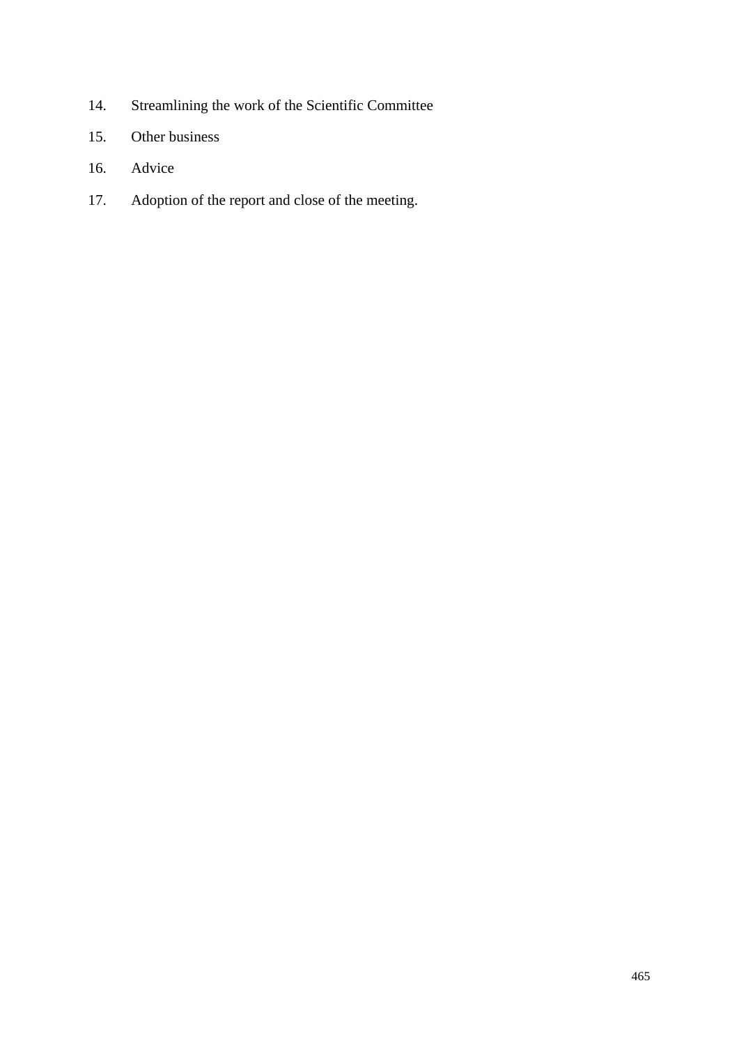14. Streamlining the work of the Scientific Committee
15. Other business
16. Advice
17. Adoption of the report and close of the meeting.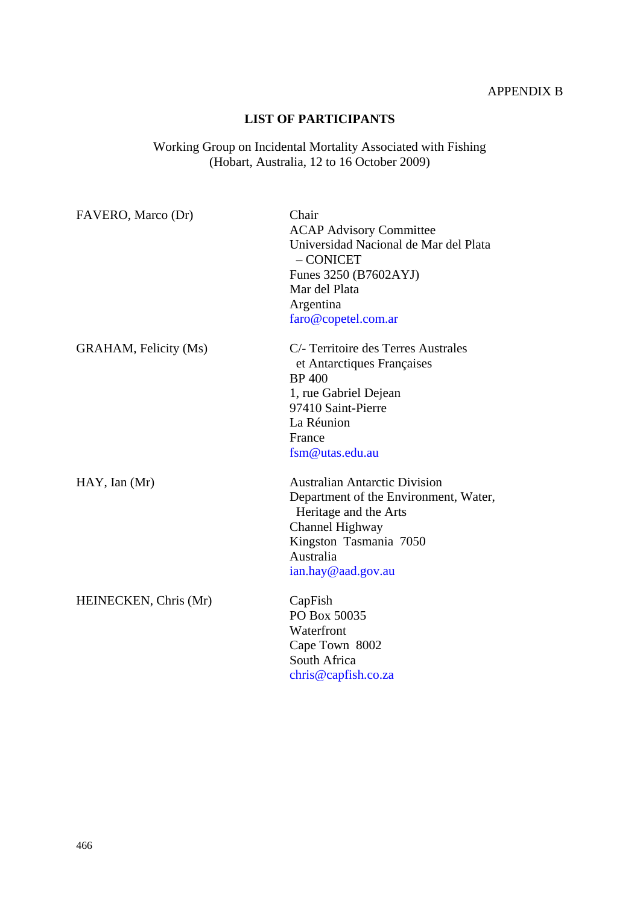APPENDIX B

## LIST OF PARTICIPANTS

Working Group on Incidental Mortality Associated with Fishing
(Hobart, Australia, 12 to 16 October 2009)

| | |
|---|---|
| FAVERO, Marco (Dr) | Chair<br>ACAP Advisory Committee<br>Universidad Nacional de Mar del Plata<br>– CONICET<br>Funes 3250 (B7602AYJ)<br>Mar del Plata<br>Argentina<br>faro@copetel.com.ar |
| GRAHAM, Felicity (Ms) | C/- Territoire des Terres Australes<br>et Antarctiques Françaises<br>BP 400<br>1, rue Gabriel Dejean<br>97410 Saint-Pierre<br>La Réunion<br>France<br>fsm@utas.edu.au |
| HAY, Ian (Mr) | Australian Antarctic Division<br>Department of the Environment, Water,<br>Heritage and the Arts<br>Channel Highway<br>Kingston Tasmania 7050<br>Australia<br>ian.hay@aad.gov.au |
| HEINECKEN, Chris (Mr) | CapFish<br>PO Box 50035<br>Waterfront<br>Cape Town 8002<br>South Africa<br>chris@capfish.co.za |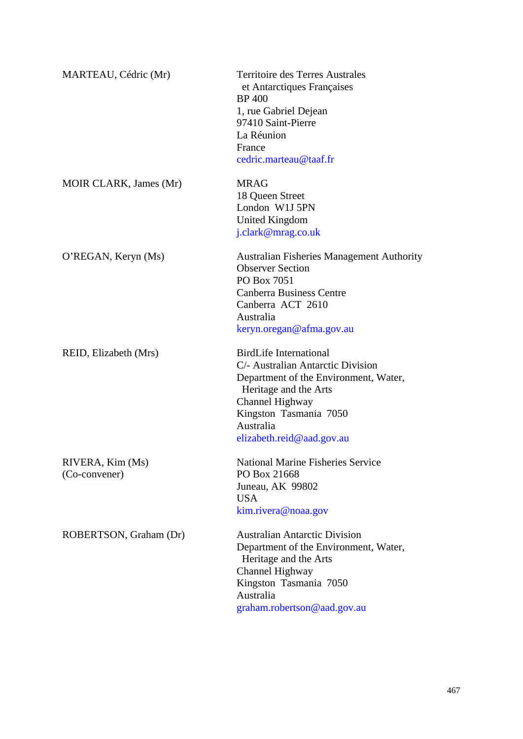| | |
|---|---|
| MARTEAU, Cédric (Mr) | Territoire des Terres Australes et Antarctiques Françaises<br>BP 400<br>1, rue Gabriel Dejean<br>97410 Saint-Pierre<br>La Réunion<br>France<br>cedric.marteau@taaf.fr |
| MOIR CLARK, James (Mr) | MRAG<br>18 Queen Street<br>London W1J 5PN<br>United Kingdom<br>j.clark@mrag.co.uk |
| O'REGAN, Keryn (Ms) | Australian Fisheries Management Authority<br>Observer Section<br>PO Box 7051<br>Canberra Business Centre<br>Canberra ACT 2610<br>Australia<br>keryn.oregan@afma.gov.au |
| REID, Elizabeth (Mrs) | BirdLife International<br>C/- Australian Antarctic Division<br>Department of the Environment, Water, Heritage and the Arts<br>Channel Highway<br>Kingston Tasmania 7050<br>Australia<br>elizabeth.reid@aad.gov.au |
| RIVERA, Kim (Ms)<br>(Co-convener) | National Marine Fisheries Service<br>PO Box 21668<br>Juneau, AK 99802<br>USA<br>kim.rivera@noaa.gov |
| ROBERTSON, Graham (Dr) | Australian Antarctic Division<br>Department of the Environment, Water, Heritage and the Arts<br>Channel Highway<br>Kingston Tasmania 7050<br>Australia<br>graham.robertson@aad.gov.au |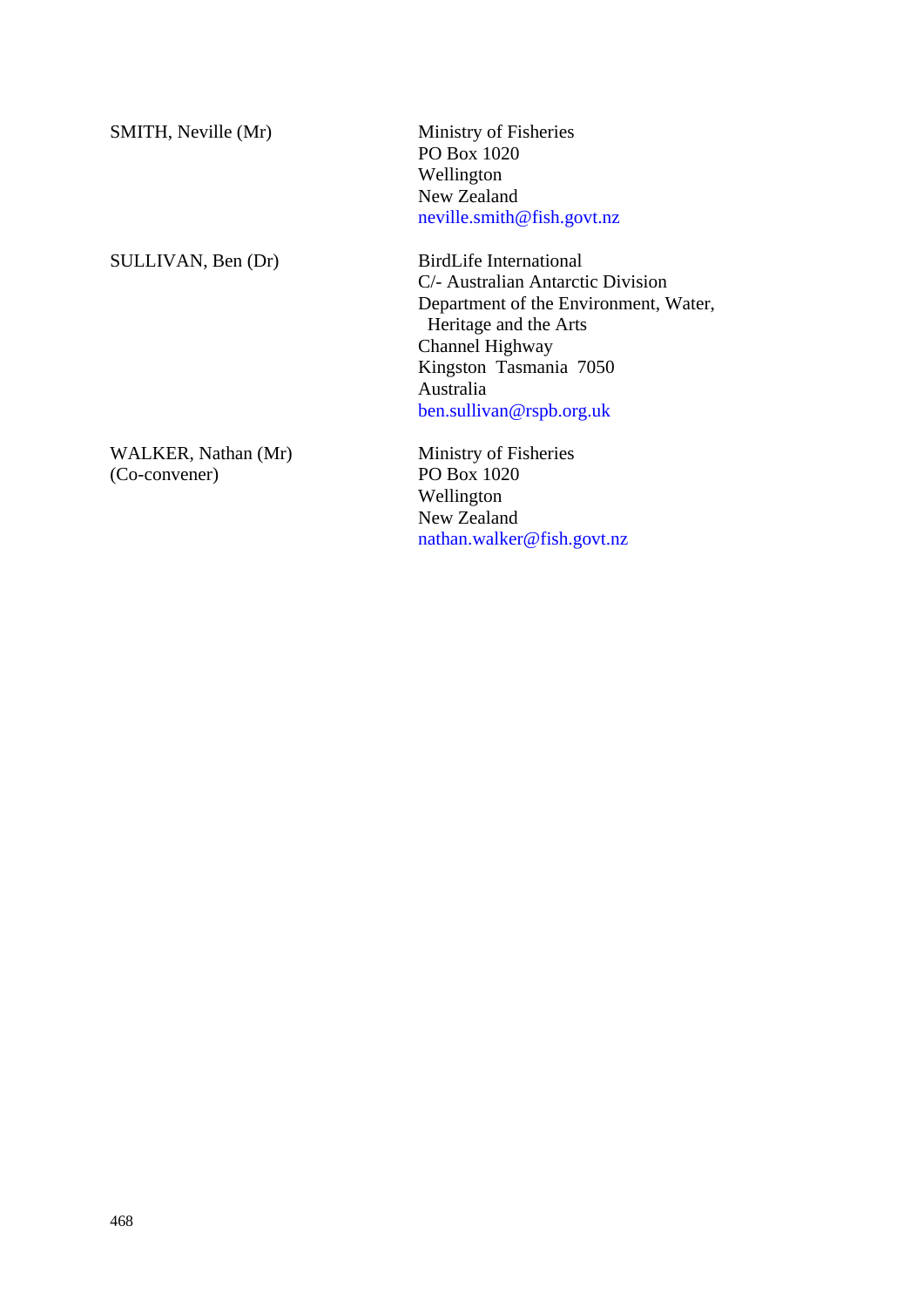| | |
|---|---|
| SMITH, Neville (Mr) | Ministry of Fisheries<br>PO Box 1020<br>Wellington<br>New Zealand<br>neville.smith@fish.govt.nz |
| SULLIVAN, Ben (Dr) | BirdLife International<br>C/- Australian Antarctic Division<br>Department of the Environment, Water, Heritage and the Arts<br>Channel Highway<br>Kingston Tasmania 7050<br>Australia<br>ben.sullivan@rspb.org.uk |
| WALKER, Nathan (Mr)<br>(Co-convener) | Ministry of Fisheries<br>PO Box 1020<br>Wellington<br>New Zealand<br>nathan.walker@fish.govt.nz |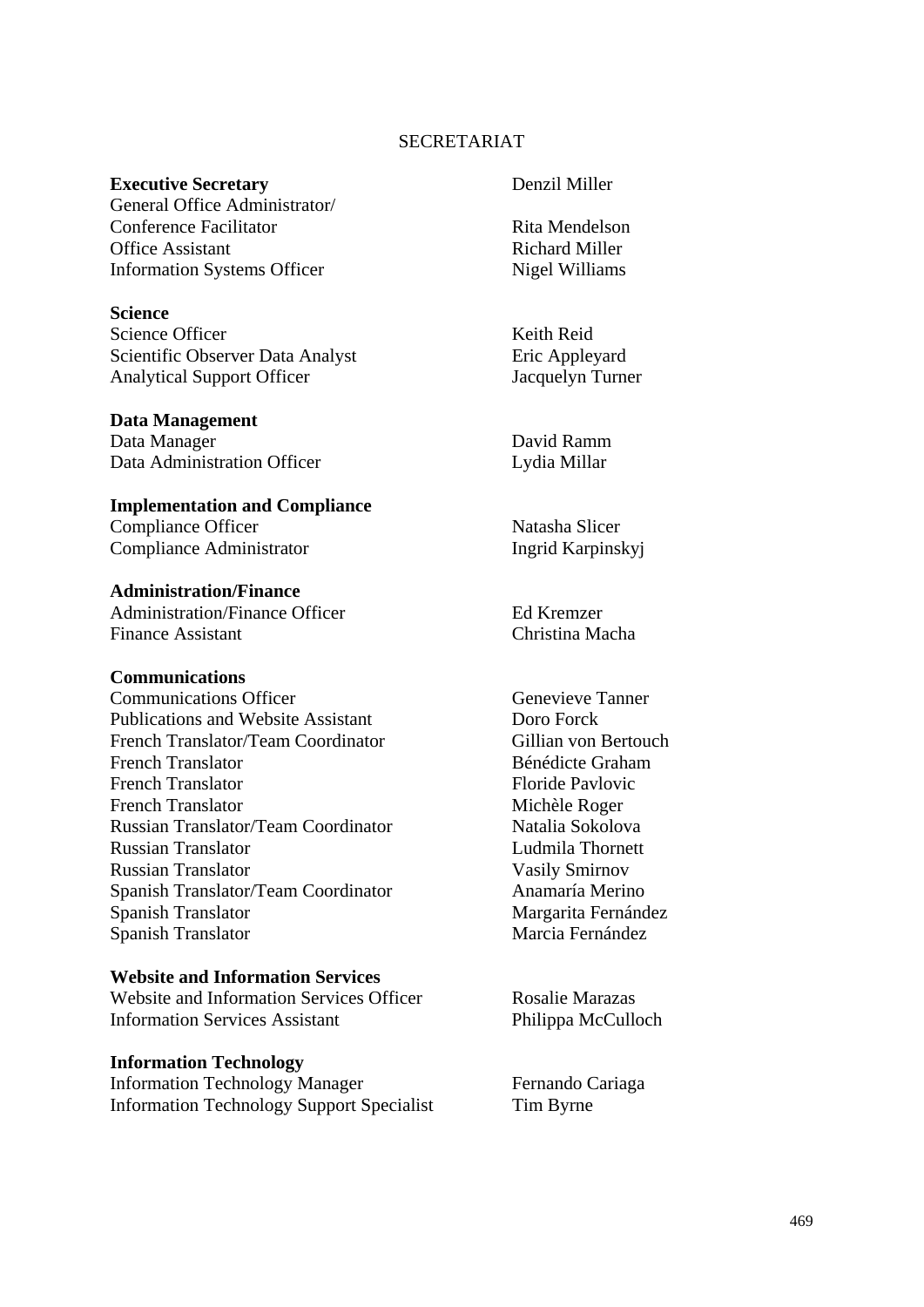SECRETARIAT

| | |
|---|---|
| **Executive Secretary** | Denzil Miller |
| General Office Administrator/ Conference Facilitator | Rita Mendelson |
| Office Assistant | Richard Miller |
| Information Systems Officer | Nigel Williams |
| | |
| **Science** | |
| Science Officer | Keith Reid |
| Scientific Observer Data Analyst | Eric Appleyard |
| Analytical Support Officer | Jacquelyn Turner |
| | |
| **Data Management** | |
| Data Manager | David Ramm |
| Data Administration Officer | Lydia Millar |
| | |
| **Implementation and Compliance** | |
| Compliance Officer | Natasha Slicer |
| Compliance Administrator | Ingrid Karpinskyj |
| | |
| **Administration/Finance** | |
| Administration/Finance Officer | Ed Kremzer |
| Finance Assistant | Christina Macha |
| | |
| **Communications** | |
| Communications Officer | Genevieve Tanner |
| Publications and Website Assistant | Doro Forck |
| French Translator/Team Coordinator | Gillian von Bertouch |
| French Translator | Bénédicte Graham |
| French Translator | Floride Pavlovic |
| French Translator | Michèle Roger |
| Russian Translator/Team Coordinator | Natalia Sokolova |
| Russian Translator | Ludmila Thornett |
| Russian Translator | Vasily Smirnov |
| Spanish Translator/Team Coordinator | Anamaría Merino |
| Spanish Translator | Margarita Fernández |
| Spanish Translator | Marcia Fernández |
| | |
| **Website and Information Services** | |
| Website and Information Services Officer | Rosalie Marazas |
| Information Services Assistant | Philippa McCulloch |
| | |
| **Information Technology** | |
| Information Technology Manager | Fernando Cariaga |
| Information Technology Support Specialist | Tim Byrne |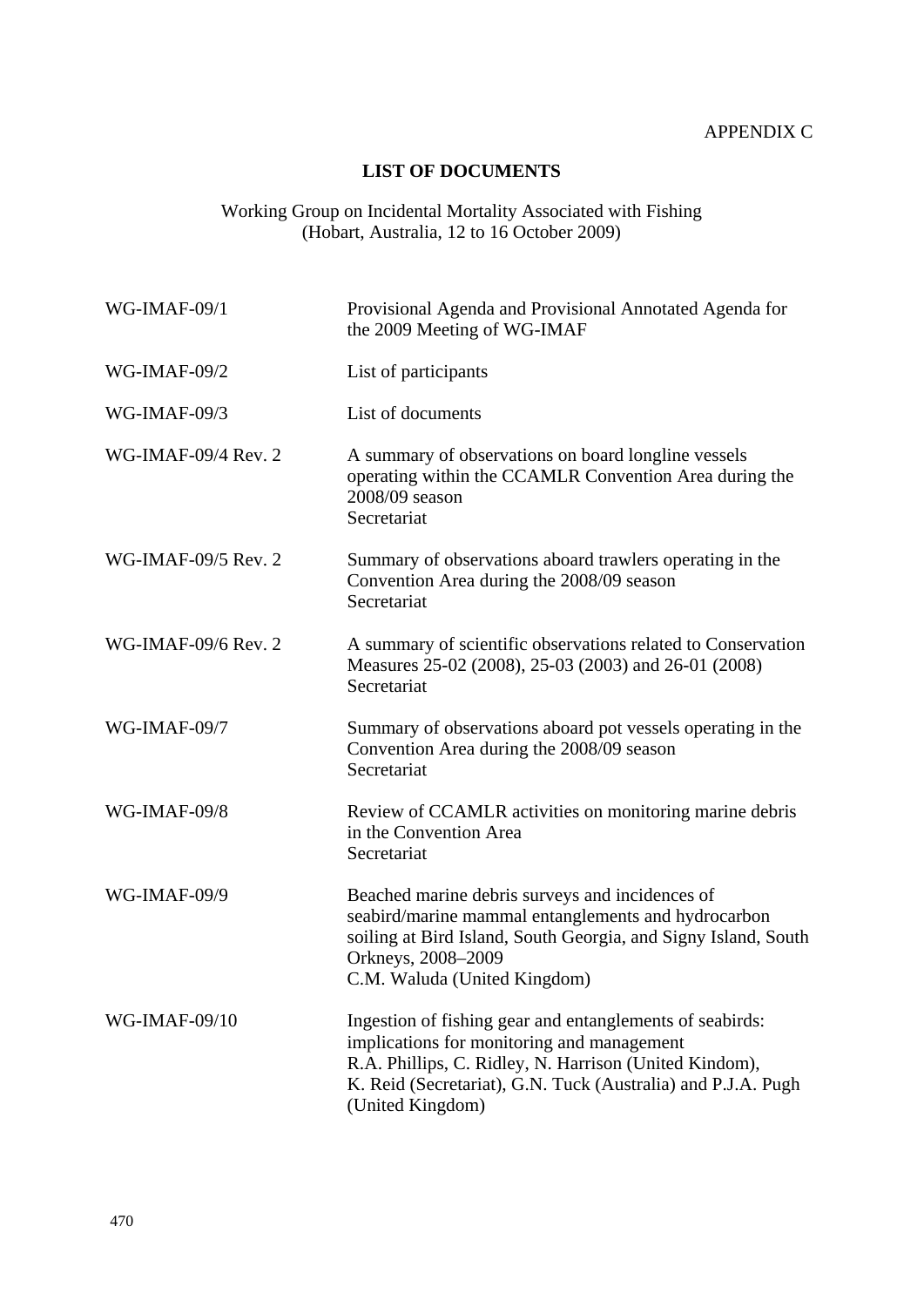APPENDIX C

## LIST OF DOCUMENTS

Working Group on Incidental Mortality Associated with Fishing
(Hobart, Australia, 12 to 16 October 2009)

| | |
|---|---|
| WG-IMAF-09/1 | Provisional Agenda and Provisional Annotated Agenda for the 2009 Meeting of WG-IMAF |
| WG-IMAF-09/2 | List of participants |
| WG-IMAF-09/3 | List of documents |
| WG-IMAF-09/4 Rev. 2 | A summary of observations on board longline vessels operating within the CCAMLR Convention Area during the 2008/09 season<br>Secretariat |
| WG-IMAF-09/5 Rev. 2 | Summary of observations aboard trawlers operating in the Convention Area during the 2008/09 season<br>Secretariat |
| WG-IMAF-09/6 Rev. 2 | A summary of scientific observations related to Conservation Measures 25-02 (2008), 25-03 (2003) and 26-01 (2008)<br>Secretariat |
| WG-IMAF-09/7 | Summary of observations aboard pot vessels operating in the Convention Area during the 2008/09 season<br>Secretariat |
| WG-IMAF-09/8 | Review of CCAMLR activities on monitoring marine debris in the Convention Area<br>Secretariat |
| WG-IMAF-09/9 | Beached marine debris surveys and incidences of seabird/marine mammal entanglements and hydrocarbon soiling at Bird Island, South Georgia, and Signy Island, South Orkneys, 2008–2009<br>C.M. Waluda (United Kingdom) |
| WG-IMAF-09/10 | Ingestion of fishing gear and entanglements of seabirds: implications for monitoring and management<br>R.A. Phillips, C. Ridley, N. Harrison (United Kindom), K. Reid (Secretariat), G.N. Tuck (Australia) and P.J.A. Pugh (United Kingdom) |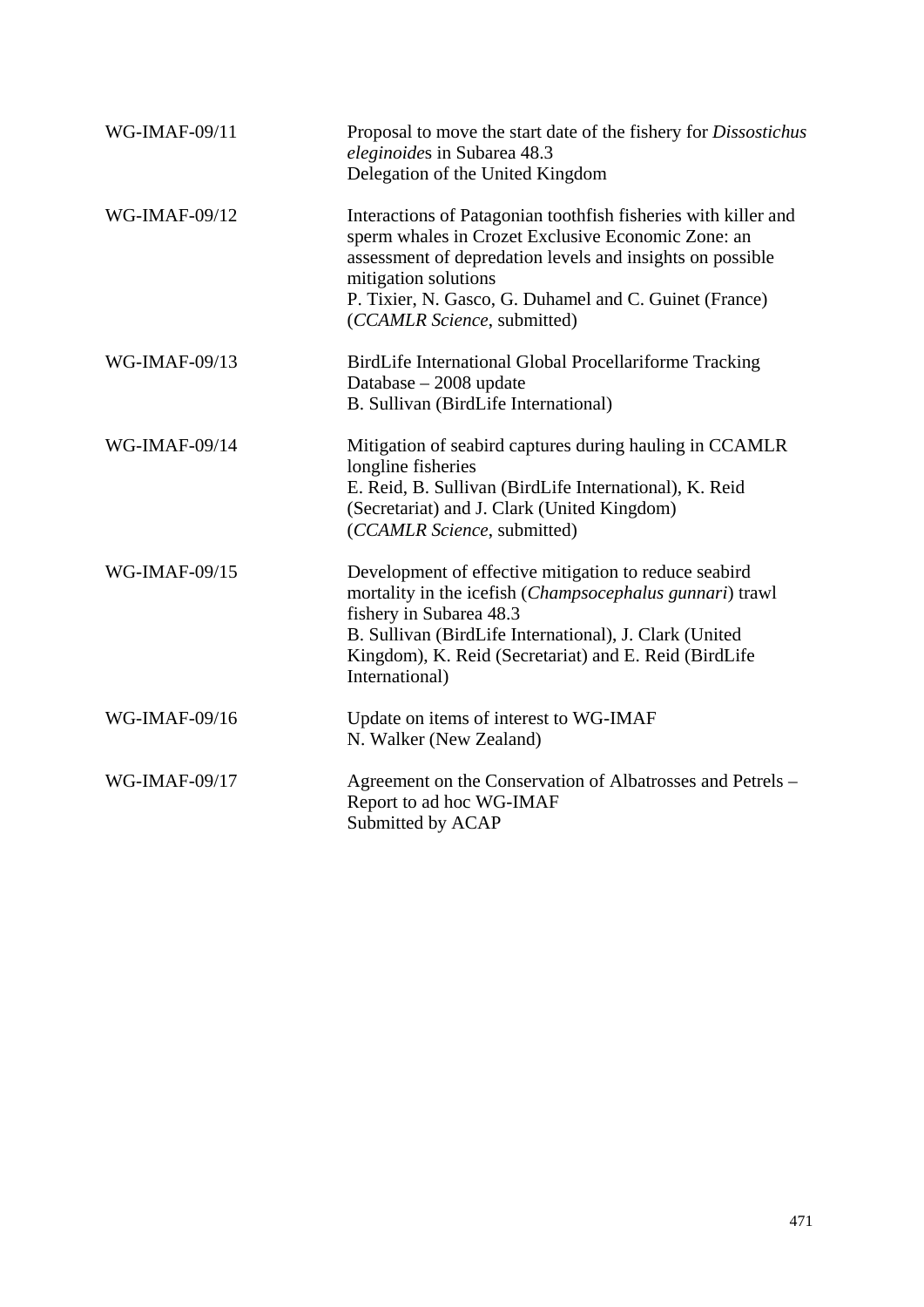| | |
|---|---|
| WG-IMAF-09/11 | Proposal to move the start date of the fishery for *Dissostichus eleginoide*s in Subarea 48.3<br>Delegation of the United Kingdom |
| WG-IMAF-09/12 | Interactions of Patagonian toothfish fisheries with killer and sperm whales in Crozet Exclusive Economic Zone: an assessment of depredation levels and insights on possible mitigation solutions<br>P. Tixier, N. Gasco, G. Duhamel and C. Guinet (France)<br>(*CCAMLR Science*, submitted) |
| WG-IMAF-09/13 | BirdLife International Global Procellariforme Tracking Database – 2008 update<br>B. Sullivan (BirdLife International) |
| WG-IMAF-09/14 | Mitigation of seabird captures during hauling in CCAMLR longline fisheries<br>E. Reid, B. Sullivan (BirdLife International), K. Reid (Secretariat) and J. Clark (United Kingdom)<br>(*CCAMLR Science*, submitted) |
| WG-IMAF-09/15 | Development of effective mitigation to reduce seabird mortality in the icefish (*Champsocephalus gunnari*) trawl fishery in Subarea 48.3<br>B. Sullivan (BirdLife International), J. Clark (United Kingdom), K. Reid (Secretariat) and E. Reid (BirdLife International) |
| WG-IMAF-09/16 | Update on items of interest to WG-IMAF<br>N. Walker (New Zealand) |
| WG-IMAF-09/17 | Agreement on the Conservation of Albatrosses and Petrels – Report to ad hoc WG-IMAF<br>Submitted by ACAP |